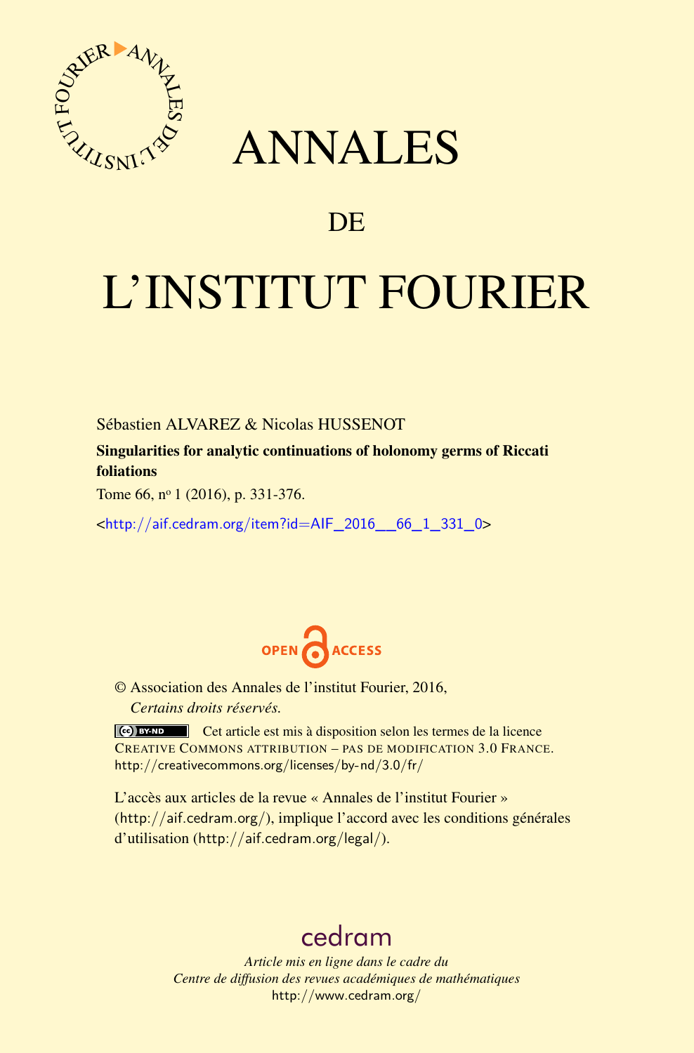# ANNALES

# DE

# L'INSTITUT FOURIER

Sébastien ALVAREZ & Nicolas HUSSENOT

**Singularities for analytic continuations of holonomy germs of Riccati foliations**

Tome 66, nº 1 (2016), p. 331-376.

<http://aif.cedram.org/item?id=AIF_2016__66_1_331_0>

OPEN ACCESS

© Association des Annales de l'institut Fourier, 2016,
*Certains droits réservés.*

Cet article est mis à disposition selon les termes de la licence CREATIVE COMMONS ATTRIBUTION – PAS DE MODIFICATION 3.0 FRANCE.
http://creativecommons.org/licenses/by-nd/3.0/fr/

L'accès aux articles de la revue « Annales de l'institut Fourier » (http://aif.cedram.org/), implique l'accord avec les conditions générales d'utilisation (http://aif.cedram.org/legal/).

cedram

*Article mis en ligne dans le cadre du*
*Centre de diffusion des revues académiques de mathématiques*
http://www.cedram.org/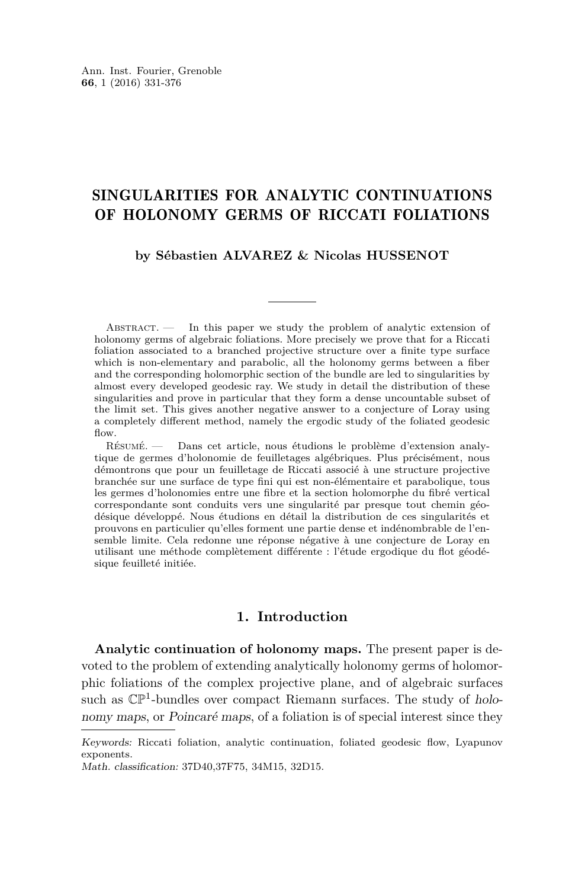# SINGULARITIES FOR ANALYTIC CONTINUATIONS OF HOLONOMY GERMS OF RICCATI FOLIATIONS

**by Sébastien ALVAREZ & Nicolas HUSSENOT**

Abstract. — In this paper we study the problem of analytic extension of holonomy germs of algebraic foliations. More precisely we prove that for a Riccati foliation associated to a branched projective structure over a finite type surface which is non-elementary and parabolic, all the holonomy germs between a fiber and the corresponding holomorphic section of the bundle are led to singularities by almost every developed geodesic ray. We study in detail the distribution of these singularities and prove in particular that they form a dense uncountable subset of the limit set. This gives another negative answer to a conjecture of Loray using a completely different method, namely the ergodic study of the foliated geodesic flow.

Résumé. — Dans cet article, nous étudions le problème d'extension analytique de germes d'holonomie de feuilletages algébriques. Plus précisément, nous démontrons que pour un feuilletage de Riccati associé à une structure projective branchée sur une surface de type fini qui est non-élémentaire et parabolique, tous les germes d'holonomies entre une fibre et la section holomorphe du fibré vertical correspondante sont conduits vers une singularité par presque tout chemin géodésique développé. Nous étudions en détail la distribution de ces singularités et prouvons en particulier qu'elles forment une partie dense et indénombrable de l'ensemble limite. Cela redonne une réponse négative à une conjecture de Loray en utilisant une méthode complètement différente : l'étude ergodique du flot géodésique feuilleté initiée.

## 1. Introduction

**Analytic continuation of holonomy maps.** The present paper is devoted to the problem of extending analytically holonomy germs of holomorphic foliations of the complex projective plane, and of algebraic surfaces such as $\mathbb{CP}^1$-bundles over compact Riemann surfaces. The study of *holonomy maps*, or *Poincaré maps*, of a foliation is of special interest since they

*Keywords:* Riccati foliation, analytic continuation, foliated geodesic flow, Lyapunov exponents.
*Math. classification:* 37D40,37F75, 34M15, 32D15.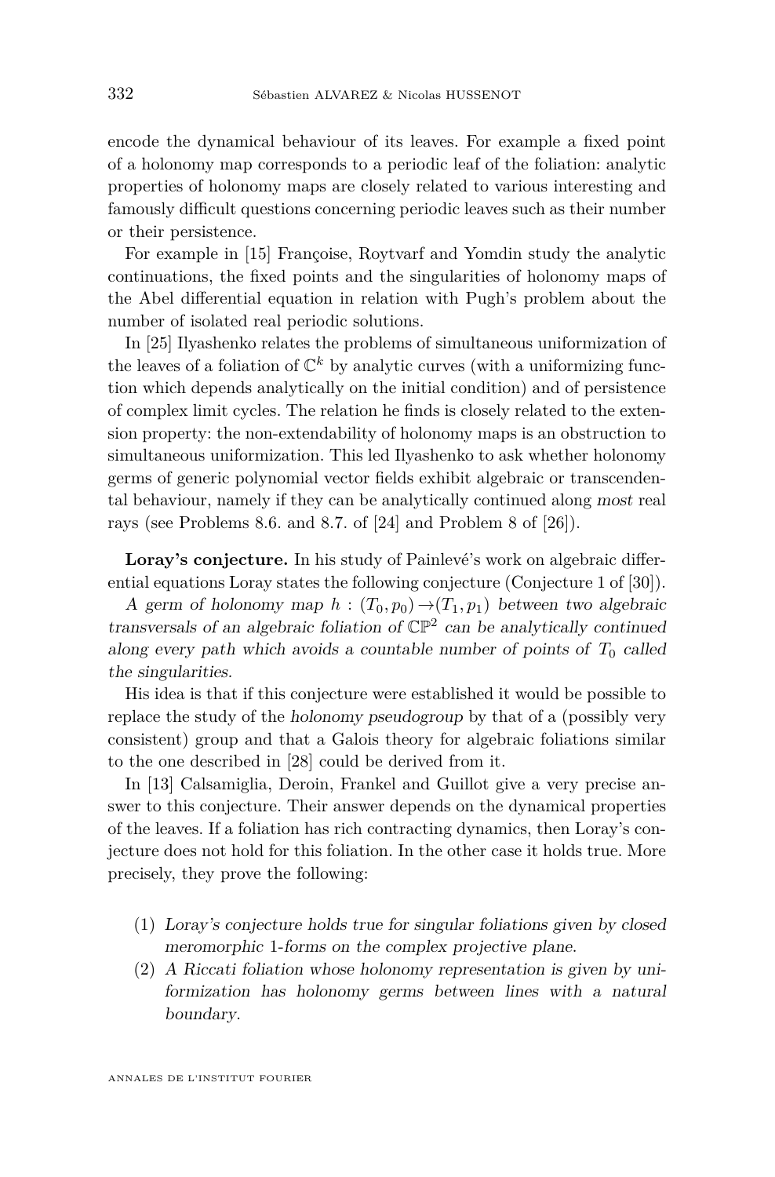encode the dynamical behaviour of its leaves. For example a fixed point of a holonomy map corresponds to a periodic leaf of the foliation: analytic properties of holonomy maps are closely related to various interesting and famously difficult questions concerning periodic leaves such as their number or their persistence.

For example in [15] Françoise, Roytvarf and Yomdin study the analytic continuations, the fixed points and the singularities of holonomy maps of the Abel differential equation in relation with Pugh's problem about the number of isolated real periodic solutions.

In [25] Ilyashenko relates the problems of simultaneous uniformization of the leaves of a foliation of $\mathbb{C}^k$ by analytic curves (with a uniformizing function which depends analytically on the initial condition) and of persistence of complex limit cycles. The relation he finds is closely related to the extension property: the non-extendability of holonomy maps is an obstruction to simultaneous uniformization. This led Ilyashenko to ask whether holonomy germs of generic polynomial vector fields exhibit algebraic or transcendental behaviour, namely if they can be analytically continued along *most* real rays (see Problems 8.6. and 8.7. of [24] and Problem 8 of [26]).

**Loray's conjecture.** In his study of Painlevé's work on algebraic differential equations Loray states the following conjecture (Conjecture 1 of [30]).

*A germ of holonomy map $h : (T_0, p_0) \to (T_1, p_1)$ between two algebraic transversals of an algebraic foliation of $\mathbb{CP}^2$ can be analytically continued along every path which avoids a countable number of points of $T_0$ called the singularities.*

His idea is that if this conjecture were established it would be possible to replace the study of the *holonomy pseudogroup* by that of a (possibly very consistent) group and that a Galois theory for algebraic foliations similar to the one described in [28] could be derived from it.

In [13] Calsamiglia, Deroin, Frankel and Guillot give a very precise answer to this conjecture. Their answer depends on the dynamical properties of the leaves. If a foliation has rich contracting dynamics, then Loray's conjecture does not hold for this foliation. In the other case it holds true. More precisely, they prove the following:

(1) *Loray's conjecture holds true for singular foliations given by closed meromorphic 1-forms on the complex projective plane.*
(2) *A Riccati foliation whose holonomy representation is given by uniformization has holonomy germs between lines with a natural boundary.*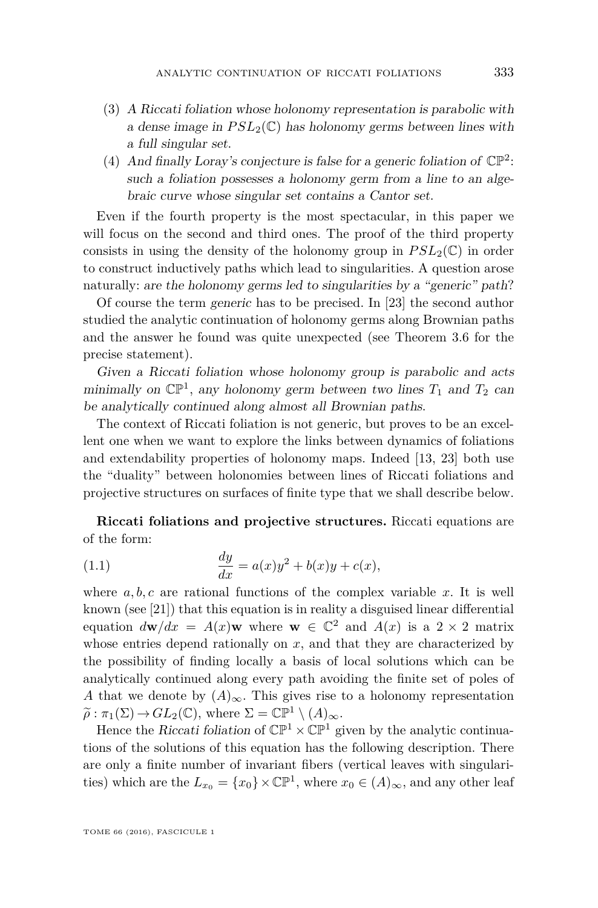(3) *A Riccati foliation whose holonomy representation is parabolic with a dense image in $PSL_2(\mathbb{C})$ has holonomy germs between lines with a full singular set.*

(4) *And finally Loray's conjecture is false for a generic foliation of $\mathbb{CP}^2$: such a foliation possesses a holonomy germ from a line to an algebraic curve whose singular set contains a Cantor set.*

Even if the fourth property is the most spectacular, in this paper we will focus on the second and third ones. The proof of the third property consists in using the density of the holonomy group in $PSL_2(\mathbb{C})$ in order to construct inductively paths which lead to singularities. A question arose naturally: *are the holonomy germs led to singularities by a "generic" path*?

Of course the term *generic* has to be precised. In [23] the second author studied the analytic continuation of holonomy germs along Brownian paths and the answer he found was quite unexpected (see Theorem 3.6 for the precise statement).

*Given a Riccati foliation whose holonomy group is parabolic and acts minimally on $\mathbb{CP}^1$, any holonomy germ between two lines $T_1$ and $T_2$ can be analytically continued along almost all Brownian paths.*

The context of Riccati foliation is not generic, but proves to be an excellent one when we want to explore the links between dynamics of foliations and extendability properties of holonomy maps. Indeed [13, 23] both use the "duality" between holonomies between lines of Riccati foliations and projective structures on surfaces of finite type that we shall describe below.

**Riccati foliations and projective structures.** Riccati equations are of the form:

$$\frac{dy}{dx} = a(x)y^2 + b(x)y + c(x), \tag{1.1}$$

where $a, b, c$ are rational functions of the complex variable $x$. It is well known (see [21]) that this equation is in reality a disguised linear differential equation $d\mathbf{w}/dx = A(x)\mathbf{w}$ where $\mathbf{w} \in \mathbb{C}^2$ and $A(x)$ is a $2 \times 2$ matrix whose entries depend rationally on $x$, and that they are characterized by the possibility of finding locally a basis of local solutions which can be analytically continued along every path avoiding the finite set of poles of $A$ that we denote by $(A)_\infty$. This gives rise to a holonomy representation $\widetilde{\rho} : \pi_1(\Sigma) \to GL_2(\mathbb{C})$, where $\Sigma = \mathbb{CP}^1 \setminus (A)_\infty$.

Hence the *Riccati foliation* of $\mathbb{CP}^1 \times \mathbb{CP}^1$ given by the analytic continuations of the solutions of this equation has the following description. There are only a finite number of invariant fibers (vertical leaves with singularities) which are the $L_{x_0} = \{x_0\} \times \mathbb{CP}^1$, where $x_0 \in (A)_\infty$, and any other leaf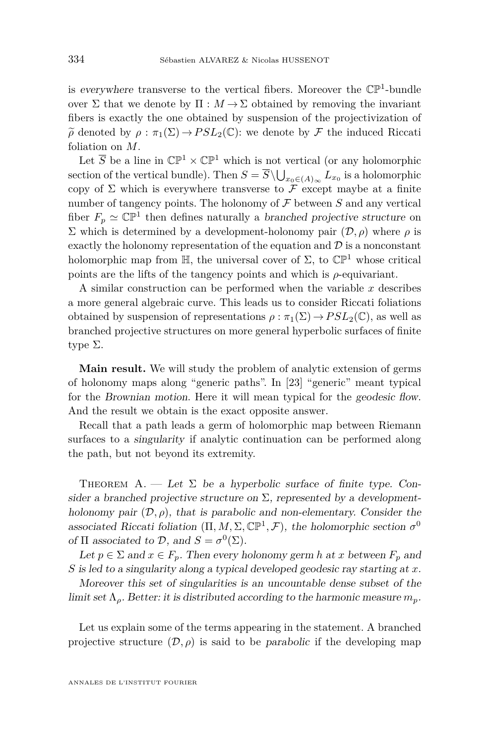is *everywhere* transverse to the vertical fibers. Moreover the $\mathbb{CP}^1$-bundle over $\Sigma$ that we denote by $\Pi : M \to \Sigma$ obtained by removing the invariant fibers is exactly the one obtained by suspension of the projectivization of $\widetilde{\rho}$ denoted by $\rho : \pi_1(\Sigma) \to PSL_2(\mathbb{C})$: we denote by $\mathcal{F}$ the induced Riccati foliation on $M$.

Let $\overline{S}$ be a line in $\mathbb{CP}^1 \times \mathbb{CP}^1$ which is not vertical (or any holomorphic section of the vertical bundle). Then $S = \overline{S} \setminus \bigcup_{x_0 \in (A)_\infty} L_{x_0}$ is a holomorphic copy of $\Sigma$ which is everywhere transverse to $\mathcal{F}$ except maybe at a finite number of tangency points. The holonomy of $\mathcal{F}$ between $S$ and any vertical fiber $F_p \simeq \mathbb{CP}^1$ then defines naturally a *branched projective structure* on $\Sigma$ which is determined by a development-holonomy pair $(\mathcal{D}, \rho)$ where $\rho$ is exactly the holonomy representation of the equation and $\mathcal{D}$ is a nonconstant holomorphic map from $\mathbb{H}$, the universal cover of $\Sigma$, to $\mathbb{CP}^1$ whose critical points are the lifts of the tangency points and which is $\rho$-equivariant.

A similar construction can be performed when the variable $x$ describes a more general algebraic curve. This leads us to consider Riccati foliations obtained by suspension of representations $\rho : \pi_1(\Sigma) \to PSL_2(\mathbb{C})$, as well as branched projective structures on more general hyperbolic surfaces of finite type $\Sigma$.

**Main result.** We will study the problem of analytic extension of germs of holonomy maps along "generic paths". In [23] "generic" meant typical for the *Brownian motion*. Here it will mean typical for the *geodesic flow*. And the result we obtain is the exact opposite answer.

Recall that a path leads a germ of holomorphic map between Riemann surfaces to a *singularity* if analytic continuation can be performed along the path, but not beyond its extremity.

Theorem A. — *Let $\Sigma$ be a hyperbolic surface of finite type. Consider a branched projective structure on $\Sigma$, represented by a development-holonomy pair $(\mathcal{D}, \rho)$, that is parabolic and non-elementary. Consider the associated Riccati foliation $(\Pi, M, \Sigma, \mathbb{CP}^1, \mathcal{F})$, the holomorphic section $\sigma^0$ of $\Pi$ associated to $\mathcal{D}$, and $S = \sigma^0(\Sigma)$.*

*Let $p \in \Sigma$ and $x \in F_p$. Then every holonomy germ $h$ at $x$ between $F_p$ and $S$ is led to a singularity along a typical developed geodesic ray starting at $x$.*

*Moreover this set of singularities is an uncountable dense subset of the limit set $\Lambda_\rho$. Better: it is distributed according to the harmonic measure $m_p$.*

Let us explain some of the terms appearing in the statement. A branched projective structure $(\mathcal{D}, \rho)$ is said to be *parabolic* if the developing map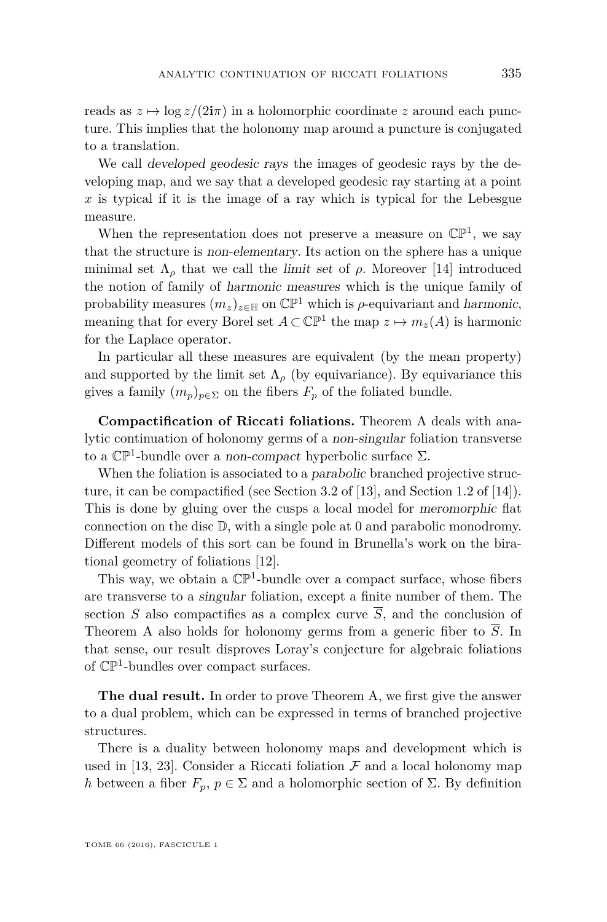reads as $z \mapsto \log z/(2\mathbf{i}\pi)$ in a holomorphic coordinate $z$ around each puncture. This implies that the holonomy map around a puncture is conjugated to a translation.

We call *developed geodesic rays* the images of geodesic rays by the developing map, and we say that a developed geodesic ray starting at a point $x$ is typical if it is the image of a ray which is typical for the Lebesgue measure.

When the representation does not preserve a measure on $\mathbb{CP}^1$, we say that the structure is *non-elementary*. Its action on the sphere has a unique minimal set $\Lambda_\rho$ that we call the *limit set* of $\rho$. Moreover [14] introduced the notion of family of *harmonic measures* which is the unique family of probability measures $(m_z)_{z\in\mathbb{H}}$ on $\mathbb{CP}^1$ which is $\rho$-equivariant and *harmonic*, meaning that for every Borel set $A\subset\mathbb{CP}^1$ the map $z\mapsto m_z(A)$ is harmonic for the Laplace operator.

In particular all these measures are equivalent (by the mean property) and supported by the limit set $\Lambda_\rho$ (by equivariance). By equivariance this gives a family $(m_p)_{p\in\Sigma}$ on the fibers $F_p$ of the foliated bundle.

**Compactification of Riccati foliations.** Theorem A deals with analytic continuation of holonomy germs of a *non-singular* foliation transverse to a $\mathbb{CP}^1$-bundle over a *non-compact* hyperbolic surface $\Sigma$.

When the foliation is associated to a *parabolic* branched projective structure, it can be compactified (see Section 3.2 of [13], and Section 1.2 of [14]). This is done by gluing over the cusps a local model for *meromorphic* flat connection on the disc $\mathbb{D}$, with a single pole at 0 and parabolic monodromy. Different models of this sort can be found in Brunella's work on the birational geometry of foliations [12].

This way, we obtain a $\mathbb{CP}^1$-bundle over a compact surface, whose fibers are transverse to a *singular* foliation, except a finite number of them. The section $S$ also compactifies as a complex curve $\overline{S}$, and the conclusion of Theorem A also holds for holonomy germs from a generic fiber to $\overline{S}$. In that sense, our result disproves Loray's conjecture for algebraic foliations of $\mathbb{CP}^1$-bundles over compact surfaces.

**The dual result.** In order to prove Theorem A, we first give the answer to a dual problem, which can be expressed in terms of branched projective structures.

There is a duality between holonomy maps and development which is used in [13, 23]. Consider a Riccati foliation $\mathcal{F}$ and a local holonomy map $h$ between a fiber $F_p$, $p\in\Sigma$ and a holomorphic section of $\Sigma$. By definition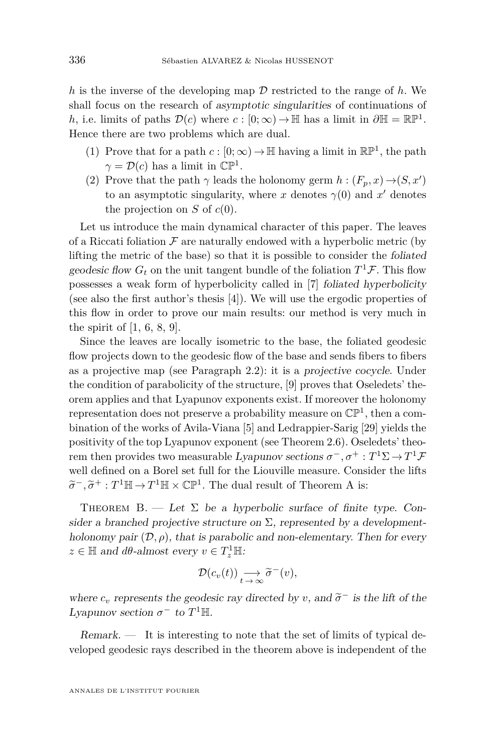$h$ is the inverse of the developing map $\mathcal{D}$ restricted to the range of $h$. We shall focus on the research of *asymptotic singularities* of continuations of $h$, i.e. limits of paths $\mathcal{D}(c)$ where $c : [0;\infty) \to \mathbb{H}$ has a limit in $\partial\mathbb{H} = \mathbb{RP}^1$. Hence there are two problems which are dual.

1. Prove that for a path $c : [0;\infty) \to \mathbb{H}$ having a limit in $\mathbb{RP}^1$, the path $\gamma = \mathcal{D}(c)$ has a limit in $\mathbb{CP}^1$.
2. Prove that the path $\gamma$ leads the holonomy germ $h : (F_p, x) \to (S, x')$ to an asymptotic singularity, where $x$ denotes $\gamma(0)$ and $x'$ denotes the projection on $S$ of $c(0)$.

Let us introduce the main dynamical character of this paper. The leaves of a Riccati foliation $\mathcal{F}$ are naturally endowed with a hyperbolic metric (by lifting the metric of the base) so that it is possible to consider the *foliated geodesic flow* $G_t$ on the unit tangent bundle of the foliation $T^1\mathcal{F}$. This flow possesses a weak form of hyperbolicity called in [7] *foliated hyperbolicity* (see also the first author's thesis [4]). We will use the ergodic properties of this flow in order to prove our main results: our method is very much in the spirit of [1, 6, 8, 9].

Since the leaves are locally isometric to the base, the foliated geodesic flow projects down to the geodesic flow of the base and sends fibers to fibers as a projective map (see Paragraph 2.2): it is a *projective cocycle*. Under the condition of parabolicity of the structure, [9] proves that Oseledets' theorem applies and that Lyapunov exponents exist. If moreover the holonomy representation does not preserve a probability measure on $\mathbb{CP}^1$, then a combination of the works of Avila-Viana [5] and Ledrappier-Sarig [29] yields the positivity of the top Lyapunov exponent (see Theorem 2.6). Oseledets' theorem then provides two measurable *Lyapunov sections* $\sigma^-, \sigma^+ : T^1\Sigma \to T^1\mathcal{F}$ well defined on a Borel set full for the Liouville measure. Consider the lifts $\widetilde{\sigma}^-, \widetilde{\sigma}^+ : T^1\mathbb{H} \to T^1\mathbb{H} \times \mathbb{CP}^1$. The dual result of Theorem A is:

Theorem B. — *Let $\Sigma$ be a hyperbolic surface of finite type. Consider a branched projective structure on $\Sigma$, represented by a development-holonomy pair $(\mathcal{D}, \rho)$, that is parabolic and non-elementary. Then for every $z \in \mathbb{H}$ and $d\theta$-almost every $v \in T^1_z\mathbb{H}$:*

$$\mathcal{D}(c_v(t)) \underset{t\to\infty}{\longrightarrow} \widetilde{\sigma}^-(v),$$

*where $c_v$ represents the geodesic ray directed by $v$, and $\widetilde{\sigma}^-$ is the lift of the Lyapunov section $\sigma^-$ to $T^1\mathbb{H}$.*

*Remark.* — It is interesting to note that the set of limits of typical developed geodesic rays described in the theorem above is independent of the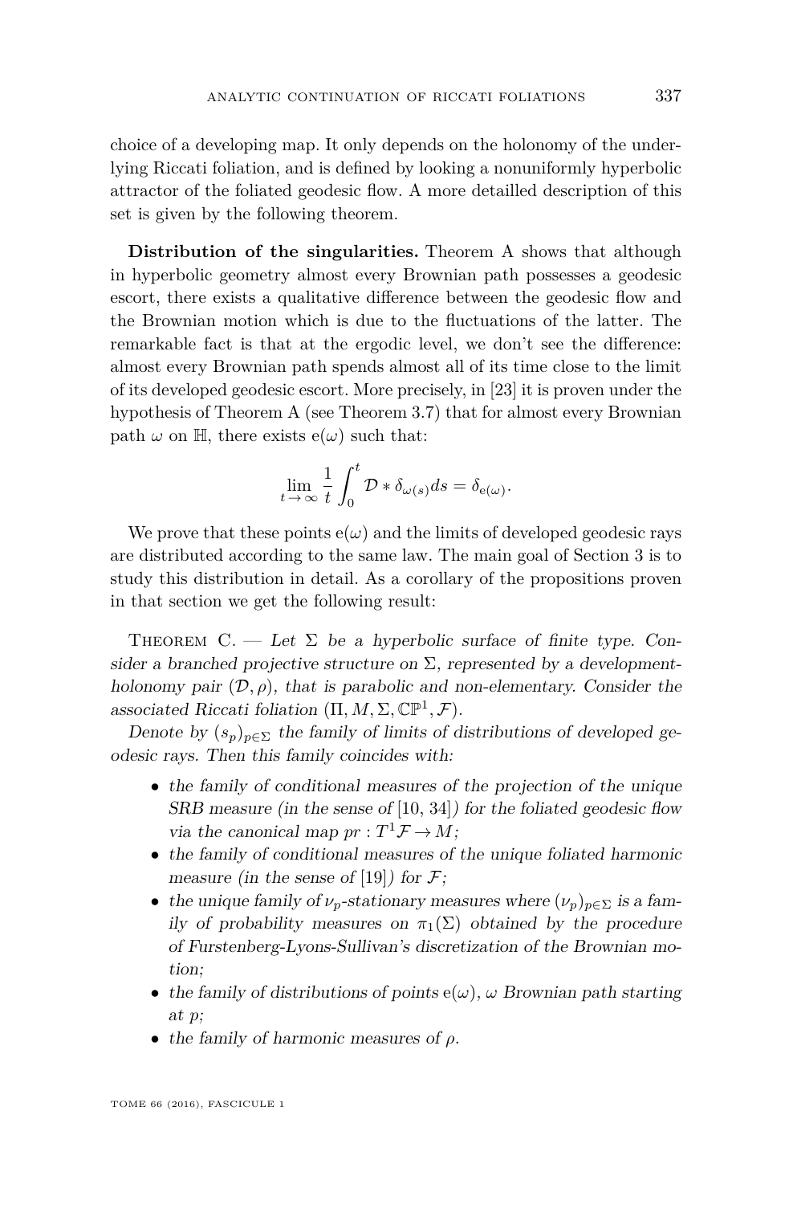choice of a developing map. It only depends on the holonomy of the underlying Riccati foliation, and is defined by looking a nonuniformly hyperbolic attractor of the foliated geodesic flow. A more detailled description of this set is given by the following theorem.

**Distribution of the singularities.** Theorem A shows that although in hyperbolic geometry almost every Brownian path possesses a geodesic escort, there exists a qualitative difference between the geodesic flow and the Brownian motion which is due to the fluctuations of the latter. The remarkable fact is that at the ergodic level, we don't see the difference: almost every Brownian path spends almost all of its time close to the limit of its developed geodesic escort. More precisely, in [23] it is proven under the hypothesis of Theorem A (see Theorem 3.7) that for almost every Brownian path $\omega$ on $\mathbb{H}$, there exists $\mathrm{e}(\omega)$ such that:

$$\lim_{t\to\infty}\frac{1}{t}\int_0^t \mathcal{D}*\delta_{\omega(s)}ds=\delta_{\mathrm{e}(\omega)}.$$

We prove that these points $\mathrm{e}(\omega)$ and the limits of developed geodesic rays are distributed according to the same law. The main goal of Section 3 is to study this distribution in detail. As a corollary of the propositions proven in that section we get the following result:

Theorem C. — *Let $\Sigma$ be a hyperbolic surface of finite type. Consider a branched projective structure on $\Sigma$, represented by a development-holonomy pair $(\mathcal{D},\rho)$, that is parabolic and non-elementary. Consider the associated Riccati foliation $(\Pi, M,\Sigma,\mathbb{CP}^1,\mathcal{F})$.*

*Denote by $(s_p)_{p\in\Sigma}$ the family of limits of distributions of developed geodesic rays. Then this family coincides with:*

- *the family of conditional measures of the projection of the unique SRB measure (in the sense of [10, 34]) for the foliated geodesic flow via the canonical map $pr: T^1\mathcal{F}\to M$;*
- *the family of conditional measures of the unique foliated harmonic measure (in the sense of [19]) for $\mathcal{F}$;*
- *the unique family of $\nu_p$-stationary measures where $(\nu_p)_{p\in\Sigma}$ is a family of probability measures on $\pi_1(\Sigma)$ obtained by the procedure of Furstenberg-Lyons-Sullivan's discretization of the Brownian motion;*
- *the family of distributions of points $\mathrm{e}(\omega)$, $\omega$ Brownian path starting at $p$;*
- *the family of harmonic measures of $\rho$.*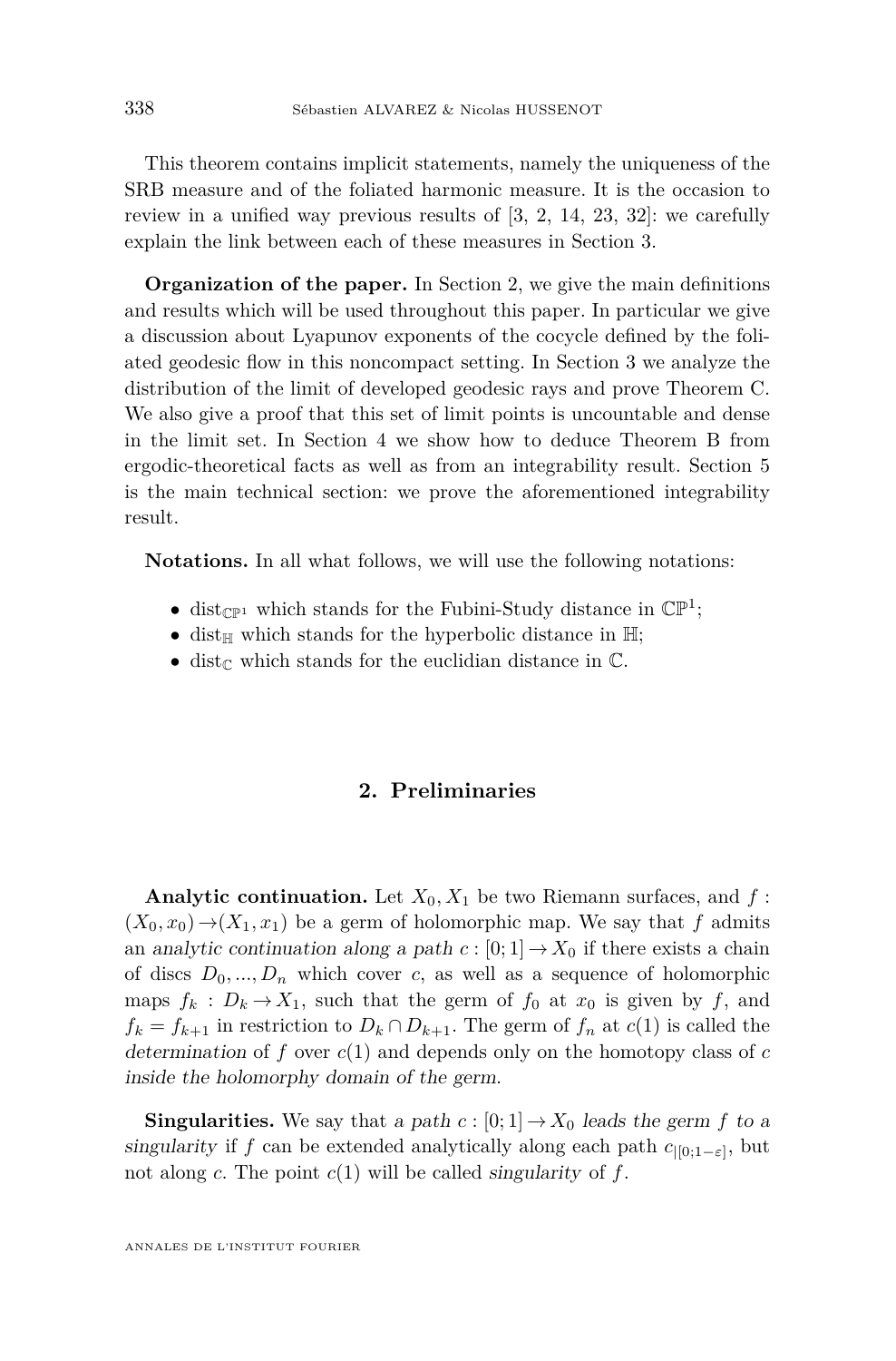This theorem contains implicit statements, namely the uniqueness of the SRB measure and of the foliated harmonic measure. It is the occasion to review in a unified way previous results of [3, 2, 14, 23, 32]: we carefully explain the link between each of these measures in Section 3.

**Organization of the paper.** In Section 2, we give the main definitions and results which will be used throughout this paper. In particular we give a discussion about Lyapunov exponents of the cocycle defined by the foliated geodesic flow in this noncompact setting. In Section 3 we analyze the distribution of the limit of developed geodesic rays and prove Theorem C. We also give a proof that this set of limit points is uncountable and dense in the limit set. In Section 4 we show how to deduce Theorem B from ergodic-theoretical facts as well as from an integrability result. Section 5 is the main technical section: we prove the aforementioned integrability result.

**Notations.** In all what follows, we will use the following notations:

- $\mathrm{dist}_{\mathbb{CP}^1}$ which stands for the Fubini-Study distance in $\mathbb{CP}^1$;
- $\mathrm{dist}_{\mathbb{H}}$ which stands for the hyperbolic distance in $\mathbb{H}$;
- $\mathrm{dist}_{\mathbb{C}}$ which stands for the euclidian distance in $\mathbb{C}$.

## 2. Preliminaries

**Analytic continuation.** Let $X_0, X_1$ be two Riemann surfaces, and $f : (X_0, x_0) \to (X_1, x_1)$ be a germ of holomorphic map. We say that $f$ admits an *analytic continuation along a path* $c : [0;1] \to X_0$ if there exists a chain of discs $D_0, ..., D_n$ which cover $c$, as well as a sequence of holomorphic maps $f_k : D_k \to X_1$, such that the germ of $f_0$ at $x_0$ is given by $f$, and $f_k = f_{k+1}$ in restriction to $D_k \cap D_{k+1}$. The germ of $f_n$ at $c(1)$ is called the *determination* of $f$ over $c(1)$ and depends only on the homotopy class of $c$ *inside the holomorphy domain of the germ*.

**Singularities.** We say that *a path* $c : [0;1] \to X_0$ *leads the germ* $f$ *to a singularity* if $f$ can be extended analytically along each path $c_{|[0;1-\varepsilon]}$, but not along $c$. The point $c(1)$ will be called *singularity* of $f$.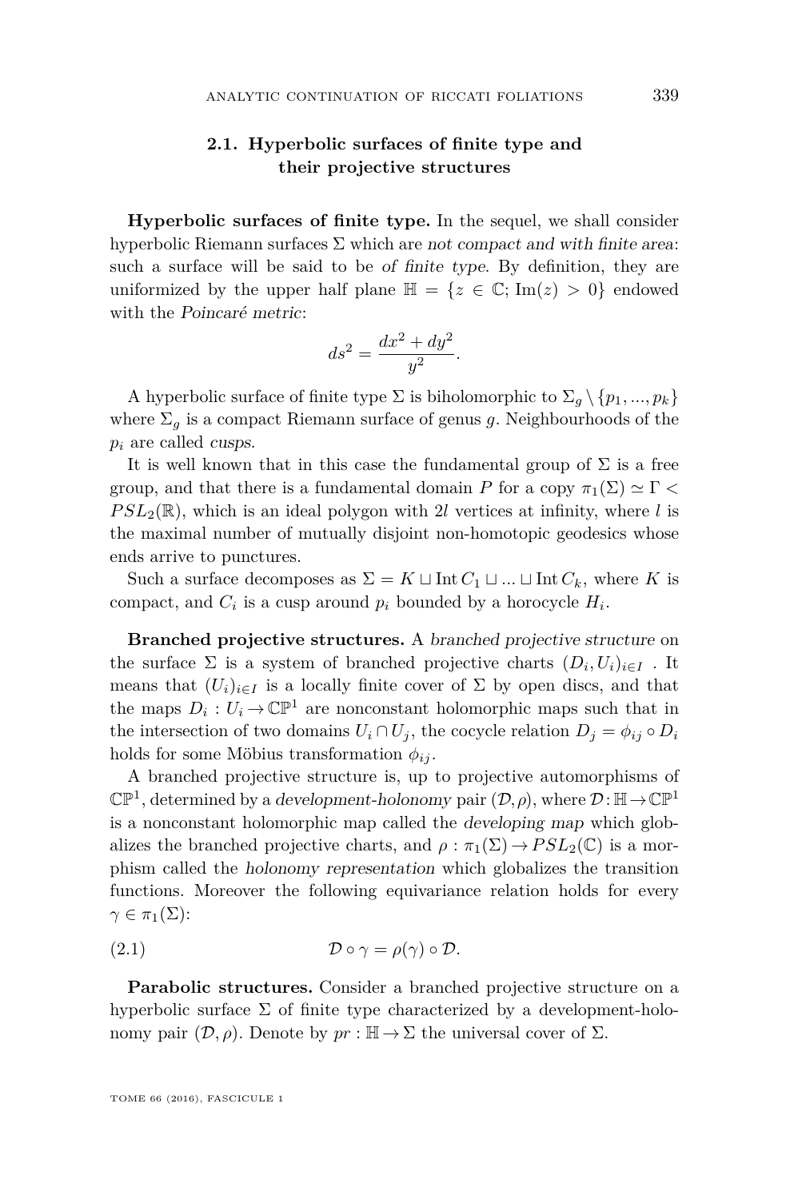### 2.1. Hyperbolic surfaces of finite type and their projective structures

**Hyperbolic surfaces of finite type.** In the sequel, we shall consider hyperbolic Riemann surfaces $\Sigma$ which are *not compact and with finite area*: such a surface will be said to be *of finite type*. By definition, they are uniformized by the upper half plane $\mathbb{H} = \{z \in \mathbb{C}; \operatorname{Im}(z) > 0\}$ endowed with the *Poincaré metric*:

$$ds^2 = \frac{dx^2 + dy^2}{y^2}.$$

A hyperbolic surface of finite type $\Sigma$ is biholomorphic to $\Sigma_g \setminus \{p_1, ..., p_k\}$ where $\Sigma_g$ is a compact Riemann surface of genus $g$. Neighbourhoods of the $p_i$ are called *cusps*.

It is well known that in this case the fundamental group of $\Sigma$ is a free group, and that there is a fundamental domain $P$ for a copy $\pi_1(\Sigma) \simeq \Gamma < PSL_2(\mathbb{R})$, which is an ideal polygon with $2l$ vertices at infinity, where $l$ is the maximal number of mutually disjoint non-homotopic geodesics whose ends arrive to punctures.

Such a surface decomposes as $\Sigma = K \sqcup \operatorname{Int} C_1 \sqcup ... \sqcup \operatorname{Int} C_k$, where $K$ is compact, and $C_i$ is a cusp around $p_i$ bounded by a horocycle $H_i$.

**Branched projective structures.** A *branched projective structure* on the surface $\Sigma$ is a system of branched projective charts $(D_i, U_i)_{i \in I}$ . It means that $(U_i)_{i \in I}$ is a locally finite cover of $\Sigma$ by open discs, and that the maps $D_i : U_i \to \mathbb{CP}^1$ are nonconstant holomorphic maps such that in the intersection of two domains $U_i \cap U_j$, the cocycle relation $D_j = \phi_{ij} \circ D_i$ holds for some Möbius transformation $\phi_{ij}$.

A branched projective structure is, up to projective automorphisms of $\mathbb{CP}^1$, determined by a *development-holonomy* pair $(\mathcal{D}, \rho)$, where $\mathcal{D} : \mathbb{H} \to \mathbb{CP}^1$ is a nonconstant holomorphic map called the *developing map* which globalizes the branched projective charts, and $\rho : \pi_1(\Sigma) \to PSL_2(\mathbb{C})$ is a morphism called the *holonomy representation* which globalizes the transition functions. Moreover the following equivariance relation holds for every $\gamma \in \pi_1(\Sigma)$:

$$\mathcal{D} \circ \gamma = \rho(\gamma) \circ \mathcal{D}. \tag{2.1}$$

**Parabolic structures.** Consider a branched projective structure on a hyperbolic surface $\Sigma$ of finite type characterized by a development-holonomy pair $(\mathcal{D}, \rho)$. Denote by $pr : \mathbb{H} \to \Sigma$ the universal cover of $\Sigma$.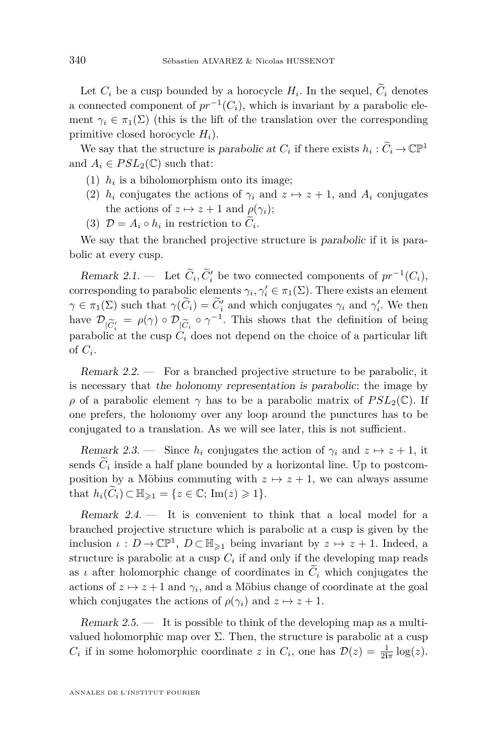Let $C_i$ be a cusp bounded by a horocycle $H_i$. In the sequel, $\widetilde{C}_i$ denotes a connected component of $pr^{-1}(C_i)$, which is invariant by a parabolic element $\gamma_i \in \pi_1(\Sigma)$ (this is the lift of the translation over the corresponding primitive closed horocycle $H_i$).

We say that the structure is *parabolic at* $C_i$ if there exists $h_i : \widetilde{C}_i \to \mathbb{CP}^1$ and $A_i \in PSL_2(\mathbb{C})$ such that:

(1) $h_i$ is a biholomorphism onto its image;
(2) $h_i$ conjugates the actions of $\gamma_i$ and $z \mapsto z+1$, and $A_i$ conjugates the actions of $z \mapsto z+1$ and $\rho(\gamma_i)$;
(3) $\mathcal{D} = A_i \circ h_i$ in restriction to $\widetilde{C}_i$.

We say that the branched projective structure is *parabolic* if it is parabolic at every cusp.

*Remark 2.1.* — Let $\widetilde{C}_i, \widetilde{C}_i'$ be two connected components of $pr^{-1}(C_i)$, corresponding to parabolic elements $\gamma_i, \gamma_i' \in \pi_1(\Sigma)$. There exists an element $\gamma \in \pi_1(\Sigma)$ such that $\gamma(\widetilde{C}_i) = \widetilde{C}_i'$ and which conjugates $\gamma_i$ and $\gamma_i'$. We then have $\mathcal{D}_{|\widetilde{C}_i'} = \rho(\gamma) \circ \mathcal{D}_{|\widetilde{C}_i} \circ \gamma^{-1}$. This shows that the definition of being parabolic at the cusp $C_i$ does not depend on the choice of a particular lift of $C_i$.

*Remark 2.2.* — For a branched projective structure to be parabolic, it is necessary that *the holonomy representation is parabolic*: the image by $\rho$ of a parabolic element $\gamma$ has to be a parabolic matrix of $PSL_2(\mathbb{C})$. If one prefers, the holonomy over any loop around the punctures has to be conjugated to a translation. As we will see later, this is not sufficient.

*Remark 2.3.* — Since $h_i$ conjugates the action of $\gamma_i$ and $z \mapsto z+1$, it sends $\widetilde{C}_i$ inside a half plane bounded by a horizontal line. Up to postcomposition by a Möbius commuting with $z \mapsto z+1$, we can always assume that $h_i(\widetilde{C}_i) \subset \mathbb{H}_{\geqslant 1} = \{z \in \mathbb{C};\, \mathrm{Im}(z) \geqslant 1\}$.

*Remark 2.4.* — It is convenient to think that a local model for a branched projective structure which is parabolic at a cusp is given by the inclusion $\iota : D \to \mathbb{CP}^1$, $D \subset \mathbb{H}_{\geqslant 1}$ being invariant by $z \mapsto z+1$. Indeed, a structure is parabolic at a cusp $C_i$ if and only if the developing map reads as $\iota$ after holomorphic change of coordinates in $\widetilde{C}_i$ which conjugates the actions of $z \mapsto z+1$ and $\gamma_i$, and a Möbius change of coordinate at the goal which conjugates the actions of $\rho(\gamma_i)$ and $z \mapsto z+1$.

*Remark 2.5.* — It is possible to think of the developing map as a multivalued holomorphic map over $\Sigma$. Then, the structure is parabolic at a cusp $C_i$ if in some holomorphic coordinate $z$ in $C_i$, one has $\mathcal{D}(z) = \frac{1}{2i\pi}\log(z)$.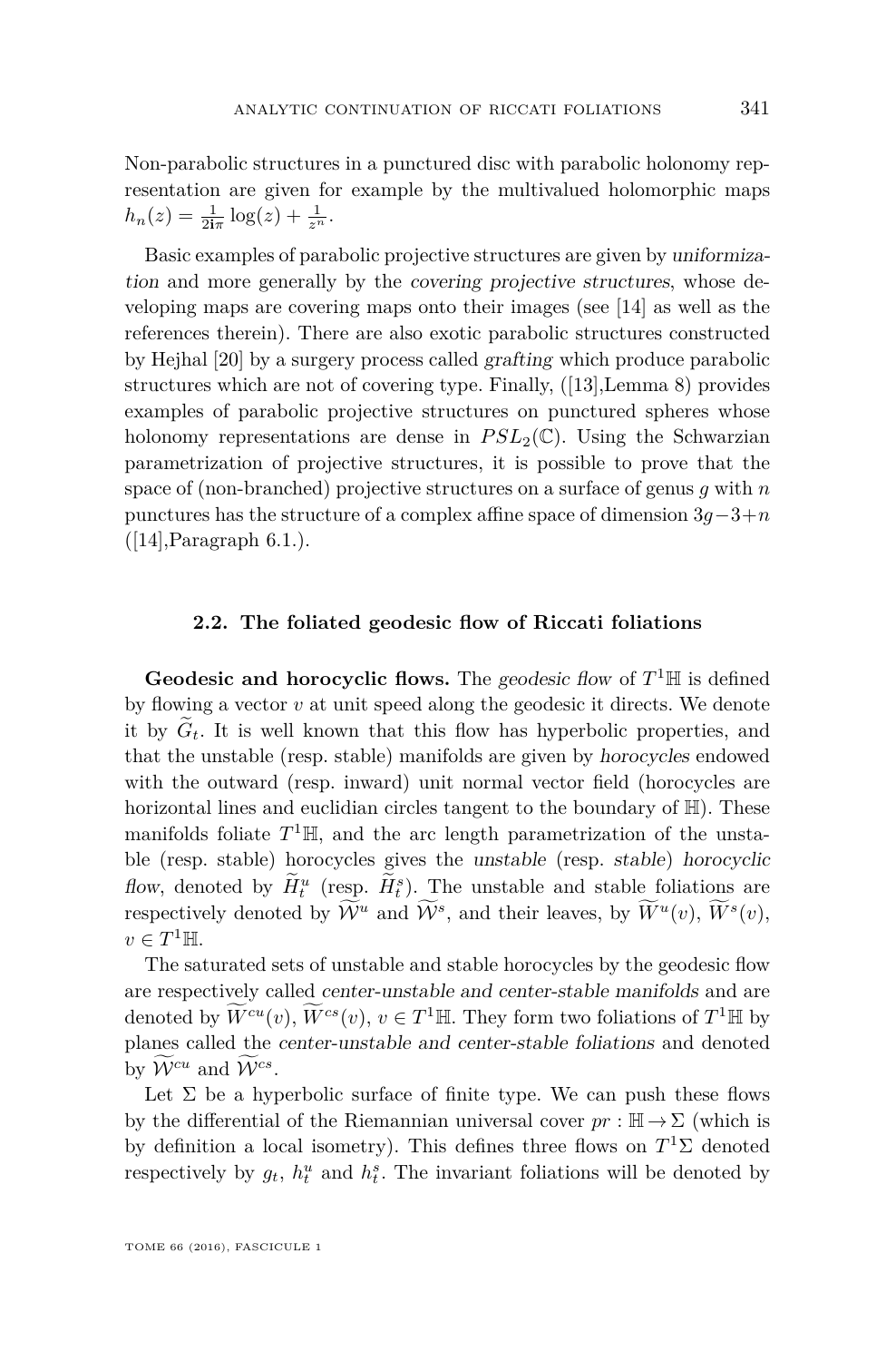Non-parabolic structures in a punctured disc with parabolic holonomy representation are given for example by the multivalued holomorphic maps $h_n(z) = \frac{1}{2\mathbf{i}\pi}\log(z) + \frac{1}{z^n}$.

Basic examples of parabolic projective structures are given by *uniformization* and more generally by the *covering projective structures*, whose developing maps are covering maps onto their images (see [14] as well as the references therein). There are also exotic parabolic structures constructed by Hejhal [20] by a surgery process called *grafting* which produce parabolic structures which are not of covering type. Finally, ([13],Lemma 8) provides examples of parabolic projective structures on punctured spheres whose holonomy representations are dense in $PSL_2(\mathbb{C})$. Using the Schwarzian parametrization of projective structures, it is possible to prove that the space of (non-branched) projective structures on a surface of genus $g$ with $n$ punctures has the structure of a complex affine space of dimension $3g-3+n$ ([14],Paragraph 6.1.).

### 2.2. The foliated geodesic flow of Riccati foliations

**Geodesic and horocyclic flows.** The *geodesic flow* of $T^1\mathbb{H}$ is defined by flowing a vector $v$ at unit speed along the geodesic it directs. We denote it by $\widetilde{G}_t$. It is well known that this flow has hyperbolic properties, and that the unstable (resp. stable) manifolds are given by *horocycles* endowed with the outward (resp. inward) unit normal vector field (horocycles are horizontal lines and euclidian circles tangent to the boundary of $\mathbb{H}$). These manifolds foliate $T^1\mathbb{H}$, and the arc length parametrization of the unstable (resp. stable) horocycles gives the *unstable* (resp. *stable*) *horocyclic flow*, denoted by $\widetilde{H}^u_t$ (resp. $\widetilde{H}^s_t$). The unstable and stable foliations are respectively denoted by $\widetilde{\mathcal{W}}^u$ and $\widetilde{\mathcal{W}}^s$, and their leaves, by $\widetilde{W}^u(v)$, $\widetilde{W}^s(v)$, $v \in T^1\mathbb{H}$.

The saturated sets of unstable and stable horocycles by the geodesic flow are respectively called *center-unstable and center-stable manifolds* and are denoted by $\widetilde{W}^{cu}(v)$, $\widetilde{W}^{cs}(v)$, $v \in T^1\mathbb{H}$. They form two foliations of $T^1\mathbb{H}$ by planes called the *center-unstable and center-stable foliations* and denoted by $\widetilde{\mathcal{W}}^{cu}$ and $\widetilde{\mathcal{W}}^{cs}$.

Let $\Sigma$ be a hyperbolic surface of finite type. We can push these flows by the differential of the Riemannian universal cover $pr : \mathbb{H} \to \Sigma$ (which is by definition a local isometry). This defines three flows on $T^1\Sigma$ denoted respectively by $g_t$, $h^u_t$ and $h^s_t$. The invariant foliations will be denoted by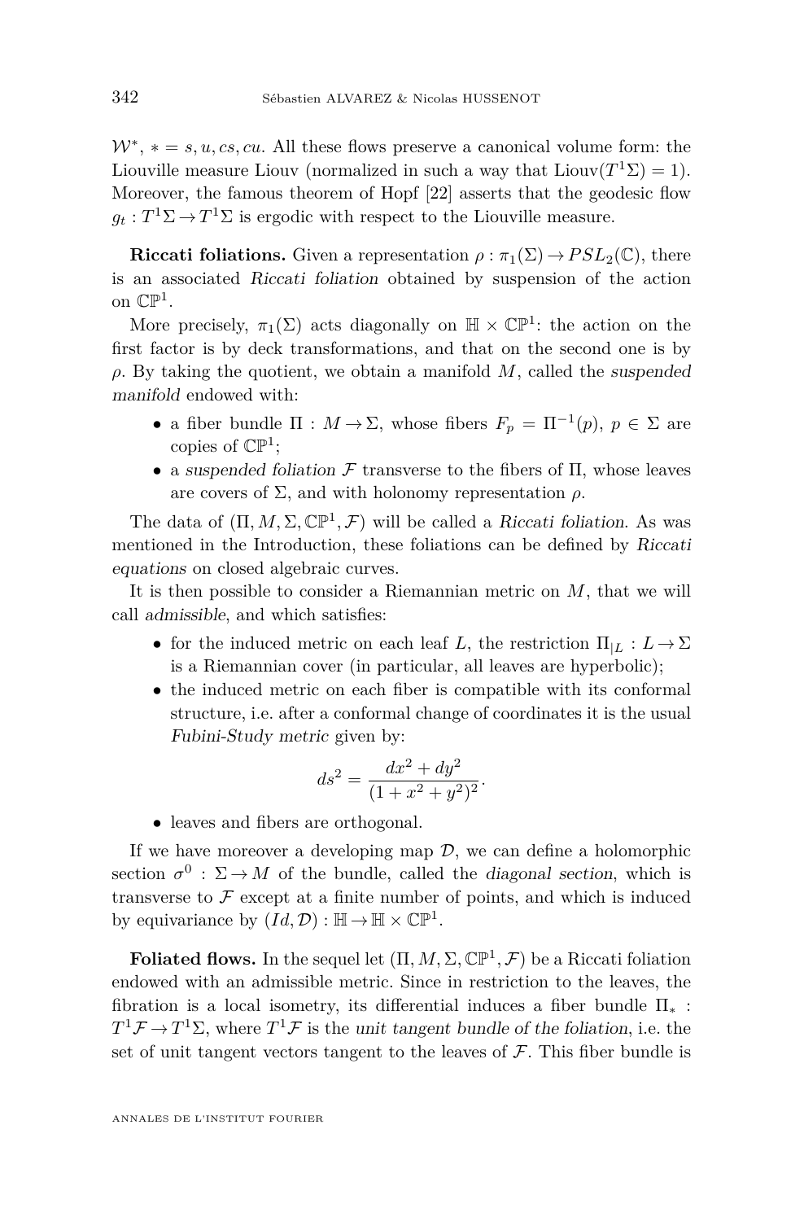$\mathcal{W}^*$, $* = s, u, cs, cu$. All these flows preserve a canonical volume form: the Liouville measure Liouv (normalized in such a way that $\mathrm{Liouv}(T^1\Sigma) = 1$). Moreover, the famous theorem of Hopf [22] asserts that the geodesic flow $g_t : T^1\Sigma \to T^1\Sigma$ is ergodic with respect to the Liouville measure.

**Riccati foliations.** Given a representation $\rho : \pi_1(\Sigma) \to PSL_2(\mathbb{C})$, there is an associated *Riccati foliation* obtained by suspension of the action on $\mathbb{CP}^1$.

More precisely, $\pi_1(\Sigma)$ acts diagonally on $\mathbb{H} \times \mathbb{CP}^1$: the action on the first factor is by deck transformations, and that on the second one is by $\rho$. By taking the quotient, we obtain a manifold $M$, called the *suspended manifold* endowed with:

- a fiber bundle $\Pi : M \to \Sigma$, whose fibers $F_p = \Pi^{-1}(p)$, $p \in \Sigma$ are copies of $\mathbb{CP}^1$;
- a *suspended foliation* $\mathcal{F}$ transverse to the fibers of $\Pi$, whose leaves are covers of $\Sigma$, and with holonomy representation $\rho$.

The data of $(\Pi, M, \Sigma, \mathbb{CP}^1, \mathcal{F})$ will be called a *Riccati foliation*. As was mentioned in the Introduction, these foliations can be defined by *Riccati equations* on closed algebraic curves.

It is then possible to consider a Riemannian metric on $M$, that we will call *admissible*, and which satisfies:

- for the induced metric on each leaf $L$, the restriction $\Pi_{|L} : L \to \Sigma$ is a Riemannian cover (in particular, all leaves are hyperbolic);
- the induced metric on each fiber is compatible with its conformal structure, i.e. after a conformal change of coordinates it is the usual *Fubini-Study metric* given by:
$$ds^2 = \frac{dx^2 + dy^2}{(1 + x^2 + y^2)^2}.$$
- leaves and fibers are orthogonal.

If we have moreover a developing map $\mathcal{D}$, we can define a holomorphic section $\sigma^0 : \Sigma \to M$ of the bundle, called the *diagonal section*, which is transverse to $\mathcal{F}$ except at a finite number of points, and which is induced by equivariance by $(Id, \mathcal{D}) : \mathbb{H} \to \mathbb{H} \times \mathbb{CP}^1$.

**Foliated flows.** In the sequel let $(\Pi, M, \Sigma, \mathbb{CP}^1, \mathcal{F})$ be a Riccati foliation endowed with an admissible metric. Since in restriction to the leaves, the fibration is a local isometry, its differential induces a fiber bundle $\Pi_* : T^1\mathcal{F} \to T^1\Sigma$, where $T^1\mathcal{F}$ is the *unit tangent bundle of the foliation*, i.e. the set of unit tangent vectors tangent to the leaves of $\mathcal{F}$. This fiber bundle is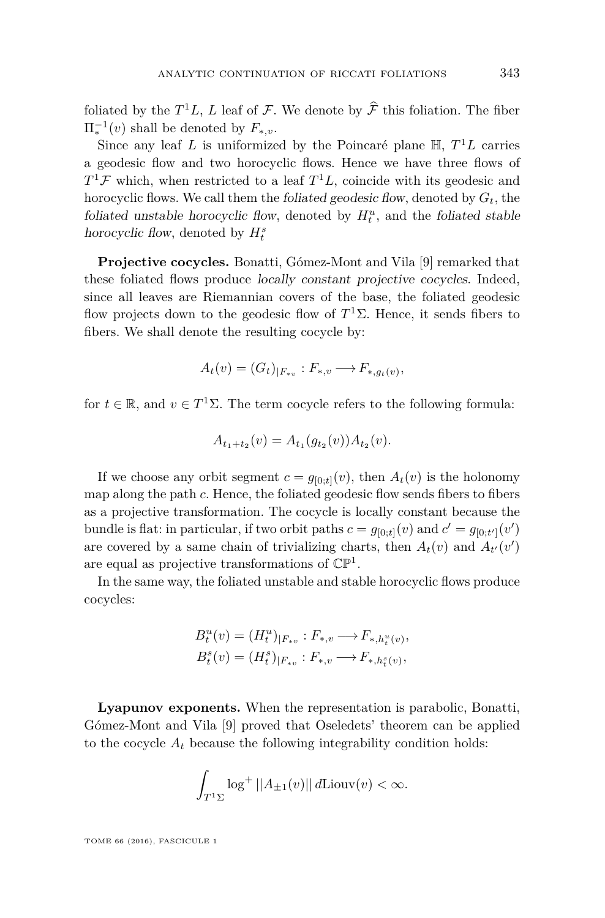foliated by the $T^1L$, $L$ leaf of $\mathcal{F}$. We denote by $\widehat{\mathcal{F}}$ this foliation. The fiber $\Pi_*^{-1}(v)$ shall be denoted by $F_{*,v}$.

Since any leaf $L$ is uniformized by the Poincaré plane $\mathbb{H}$, $T^1L$ carries a geodesic flow and two horocyclic flows. Hence we have three flows of $T^1\mathcal{F}$ which, when restricted to a leaf $T^1L$, coincide with its geodesic and horocyclic flows. We call them the *foliated geodesic flow*, denoted by $G_t$, the *foliated unstable horocyclic flow*, denoted by $H_t^u$, and the *foliated stable horocyclic flow*, denoted by $H_t^s$

**Projective cocycles.** Bonatti, Gómez-Mont and Vila [9] remarked that these foliated flows produce *locally constant projective cocycles*. Indeed, since all leaves are Riemannian covers of the base, the foliated geodesic flow projects down to the geodesic flow of $T^1\Sigma$. Hence, it sends fibers to fibers. We shall denote the resulting cocycle by:

$$A_t(v) = (G_t)_{|F_{*v}} : F_{*,v} \longrightarrow F_{*,g_t(v)},$$

for $t \in \mathbb{R}$, and $v \in T^1\Sigma$. The term cocycle refers to the following formula:

$$A_{t_1+t_2}(v) = A_{t_1}(g_{t_2}(v))A_{t_2}(v).$$

If we choose any orbit segment $c = g_{[0;t]}(v)$, then $A_t(v)$ is the holonomy map along the path $c$. Hence, the foliated geodesic flow sends fibers to fibers as a projective transformation. The cocycle is locally constant because the bundle is flat: in particular, if two orbit paths $c = g_{[0;t]}(v)$ and $c' = g_{[0;t']}(v')$ are covered by a same chain of trivializing charts, then $A_t(v)$ and $A_{t'}(v')$ are equal as projective transformations of $\mathbb{CP}^1$.

In the same way, the foliated unstable and stable horocyclic flows produce cocycles:

$$B_t^u(v) = (H_t^u)_{|F_{*v}} : F_{*,v} \longrightarrow F_{*,h_t^u(v)},$$
$$B_t^s(v) = (H_t^s)_{|F_{*v}} : F_{*,v} \longrightarrow F_{*,h_t^s(v)},$$

**Lyapunov exponents.** When the representation is parabolic, Bonatti, Gómez-Mont and Vila [9] proved that Oseledets' theorem can be applied to the cocycle $A_t$ because the following integrability condition holds:

$$\int_{T^1\Sigma} \log^+ ||A_{\pm 1}(v)||\, d\mathrm{Liouv}(v) < \infty.$$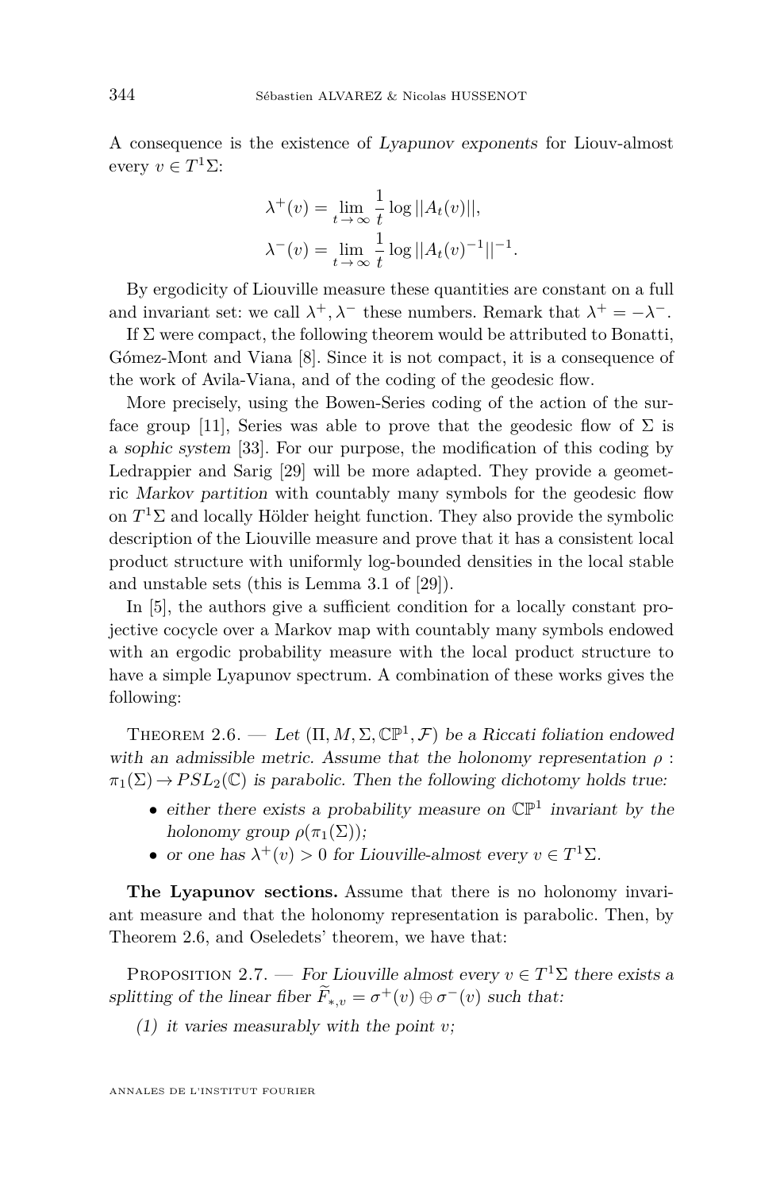A consequence is the existence of *Lyapunov exponents* for Liouv-almost every $v \in T^1\Sigma$:

$$\lambda^+(v) = \lim_{t\to\infty} \frac{1}{t} \log ||A_t(v)||,$$
$$\lambda^-(v) = \lim_{t\to\infty} \frac{1}{t} \log ||A_t(v)^{-1}||^{-1}.$$

By ergodicity of Liouville measure these quantities are constant on a full and invariant set: we call $\lambda^+, \lambda^-$ these numbers. Remark that $\lambda^+ = -\lambda^-$.

If $\Sigma$ were compact, the following theorem would be attributed to Bonatti, Gómez-Mont and Viana [8]. Since it is not compact, it is a consequence of the work of Avila-Viana, and of the coding of the geodesic flow.

More precisely, using the Bowen-Series coding of the action of the surface group [11], Series was able to prove that the geodesic flow of $\Sigma$ is a *sophic system* [33]. For our purpose, the modification of this coding by Ledrappier and Sarig [29] will be more adapted. They provide a geometric *Markov partition* with countably many symbols for the geodesic flow on $T^1\Sigma$ and locally Hölder height function. They also provide the symbolic description of the Liouville measure and prove that it has a consistent local product structure with uniformly log-bounded densities in the local stable and unstable sets (this is Lemma 3.1 of [29]).

In [5], the authors give a sufficient condition for a locally constant projective cocycle over a Markov map with countably many symbols endowed with an ergodic probability measure with the local product structure to have a simple Lyapunov spectrum. A combination of these works gives the following:

Theorem 2.6. — *Let $(\Pi, M, \Sigma, \mathbb{CP}^1, \mathcal{F})$ be a Riccati foliation endowed with an admissible metric. Assume that the holonomy representation $\rho : \pi_1(\Sigma) \to PSL_2(\mathbb{C})$ is parabolic. Then the following dichotomy holds true:*

- *either there exists a probability measure on $\mathbb{CP}^1$ invariant by the holonomy group $\rho(\pi_1(\Sigma))$;*
- *or one has $\lambda^+(v) > 0$ for Liouville-almost every $v \in T^1\Sigma$.*

**The Lyapunov sections.** Assume that there is no holonomy invariant measure and that the holonomy representation is parabolic. Then, by Theorem 2.6, and Oseledets' theorem, we have that:

Proposition 2.7. — *For Liouville almost every $v \in T^1\Sigma$ there exists a splitting of the linear fiber $\widetilde{F}_{*,v} = \sigma^+(v) \oplus \sigma^-(v)$ such that:*

*(1) it varies measurably with the point $v$;*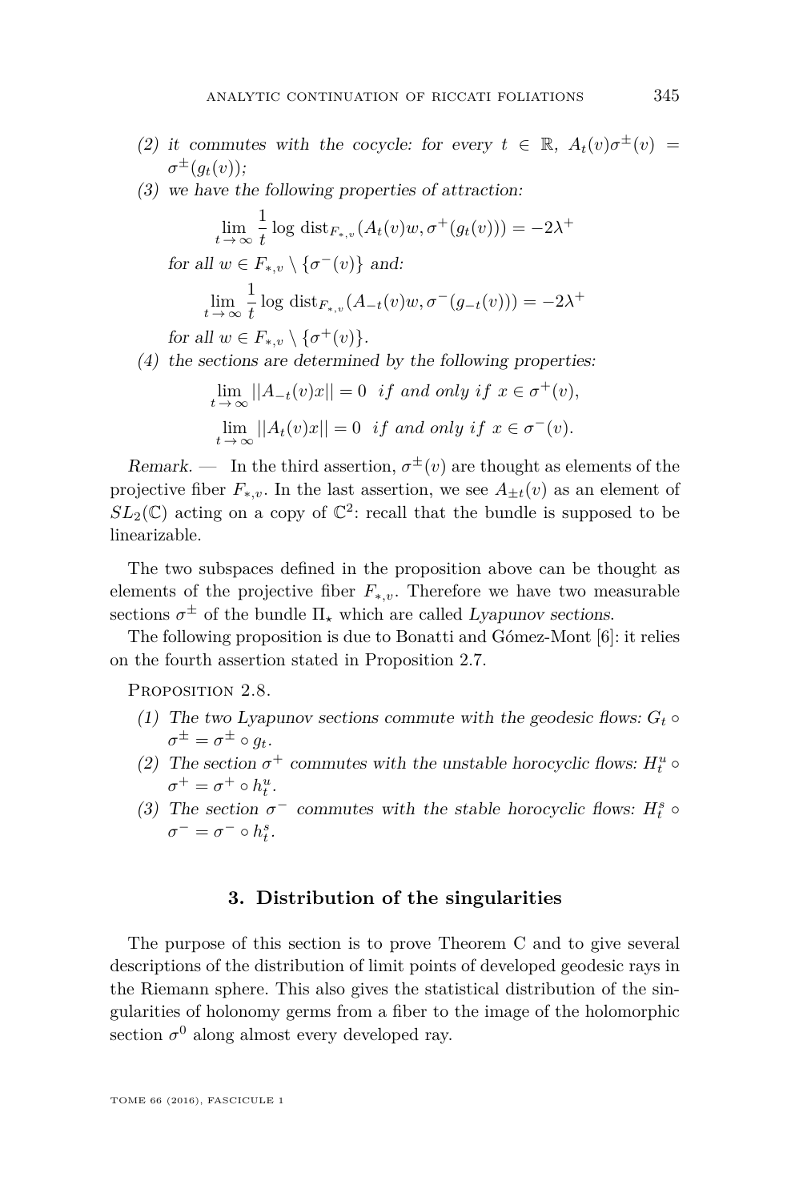(2) *it commutes with the cocycle: for every $t \in \mathbb{R}$, $A_t(v)\sigma^{\pm}(v) = \sigma^{\pm}(g_t(v))$;*

(3) *we have the following properties of attraction:*

$$\lim_{t\to\infty} \frac{1}{t} \log \operatorname{dist}_{F_{*,v}}(A_t(v)w, \sigma^+(g_t(v))) = -2\lambda^+$$

*for all $w \in F_{*,v} \setminus \{\sigma^-(v)\}$ and:*

$$\lim_{t\to\infty} \frac{1}{t} \log \operatorname{dist}_{F_{*,v}}(A_{-t}(v)w, \sigma^-(g_{-t}(v))) = -2\lambda^+$$

*for all $w \in F_{*,v} \setminus \{\sigma^+(v)\}$.*

(4) *the sections are determined by the following properties:*

$$\lim_{t\to\infty} ||A_{-t}(v)x|| = 0 \quad if\ and\ only\ if\ x \in \sigma^+(v),$$

$$\lim_{t\to\infty} ||A_t(v)x|| = 0 \quad if\ and\ only\ if\ x \in \sigma^-(v).$$

*Remark.* — In the third assertion, $\sigma^{\pm}(v)$ are thought as elements of the projective fiber $F_{*,v}$. In the last assertion, we see $A_{\pm t}(v)$ as an element of $SL_2(\mathbb{C})$ acting on a copy of $\mathbb{C}^2$: recall that the bundle is supposed to be linearizable.

The two subspaces defined in the proposition above can be thought as elements of the projective fiber $F_{*,v}$. Therefore we have two measurable sections $\sigma^{\pm}$ of the bundle $\Pi_\star$ which are called *Lyapunov sections*.

The following proposition is due to Bonatti and Gómez-Mont [6]: it relies on the fourth assertion stated in Proposition 2.7.

Proposition 2.8.

(1) *The two Lyapunov sections commute with the geodesic flows: $G_t \circ \sigma^{\pm} = \sigma^{\pm} \circ g_t$.*

(2) *The section $\sigma^+$ commutes with the unstable horocyclic flows: $H^u_t \circ \sigma^+ = \sigma^+ \circ h^u_t$.*

(3) *The section $\sigma^-$ commutes with the stable horocyclic flows: $H^s_t \circ \sigma^- = \sigma^- \circ h^s_t$.*

## 3. Distribution of the singularities

The purpose of this section is to prove Theorem C and to give several descriptions of the distribution of limit points of developed geodesic rays in the Riemann sphere. This also gives the statistical distribution of the singularities of holonomy germs from a fiber to the image of the holomorphic section $\sigma^0$ along almost every developed ray.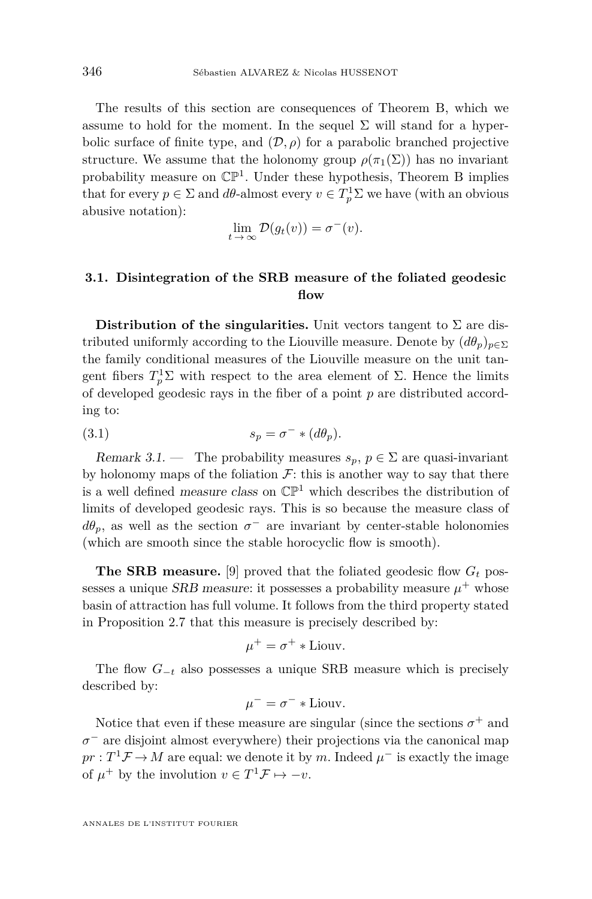The results of this section are consequences of Theorem B, which we assume to hold for the moment. In the sequel $\Sigma$ will stand for a hyperbolic surface of finite type, and $(\mathcal{D}, \rho)$ for a parabolic branched projective structure. We assume that the holonomy group $\rho(\pi_1(\Sigma))$ has no invariant probability measure on $\mathbb{CP}^1$. Under these hypothesis, Theorem B implies that for every $p \in \Sigma$ and $d\theta$-almost every $v \in T^1_p\Sigma$ we have (with an obvious abusive notation):

$$\lim_{t \to \infty} \mathcal{D}(g_t(v)) = \sigma^-(v).$$

### 3.1. Disintegration of the SRB measure of the foliated geodesic flow

**Distribution of the singularities.** Unit vectors tangent to $\Sigma$ are distributed uniformly according to the Liouville measure. Denote by $(d\theta_p)_{p\in\Sigma}$ the family conditional measures of the Liouville measure on the unit tangent fibers $T^1_p\Sigma$ with respect to the area element of $\Sigma$. Hence the limits of developed geodesic rays in the fiber of a point $p$ are distributed according to:

$$s_p = \sigma^- * (d\theta_p). \tag{3.1}$$

*Remark 3.1.* — The probability measures $s_p$, $p \in \Sigma$ are quasi-invariant by holonomy maps of the foliation $\mathcal{F}$: this is another way to say that there is a well defined *measure class* on $\mathbb{CP}^1$ which describes the distribution of limits of developed geodesic rays. This is so because the measure class of $d\theta_p$, as well as the section $\sigma^-$ are invariant by center-stable holonomies (which are smooth since the stable horocyclic flow is smooth).

**The SRB measure.** [9] proved that the foliated geodesic flow $G_t$ possesses a unique *SRB measure*: it possesses a probability measure $\mu^+$ whose basin of attraction has full volume. It follows from the third property stated in Proposition 2.7 that this measure is precisely described by:

$$\mu^+ = \sigma^+ * \text{Liouv}.$$

The flow $G_{-t}$ also possesses a unique SRB measure which is precisely described by:

$$\mu^- = \sigma^- * \text{Liouv}.$$

Notice that even if these measure are singular (since the sections $\sigma^+$ and $\sigma^-$ are disjoint almost everywhere) their projections via the canonical map $pr : T^1\mathcal{F} \to M$ are equal: we denote it by $m$. Indeed $\mu^-$ is exactly the image of $\mu^+$ by the involution $v \in T^1\mathcal{F} \mapsto -v$.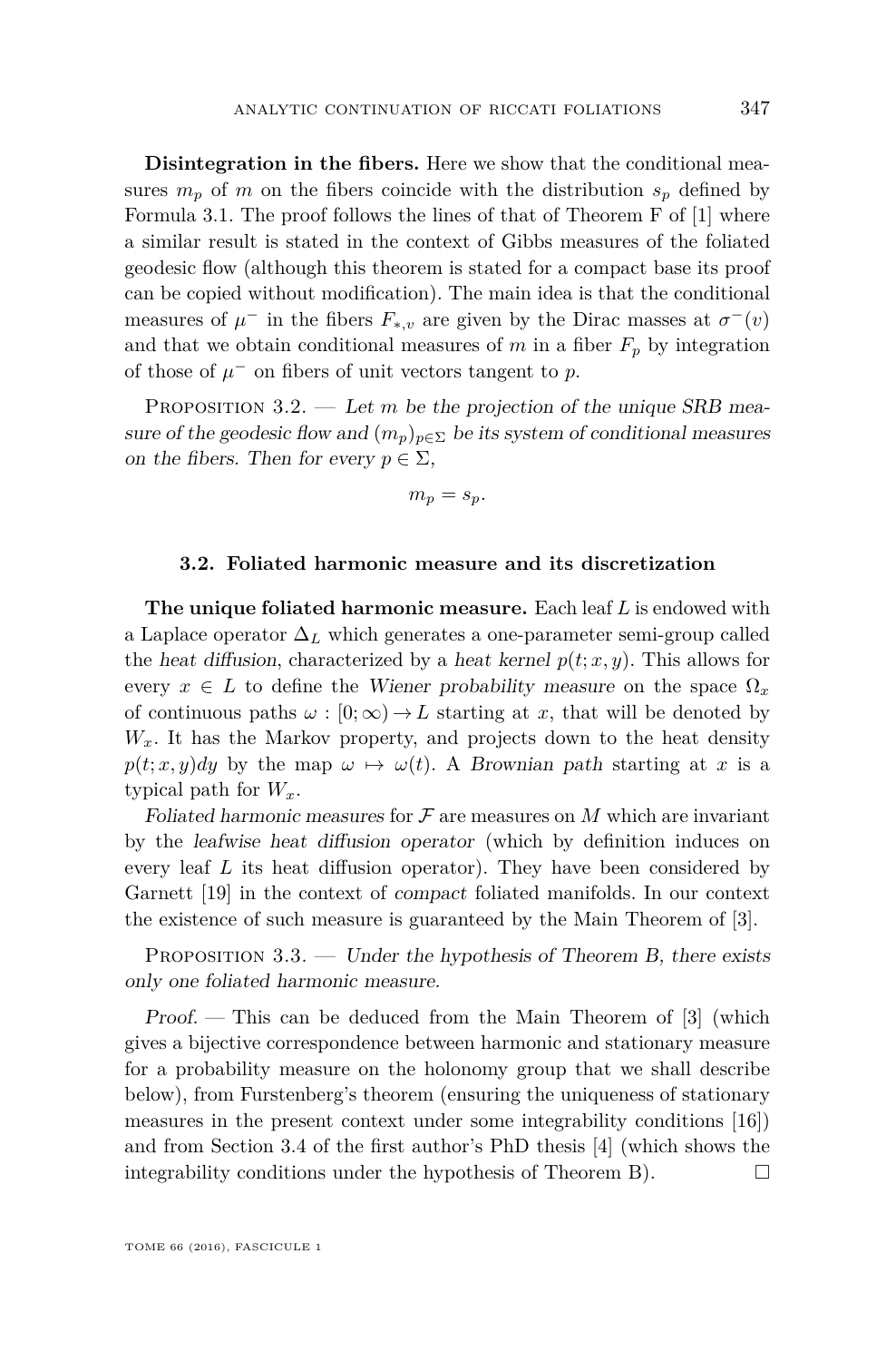**Disintegration in the fibers.** Here we show that the conditional measures $m_p$ of $m$ on the fibers coincide with the distribution $s_p$ defined by Formula 3.1. The proof follows the lines of that of Theorem F of [1] where a similar result is stated in the context of Gibbs measures of the foliated geodesic flow (although this theorem is stated for a compact base its proof can be copied without modification). The main idea is that the conditional measures of $\mu^-$ in the fibers $F_{*,v}$ are given by the Dirac masses at $\sigma^-(v)$ and that we obtain conditional measures of $m$ in a fiber $F_p$ by integration of those of $\mu^-$ on fibers of unit vectors tangent to $p$.

Proposition 3.2. — *Let $m$ be the projection of the unique SRB measure of the geodesic flow and $(m_p)_{p\in\Sigma}$ be its system of conditional measures on the fibers. Then for every $p \in \Sigma$,*

$$m_p = s_p.$$

### 3.2. Foliated harmonic measure and its discretization

**The unique foliated harmonic measure.** Each leaf $L$ is endowed with a Laplace operator $\Delta_L$ which generates a one-parameter semi-group called the *heat diffusion*, characterized by a *heat kernel* $p(t; x, y)$. This allows for every $x \in L$ to define the *Wiener probability measure* on the space $\Omega_x$ of continuous paths $\omega : [0; \infty) \to L$ starting at $x$, that will be denoted by $W_x$. It has the Markov property, and projects down to the heat density $p(t; x, y)dy$ by the map $\omega \mapsto \omega(t)$. A *Brownian path* starting at $x$ is a typical path for $W_x$.

*Foliated harmonic measures* for $\mathcal{F}$ are measures on $M$ which are invariant by the *leafwise heat diffusion operator* (which by definition induces on every leaf $L$ its heat diffusion operator). They have been considered by Garnett [19] in the context of *compact* foliated manifolds. In our context the existence of such measure is guaranteed by the Main Theorem of [3].

Proposition 3.3. — *Under the hypothesis of Theorem B, there exists only one foliated harmonic measure.*

*Proof.* — This can be deduced from the Main Theorem of [3] (which gives a bijective correspondence between harmonic and stationary measure for a probability measure on the holonomy group that we shall describe below), from Furstenberg's theorem (ensuring the uniqueness of stationary measures in the present context under some integrability conditions [16]) and from Section 3.4 of the first author's PhD thesis [4] (which shows the integrability conditions under the hypothesis of Theorem B). □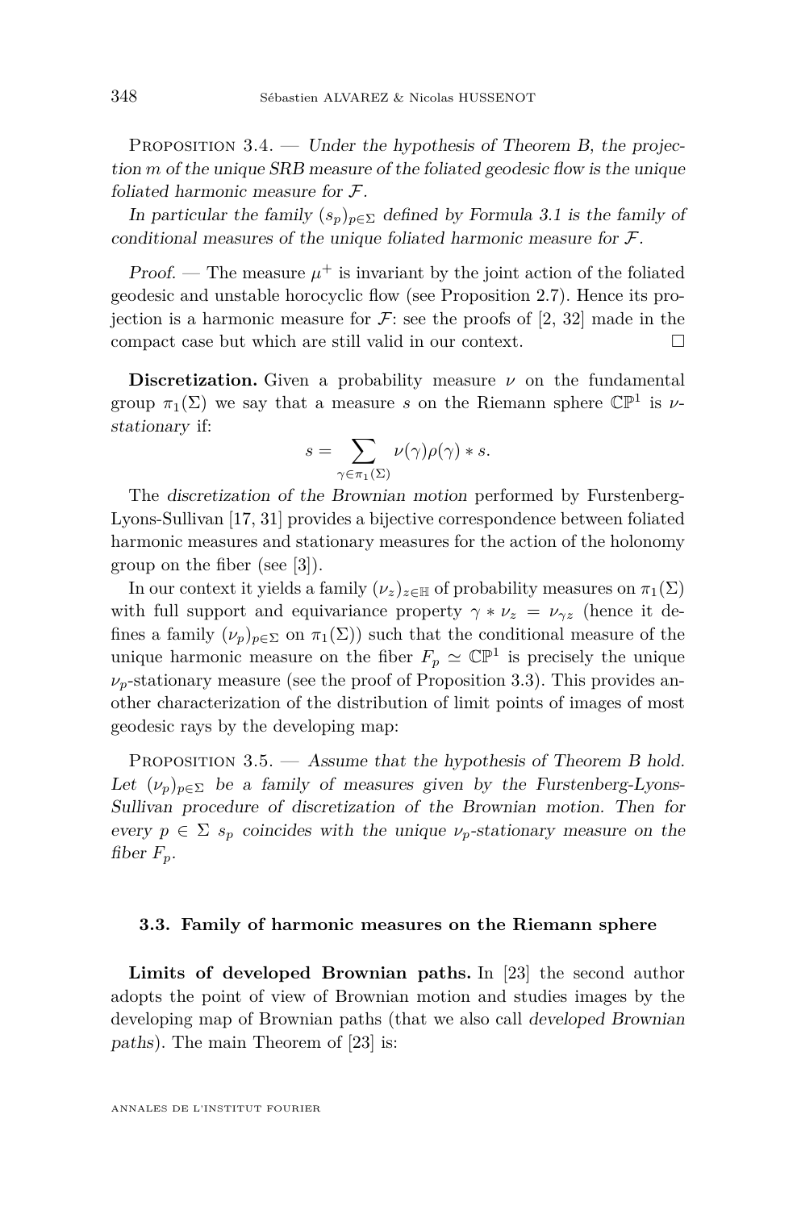Proposition 3.4. — *Under the hypothesis of Theorem B, the projection $m$ of the unique SRB measure of the foliated geodesic flow is the unique foliated harmonic measure for $\mathcal{F}$.*

*In particular the family $(s_p)_{p\in\Sigma}$ defined by Formula 3.1 is the family of conditional measures of the unique foliated harmonic measure for $\mathcal{F}$.*

*Proof.* — The measure $\mu^+$ is invariant by the joint action of the foliated geodesic and unstable horocyclic flow (see Proposition 2.7). Hence its projection is a harmonic measure for $\mathcal{F}$: see the proofs of [2, 32] made in the compact case but which are still valid in our context. □

**Discretization.** Given a probability measure $\nu$ on the fundamental group $\pi_1(\Sigma)$ we say that a measure $s$ on the Riemann sphere $\mathbb{CP}^1$ is *$\nu$-stationary* if:

$$s = \sum_{\gamma\in\pi_1(\Sigma)} \nu(\gamma)\rho(\gamma) * s.$$

The *discretization of the Brownian motion* performed by Furstenberg-Lyons-Sullivan [17, 31] provides a bijective correspondence between foliated harmonic measures and stationary measures for the action of the holonomy group on the fiber (see [3]).

In our context it yields a family $(\nu_z)_{z\in\mathbb{H}}$ of probability measures on $\pi_1(\Sigma)$ with full support and equivariance property $\gamma * \nu_z = \nu_{\gamma z}$ (hence it defines a family $(\nu_p)_{p\in\Sigma}$ on $\pi_1(\Sigma)$) such that the conditional measure of the unique harmonic measure on the fiber $F_p \simeq \mathbb{CP}^1$ is precisely the unique $\nu_p$-stationary measure (see the proof of Proposition 3.3). This provides another characterization of the distribution of limit points of images of most geodesic rays by the developing map:

Proposition 3.5. — *Assume that the hypothesis of Theorem B hold. Let $(\nu_p)_{p\in\Sigma}$ be a family of measures given by the Furstenberg-Lyons-Sullivan procedure of discretization of the Brownian motion. Then for every $p \in \Sigma$ $s_p$ coincides with the unique $\nu_p$-stationary measure on the fiber $F_p$.*

### 3.3. Family of harmonic measures on the Riemann sphere

**Limits of developed Brownian paths.** In [23] the second author adopts the point of view of Brownian motion and studies images by the developing map of Brownian paths (that we also call *developed Brownian paths*). The main Theorem of [23] is: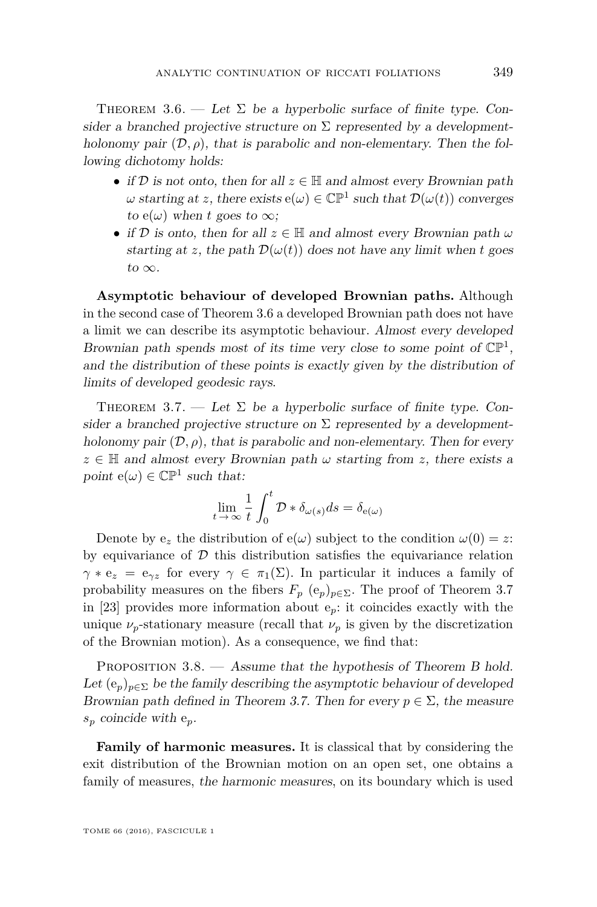Theorem 3.6. — *Let $\Sigma$ be a hyperbolic surface of finite type. Consider a branched projective structure on $\Sigma$ represented by a development-holonomy pair $(\mathcal{D}, \rho)$, that is parabolic and non-elementary. Then the following dichotomy holds:*

- *if $\mathcal{D}$ is not onto, then for all $z \in \mathbb{H}$ and almost every Brownian path $\omega$ starting at $z$, there exists $\mathrm{e}(\omega) \in \mathbb{CP}^1$ such that $\mathcal{D}(\omega(t))$ converges to $\mathrm{e}(\omega)$ when $t$ goes to $\infty$;*
- *if $\mathcal{D}$ is onto, then for all $z \in \mathbb{H}$ and almost every Brownian path $\omega$ starting at $z$, the path $\mathcal{D}(\omega(t))$ does not have any limit when $t$ goes to $\infty$.*

**Asymptotic behaviour of developed Brownian paths.** Although in the second case of Theorem 3.6 a developed Brownian path does not have a limit we can describe its asymptotic behaviour. *Almost every developed Brownian path spends most of its time very close to some point of $\mathbb{CP}^1$, and the distribution of these points is exactly given by the distribution of limits of developed geodesic rays*.

Theorem 3.7. — *Let $\Sigma$ be a hyperbolic surface of finite type. Consider a branched projective structure on $\Sigma$ represented by a development-holonomy pair $(\mathcal{D}, \rho)$, that is parabolic and non-elementary. Then for every $z \in \mathbb{H}$ and almost every Brownian path $\omega$ starting from $z$, there exists a point $\mathrm{e}(\omega) \in \mathbb{CP}^1$ such that:*

$$\lim_{t \to \infty} \frac{1}{t} \int_0^t \mathcal{D} * \delta_{\omega(s)} ds = \delta_{\mathrm{e}(\omega)}$$

Denote by $\mathrm{e}_z$ the distribution of $\mathrm{e}(\omega)$ subject to the condition $\omega(0) = z$: by equivariance of $\mathcal{D}$ this distribution satisfies the equivariance relation $\gamma * \mathrm{e}_z = \mathrm{e}_{\gamma z}$ for every $\gamma \in \pi_1(\Sigma)$. In particular it induces a family of probability measures on the fibers $F_p$ $(\mathrm{e}_p)_{p \in \Sigma}$. The proof of Theorem 3.7 in [23] provides more information about $\mathrm{e}_p$: it coincides exactly with the unique $\nu_p$-stationary measure (recall that $\nu_p$ is given by the discretization of the Brownian motion). As a consequence, we find that:

Proposition 3.8. — *Assume that the hypothesis of Theorem B hold. Let $(\mathrm{e}_p)_{p \in \Sigma}$ be the family describing the asymptotic behaviour of developed Brownian path defined in Theorem 3.7. Then for every $p \in \Sigma$, the measure $s_p$ coincide with $\mathrm{e}_p$.*

**Family of harmonic measures.** It is classical that by considering the exit distribution of the Brownian motion on an open set, one obtains a family of measures, *the harmonic measures*, on its boundary which is used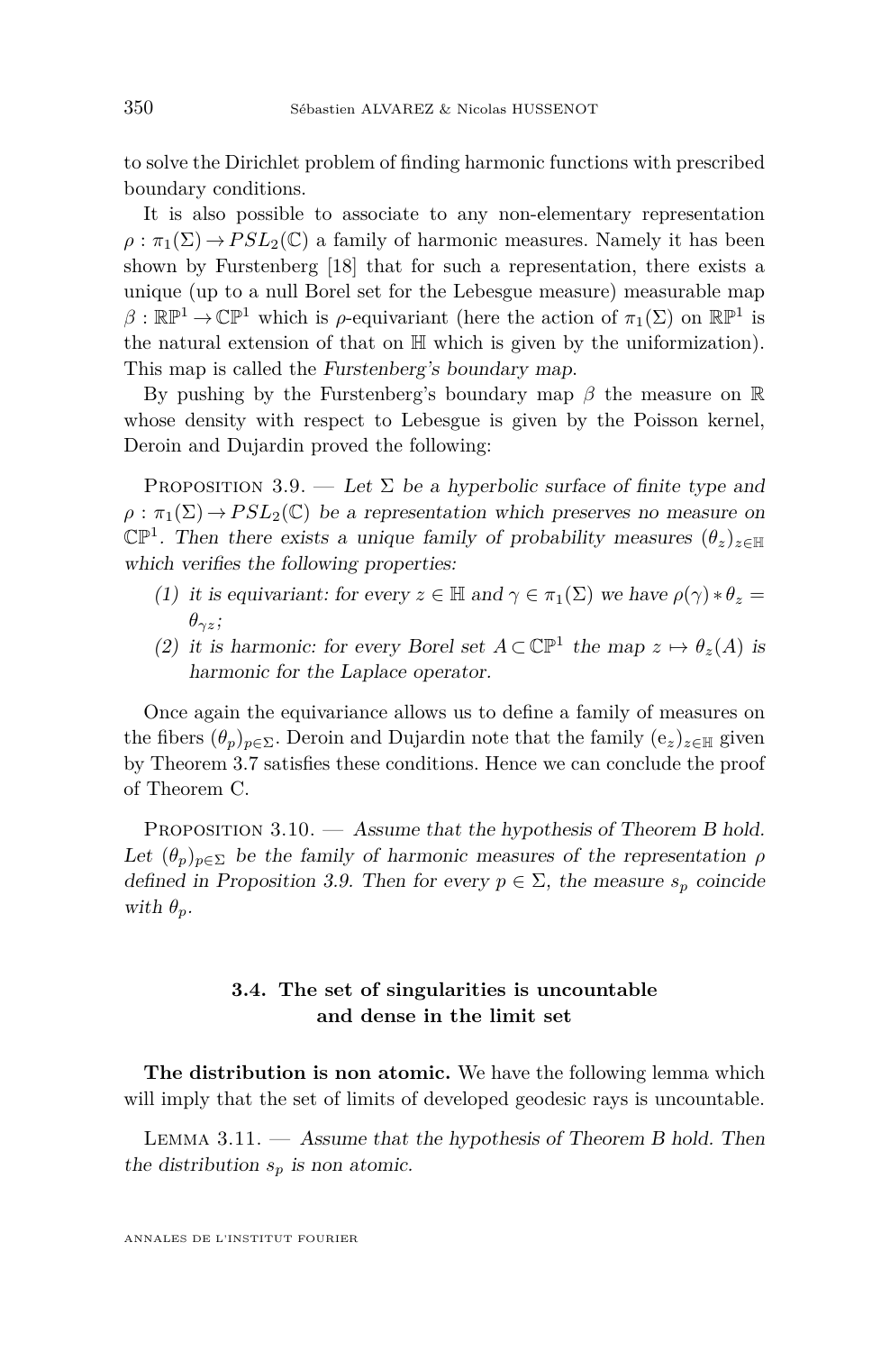to solve the Dirichlet problem of finding harmonic functions with prescribed boundary conditions.

It is also possible to associate to any non-elementary representation $\rho : \pi_1(\Sigma) \to PSL_2(\mathbb{C})$ a family of harmonic measures. Namely it has been shown by Furstenberg [18] that for such a representation, there exists a unique (up to a null Borel set for the Lebesgue measure) measurable map $\beta : \mathbb{RP}^1 \to \mathbb{CP}^1$ which is $\rho$-equivariant (here the action of $\pi_1(\Sigma)$ on $\mathbb{RP}^1$ is the natural extension of that on $\mathbb{H}$ which is given by the uniformization). This map is called the *Furstenberg's boundary map*.

By pushing by the Furstenberg's boundary map $\beta$ the measure on $\mathbb{R}$ whose density with respect to Lebesgue is given by the Poisson kernel, Deroin and Dujardin proved the following:

Proposition 3.9. — *Let $\Sigma$ be a hyperbolic surface of finite type and $\rho : \pi_1(\Sigma) \to PSL_2(\mathbb{C})$ be a representation which preserves no measure on $\mathbb{CP}^1$. Then there exists a unique family of probability measures $(\theta_z)_{z\in\mathbb{H}}$ which verifies the following properties:*

1. *it is equivariant: for every $z \in \mathbb{H}$ and $\gamma \in \pi_1(\Sigma)$ we have $\rho(\gamma) * \theta_z = \theta_{\gamma z}$;*
2. *it is harmonic: for every Borel set $A \subset \mathbb{CP}^1$ the map $z \mapsto \theta_z(A)$ is harmonic for the Laplace operator.*

Once again the equivariance allows us to define a family of measures on the fibers $(\theta_p)_{p\in\Sigma}$. Deroin and Dujardin note that the family $(\mathrm{e}_z)_{z\in\mathbb{H}}$ given by Theorem 3.7 satisfies these conditions. Hence we can conclude the proof of Theorem C.

Proposition 3.10. — *Assume that the hypothesis of Theorem B hold. Let $(\theta_p)_{p\in\Sigma}$ be the family of harmonic measures of the representation $\rho$ defined in Proposition 3.9. Then for every $p \in \Sigma$, the measure $s_p$ coincide with $\theta_p$.*

### 3.4. The set of singularities is uncountable and dense in the limit set

**The distribution is non atomic.** We have the following lemma which will imply that the set of limits of developed geodesic rays is uncountable.

Lemma 3.11. — *Assume that the hypothesis of Theorem B hold. Then the distribution $s_p$ is non atomic.*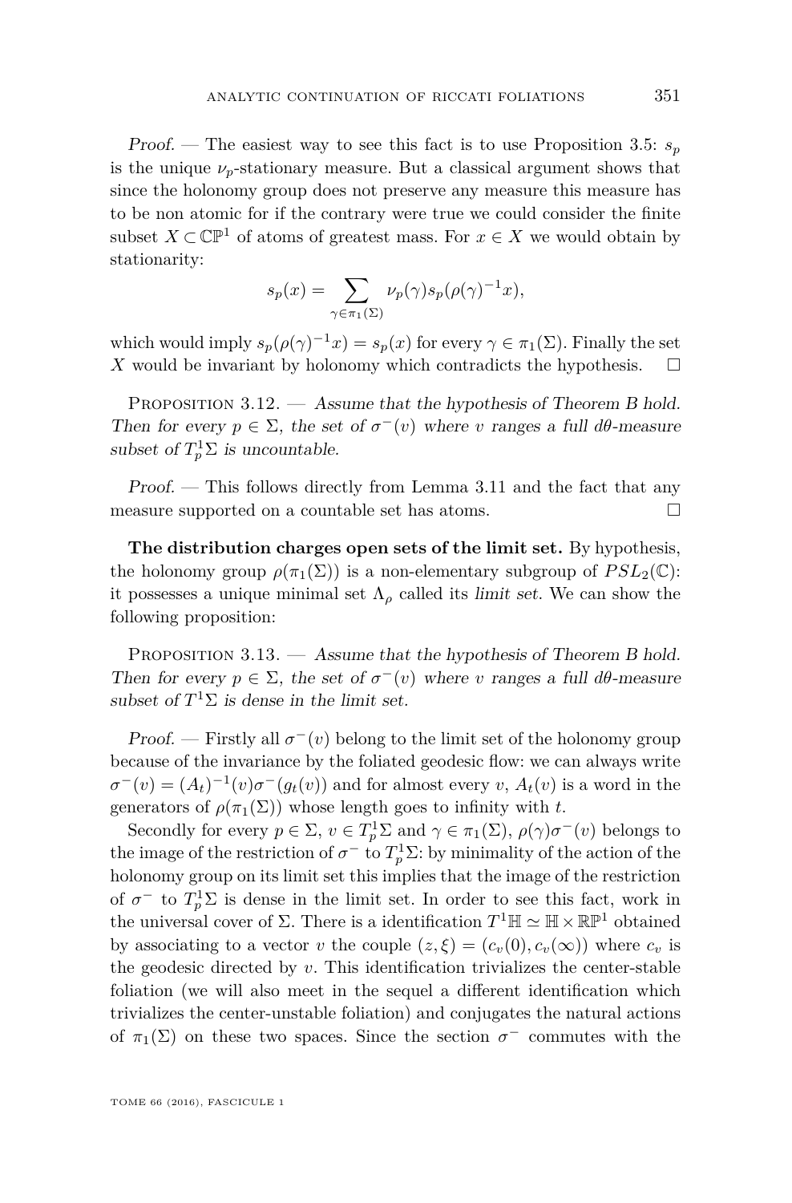*Proof.* — The easiest way to see this fact is to use Proposition 3.5: $s_p$ is the unique $\nu_p$-stationary measure. But a classical argument shows that since the holonomy group does not preserve any measure this measure has to be non atomic for if the contrary were true we could consider the finite subset $X \subset \mathbb{CP}^1$ of atoms of greatest mass. For $x \in X$ we would obtain by stationarity:

$$s_p(x) = \sum_{\gamma \in \pi_1(\Sigma)} \nu_p(\gamma) s_p(\rho(\gamma)^{-1}x),$$

which would imply $s_p(\rho(\gamma)^{-1}x) = s_p(x)$ for every $\gamma \in \pi_1(\Sigma)$. Finally the set $X$ would be invariant by holonomy which contradicts the hypothesis. $\square$

Proposition 3.12. — *Assume that the hypothesis of Theorem B hold. Then for every $p \in \Sigma$, the set of $\sigma^-(v)$ where $v$ ranges a full $d\theta$-measure subset of $T_p^1\Sigma$ is uncountable.*

*Proof.* — This follows directly from Lemma 3.11 and the fact that any measure supported on a countable set has atoms. $\square$

**The distribution charges open sets of the limit set.** By hypothesis, the holonomy group $\rho(\pi_1(\Sigma))$ is a non-elementary subgroup of $PSL_2(\mathbb{C})$: it possesses a unique minimal set $\Lambda_\rho$ called its *limit set*. We can show the following proposition:

Proposition 3.13. — *Assume that the hypothesis of Theorem B hold. Then for every $p \in \Sigma$, the set of $\sigma^-(v)$ where $v$ ranges a full $d\theta$-measure subset of $T^1\Sigma$ is dense in the limit set.*

*Proof.* — Firstly all $\sigma^-(v)$ belong to the limit set of the holonomy group because of the invariance by the foliated geodesic flow: we can always write $\sigma^-(v) = (A_t)^{-1}(v)\sigma^-(g_t(v))$ and for almost every $v$, $A_t(v)$ is a word in the generators of $\rho(\pi_1(\Sigma))$ whose length goes to infinity with $t$.

Secondly for every $p \in \Sigma$, $v \in T_p^1\Sigma$ and $\gamma \in \pi_1(\Sigma)$, $\rho(\gamma)\sigma^-(v)$ belongs to the image of the restriction of $\sigma^-$ to $T_p^1\Sigma$: by minimality of the action of the holonomy group on its limit set this implies that the image of the restriction of $\sigma^-$ to $T_p^1\Sigma$ is dense in the limit set. In order to see this fact, work in the universal cover of $\Sigma$. There is a identification $T^1\mathbb{H} \simeq \mathbb{H} \times \mathbb{RP}^1$ obtained by associating to a vector $v$ the couple $(z, \xi) = (c_v(0), c_v(\infty))$ where $c_v$ is the geodesic directed by $v$. This identification trivializes the center-stable foliation (we will also meet in the sequel a different identification which trivializes the center-unstable foliation) and conjugates the natural actions of $\pi_1(\Sigma)$ on these two spaces. Since the section $\sigma^-$ commutes with the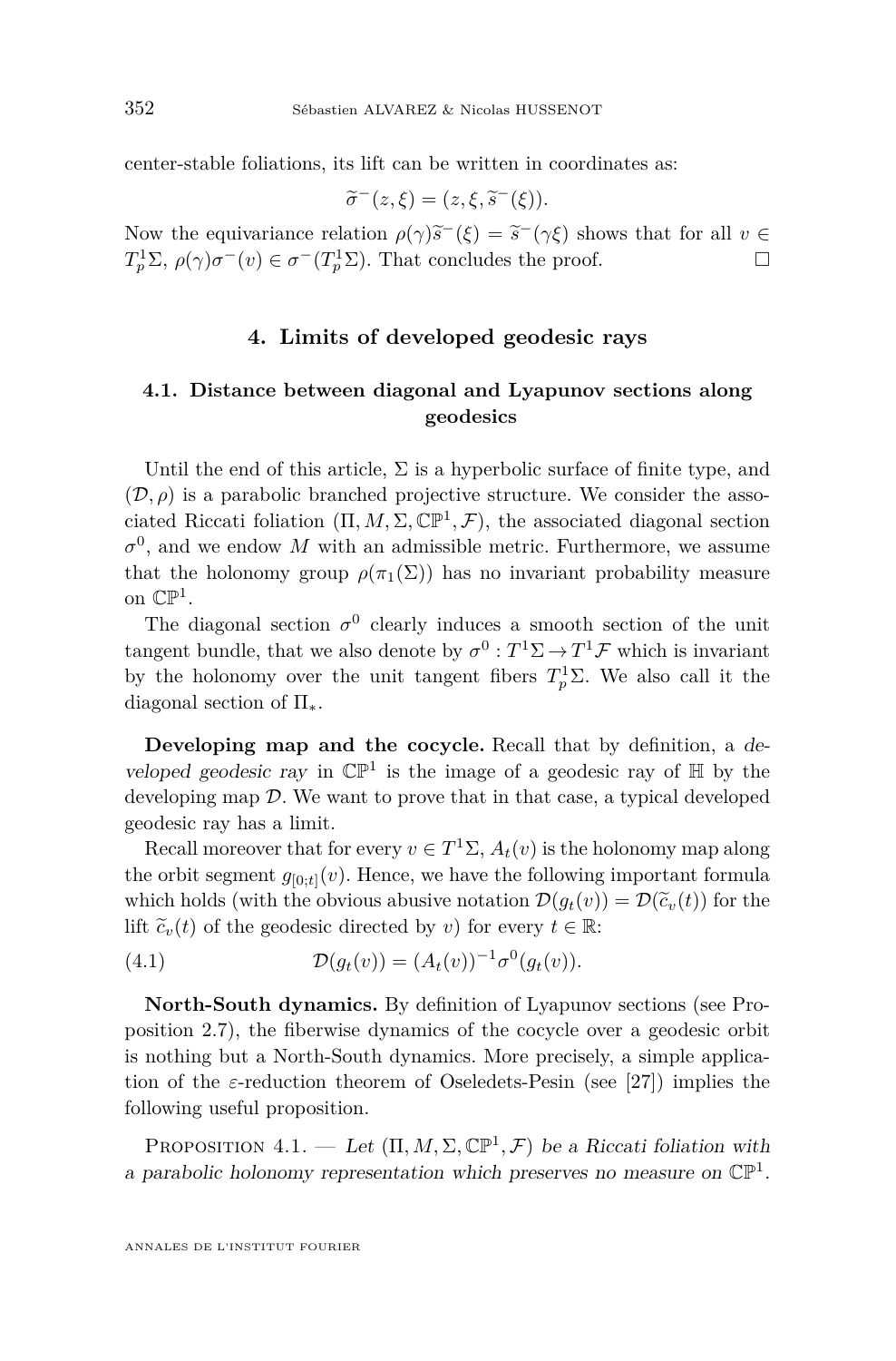center-stable foliations, its lift can be written in coordinates as:

$$\widetilde{\sigma}^-(z,\xi) = (z,\xi,\widetilde{s}^-(\xi)).$$

Now the equivariance relation $\rho(\gamma)\widetilde{s}^-(\xi) = \widetilde{s}^-(\gamma\xi)$ shows that for all $v \in T^1_p\Sigma$, $\rho(\gamma)\sigma^-(v) \in \sigma^-(T^1_p\Sigma)$. That concludes the proof. □

## 4. Limits of developed geodesic rays

### 4.1. Distance between diagonal and Lyapunov sections along geodesics

Until the end of this article, $\Sigma$ is a hyperbolic surface of finite type, and $(\mathcal{D},\rho)$ is a parabolic branched projective structure. We consider the associated Riccati foliation $(\Pi, M, \Sigma, \mathbb{CP}^1, \mathcal{F})$, the associated diagonal section $\sigma^0$, and we endow $M$ with an admissible metric. Furthermore, we assume that the holonomy group $\rho(\pi_1(\Sigma))$ has no invariant probability measure on $\mathbb{CP}^1$.

The diagonal section $\sigma^0$ clearly induces a smooth section of the unit tangent bundle, that we also denote by $\sigma^0 : T^1\Sigma \to T^1\mathcal{F}$ which is invariant by the holonomy over the unit tangent fibers $T^1_p\Sigma$. We also call it the diagonal section of $\Pi_*$.

**Developing map and the cocycle.** Recall that by definition, a *developed geodesic ray* in $\mathbb{CP}^1$ is the image of a geodesic ray of $\mathbb{H}$ by the developing map $\mathcal{D}$. We want to prove that in that case, a typical developed geodesic ray has a limit.

Recall moreover that for every $v \in T^1\Sigma$, $A_t(v)$ is the holonomy map along the orbit segment $g_{[0;t]}(v)$. Hence, we have the following important formula which holds (with the obvious abusive notation $\mathcal{D}(g_t(v)) = \mathcal{D}(\widetilde{c}_v(t))$ for the lift $\widetilde{c}_v(t)$ of the geodesic directed by $v$) for every $t \in \mathbb{R}$:

$$\mathcal{D}(g_t(v)) = (A_t(v))^{-1}\sigma^0(g_t(v)). \tag{4.1}$$

**North-South dynamics.** By definition of Lyapunov sections (see Proposition 2.7), the fiberwise dynamics of the cocycle over a geodesic orbit is nothing but a North-South dynamics. More precisely, a simple application of the $\varepsilon$-reduction theorem of Oseledets-Pesin (see [27]) implies the following useful proposition.

Proposition 4.1. — *Let $(\Pi, M, \Sigma, \mathbb{CP}^1, \mathcal{F})$ be a Riccati foliation with a parabolic holonomy representation which preserves no measure on $\mathbb{CP}^1$.*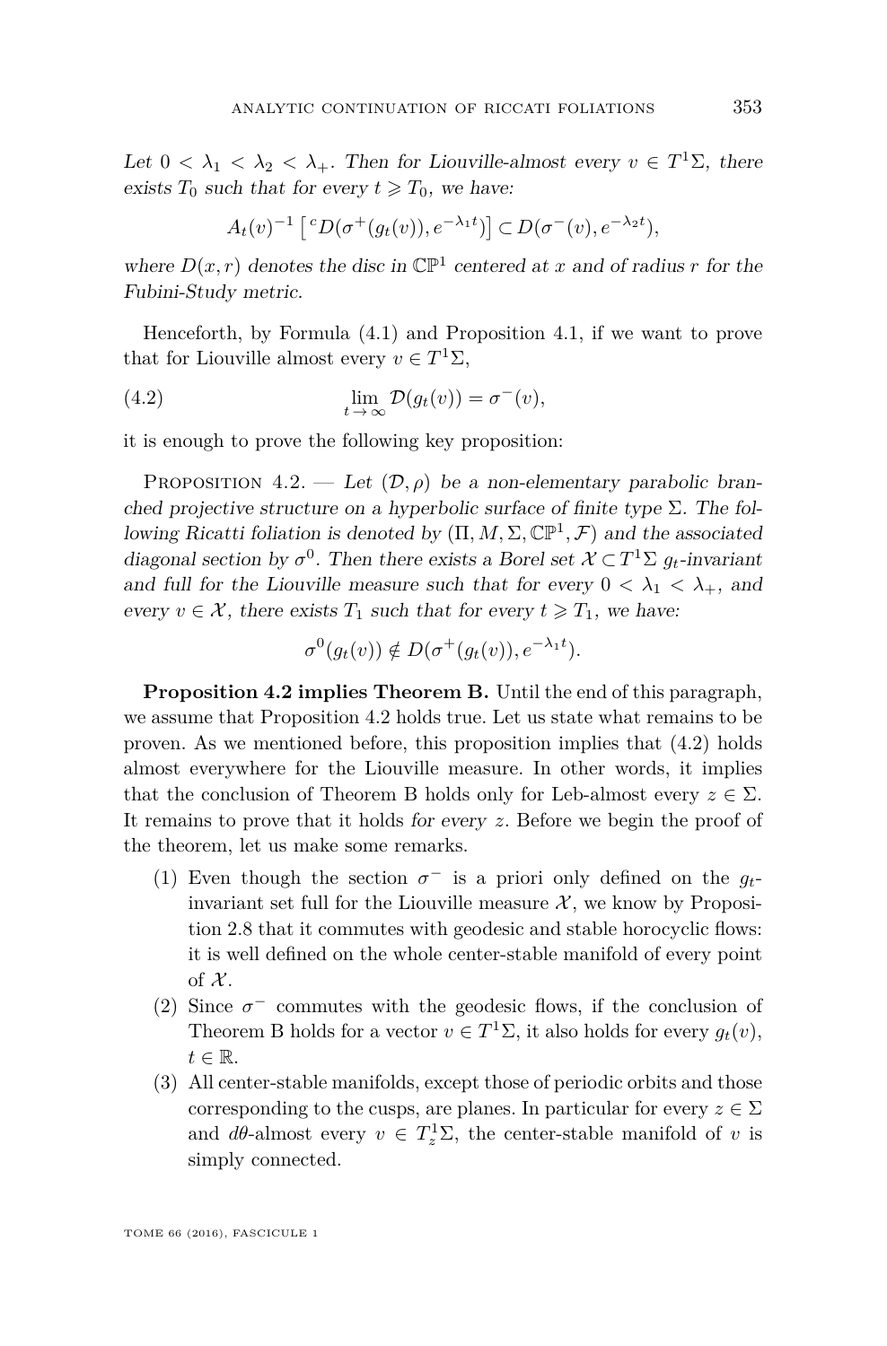*Let $0 < \lambda_1 < \lambda_2 < \lambda_+$. Then for Liouville-almost every $v \in T^1\Sigma$, there exists $T_0$ such that for every $t \geqslant T_0$, we have:*

$$A_t(v)^{-1}\left[{}^cD(\sigma^+(g_t(v)), e^{-\lambda_1 t})\right] \subset D(\sigma^-(v), e^{-\lambda_2 t}),$$

*where $D(x,r)$ denotes the disc in $\mathbb{CP}^1$ centered at $x$ and of radius $r$ for the Fubini-Study metric.*

Henceforth, by Formula (4.1) and Proposition 4.1, if we want to prove that for Liouville almost every $v \in T^1\Sigma$,

$$\lim_{t\to\infty} \mathcal{D}(g_t(v)) = \sigma^-(v), \tag{4.2}$$

it is enough to prove the following key proposition:

Proposition 4.2. — *Let $(\mathcal{D}, \rho)$ be a non-elementary parabolic branched projective structure on a hyperbolic surface of finite type $\Sigma$. The following Ricatti foliation is denoted by $(\Pi, M, \Sigma, \mathbb{CP}^1, \mathcal{F})$ and the associated diagonal section by $\sigma^0$. Then there exists a Borel set $\mathcal{X} \subset T^1\Sigma$ $g_t$-invariant and full for the Liouville measure such that for every $0 < \lambda_1 < \lambda_+$, and every $v \in \mathcal{X}$, there exists $T_1$ such that for every $t \geqslant T_1$, we have:*

$$\sigma^0(g_t(v)) \notin D(\sigma^+(g_t(v)), e^{-\lambda_1 t}).$$

**Proposition 4.2 implies Theorem B.** Until the end of this paragraph, we assume that Proposition 4.2 holds true. Let us state what remains to be proven. As we mentioned before, this proposition implies that (4.2) holds almost everywhere for the Liouville measure. In other words, it implies that the conclusion of Theorem B holds only for Leb-almost every $z \in \Sigma$. It remains to prove that it holds *for every* $z$. Before we begin the proof of the theorem, let us make some remarks.

(1) Even though the section $\sigma^-$ is a priori only defined on the $g_t$-invariant set full for the Liouville measure $\mathcal{X}$, we know by Proposition 2.8 that it commutes with geodesic and stable horocyclic flows: it is well defined on the whole center-stable manifold of every point of $\mathcal{X}$.
(2) Since $\sigma^-$ commutes with the geodesic flows, if the conclusion of Theorem B holds for a vector $v \in T^1\Sigma$, it also holds for every $g_t(v)$, $t \in \mathbb{R}$.
(3) All center-stable manifolds, except those of periodic orbits and those corresponding to the cusps, are planes. In particular for every $z \in \Sigma$ and $d\theta$-almost every $v \in T^1_z\Sigma$, the center-stable manifold of $v$ is simply connected.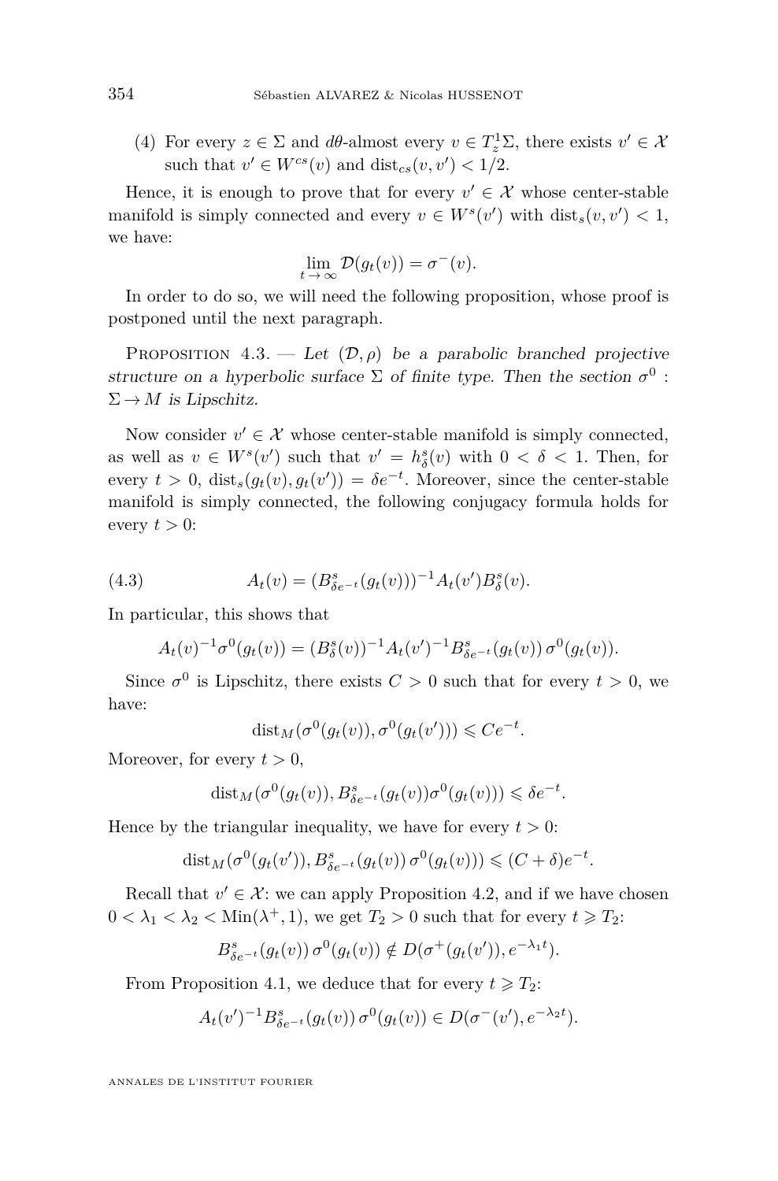(4) For every $z \in \Sigma$ and $d\theta$-almost every $v \in T^1_z\Sigma$, there exists $v' \in \mathcal{X}$ such that $v' \in W^{cs}(v)$ and $\mathrm{dist}_{cs}(v, v') < 1/2$.

Hence, it is enough to prove that for every $v' \in \mathcal{X}$ whose center-stable manifold is simply connected and every $v \in W^s(v')$ with $\mathrm{dist}_s(v, v') < 1$, we have:

$$\lim_{t \to \infty} \mathcal{D}(g_t(v)) = \sigma^-(v).$$

In order to do so, we will need the following proposition, whose proof is postponed until the next paragraph.

Proposition 4.3. — *Let $(\mathcal{D}, \rho)$ be a parabolic branched projective structure on a hyperbolic surface $\Sigma$ of finite type. Then the section $\sigma^0 : \Sigma \to M$ is Lipschitz.*

Now consider $v' \in \mathcal{X}$ whose center-stable manifold is simply connected, as well as $v \in W^s(v')$ such that $v' = h^s_\delta(v)$ with $0 < \delta < 1$. Then, for every $t > 0$, $\mathrm{dist}_s(g_t(v), g_t(v')) = \delta e^{-t}$. Moreover, since the center-stable manifold is simply connected, the following conjugacy formula holds for every $t > 0$:

$$A_t(v) = (B^s_{\delta e^{-t}}(g_t(v)))^{-1} A_t(v') B^s_\delta(v). \tag{4.3}$$

In particular, this shows that

$$A_t(v)^{-1}\sigma^0(g_t(v)) = (B^s_\delta(v))^{-1} A_t(v')^{-1} B^s_{\delta e^{-t}}(g_t(v))\, \sigma^0(g_t(v)).$$

Since $\sigma^0$ is Lipschitz, there exists $C > 0$ such that for every $t > 0$, we have:

$$\mathrm{dist}_M(\sigma^0(g_t(v)), \sigma^0(g_t(v'))) \leqslant Ce^{-t}.$$

Moreover, for every $t > 0$,

$$\mathrm{dist}_M(\sigma^0(g_t(v)), B^s_{\delta e^{-t}}(g_t(v))\sigma^0(g_t(v))) \leqslant \delta e^{-t}.$$

Hence by the triangular inequality, we have for every $t > 0$:

$$\mathrm{dist}_M(\sigma^0(g_t(v')), B^s_{\delta e^{-t}}(g_t(v))\, \sigma^0(g_t(v))) \leqslant (C + \delta)e^{-t}.$$

Recall that $v' \in \mathcal{X}$: we can apply Proposition 4.2, and if we have chosen $0 < \lambda_1 < \lambda_2 < \mathrm{Min}(\lambda^+, 1)$, we get $T_2 > 0$ such that for every $t \geqslant T_2$:

$$B^s_{\delta e^{-t}}(g_t(v))\, \sigma^0(g_t(v)) \notin D(\sigma^+(g_t(v')), e^{-\lambda_1 t}).$$

From Proposition 4.1, we deduce that for every $t \geqslant T_2$:

$$A_t(v')^{-1} B^s_{\delta e^{-t}}(g_t(v))\, \sigma^0(g_t(v)) \in D(\sigma^-(v'), e^{-\lambda_2 t}).$$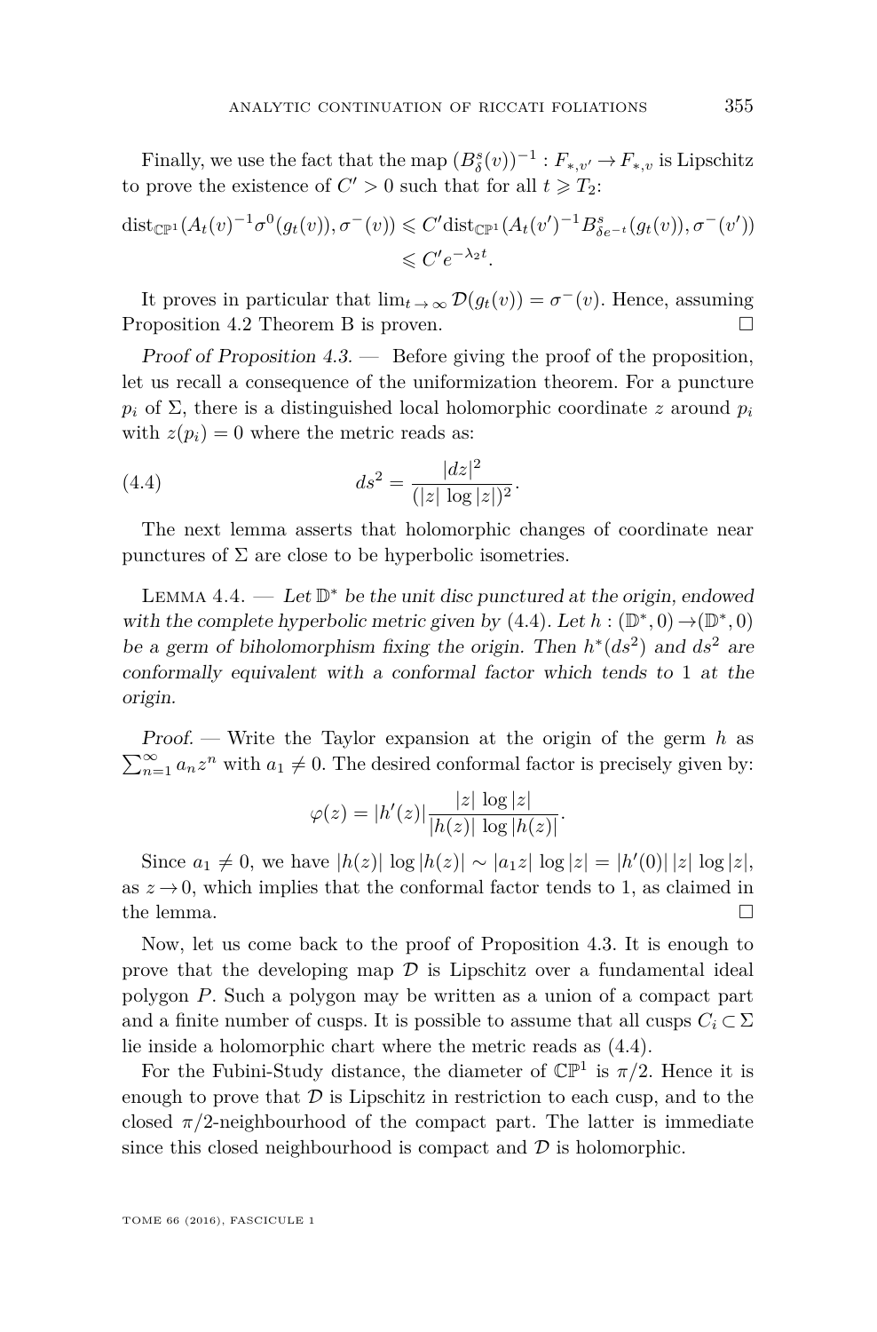Finally, we use the fact that the map $(B^s_\delta(v))^{-1} : F_{*,v'} \to F_{*,v}$ is Lipschitz to prove the existence of $C' > 0$ such that for all $t \geqslant T_2$:

$$\begin{aligned}\mathrm{dist}_{\mathbb{CP}^1}(A_t(v)^{-1}\sigma^0(g_t(v)), \sigma^-(v)) &\leqslant C' \mathrm{dist}_{\mathbb{CP}^1}(A_t(v')^{-1}B^s_{\delta e^{-t}}(g_t(v)), \sigma^-(v')) \\ &\leqslant C' e^{-\lambda_2 t}.\end{aligned}$$

It proves in particular that $\lim_{t\to\infty} \mathcal{D}(g_t(v)) = \sigma^-(v)$. Hence, assuming Proposition 4.2 Theorem B is proven. □

*Proof of Proposition 4.3.* — Before giving the proof of the proposition, let us recall a consequence of the uniformization theorem. For a puncture $p_i$ of $\Sigma$, there is a distinguished local holomorphic coordinate $z$ around $p_i$ with $z(p_i) = 0$ where the metric reads as:

$$ds^2 = \frac{|dz|^2}{(|z|\,\log|z|)^2}. \tag{4.4}$$

The next lemma asserts that holomorphic changes of coordinate near punctures of $\Sigma$ are close to be hyperbolic isometries.

Lemma 4.4. — *Let $\mathbb{D}^*$ be the unit disc punctured at the origin, endowed with the complete hyperbolic metric given by (4.4). Let $h : (\mathbb{D}^*, 0) \to (\mathbb{D}^*, 0)$ be a germ of biholomorphism fixing the origin. Then $h^*(ds^2)$ and $ds^2$ are conformally equivalent with a conformal factor which tends to 1 at the origin.*

*Proof.* — Write the Taylor expansion at the origin of the germ $h$ as $\sum_{n=1}^\infty a_n z^n$ with $a_1 \neq 0$. The desired conformal factor is precisely given by:

$$\varphi(z) = |h'(z)| \frac{|z|\,\log|z|}{|h(z)|\,\log|h(z)|}.$$

Since $a_1 \neq 0$, we have $|h(z)|\,\log|h(z)| \sim |a_1 z|\,\log|z| = |h'(0)|\,|z|\,\log|z|$, as $z \to 0$, which implies that the conformal factor tends to 1, as claimed in the lemma. □

Now, let us come back to the proof of Proposition 4.3. It is enough to prove that the developing map $\mathcal{D}$ is Lipschitz over a fundamental ideal polygon $P$. Such a polygon may be written as a union of a compact part and a finite number of cusps. It is possible to assume that all cusps $C_i \subset \Sigma$ lie inside a holomorphic chart where the metric reads as (4.4).

For the Fubini-Study distance, the diameter of $\mathbb{CP}^1$ is $\pi/2$. Hence it is enough to prove that $\mathcal{D}$ is Lipschitz in restriction to each cusp, and to the closed $\pi/2$-neighbourhood of the compact part. The latter is immediate since this closed neighbourhood is compact and $\mathcal{D}$ is holomorphic.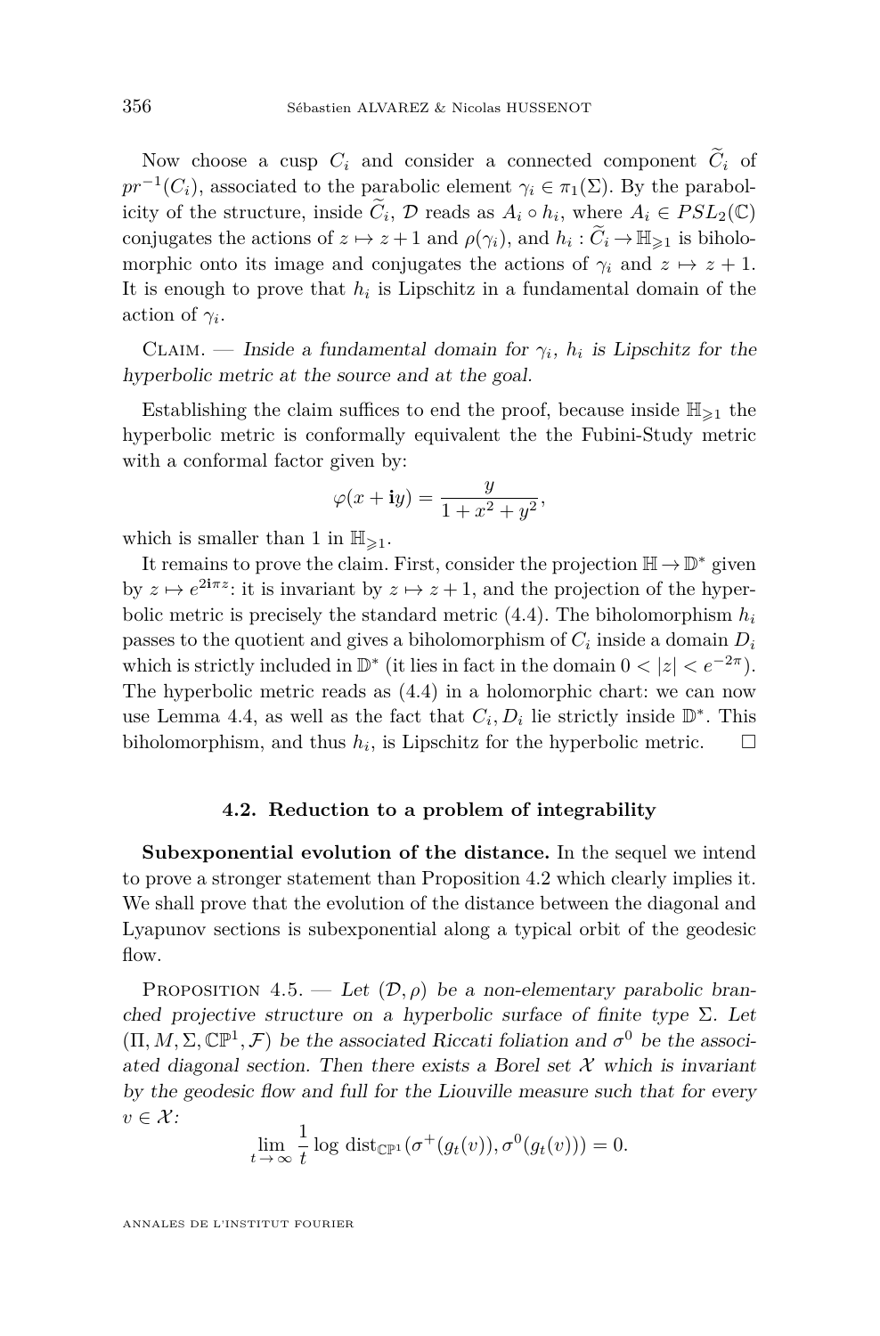Now choose a cusp $C_i$ and consider a connected component $\widetilde{C}_i$ of $pr^{-1}(C_i)$, associated to the parabolic element $\gamma_i \in \pi_1(\Sigma)$. By the parabolicity of the structure, inside $\widetilde{C}_i$, $\mathcal{D}$ reads as $A_i \circ h_i$, where $A_i \in PSL_2(\mathbb{C})$ conjugates the actions of $z \mapsto z+1$ and $\rho(\gamma_i)$, and $h_i : \widetilde{C}_i \to \mathbb{H}_{\geqslant 1}$ is biholomorphic onto its image and conjugates the actions of $\gamma_i$ and $z \mapsto z+1$. It is enough to prove that $h_i$ is Lipschitz in a fundamental domain of the action of $\gamma_i$.

Claim. — *Inside a fundamental domain for $\gamma_i$, $h_i$ is Lipschitz for the hyperbolic metric at the source and at the goal.*

Establishing the claim suffices to end the proof, because inside $\mathbb{H}_{\geqslant 1}$ the hyperbolic metric is conformally equivalent the the Fubini-Study metric with a conformal factor given by:

$$\varphi(x + \mathbf{i}y) = \frac{y}{1 + x^2 + y^2},$$

which is smaller than 1 in $\mathbb{H}_{\geqslant 1}$.

It remains to prove the claim. First, consider the projection $\mathbb{H} \to \mathbb{D}^*$ given by $z \mapsto e^{2\mathbf{i}\pi z}$: it is invariant by $z \mapsto z+1$, and the projection of the hyperbolic metric is precisely the standard metric (4.4). The biholomorphism $h_i$ passes to the quotient and gives a biholomorphism of $C_i$ inside a domain $D_i$ which is strictly included in $\mathbb{D}^*$ (it lies in fact in the domain $0 < |z| < e^{-2\pi}$). The hyperbolic metric reads as (4.4) in a holomorphic chart: we can now use Lemma 4.4, as well as the fact that $C_i, D_i$ lie strictly inside $\mathbb{D}^*$. This biholomorphism, and thus $h_i$, is Lipschitz for the hyperbolic metric. $\square$

## 4.2. Reduction to a problem of integrability

**Subexponential evolution of the distance.** In the sequel we intend to prove a stronger statement than Proposition 4.2 which clearly implies it. We shall prove that the evolution of the distance between the diagonal and Lyapunov sections is subexponential along a typical orbit of the geodesic flow.

Proposition 4.5. — *Let $(\mathcal{D}, \rho)$ be a non-elementary parabolic branched projective structure on a hyperbolic surface of finite type $\Sigma$. Let $(\Pi, M, \Sigma, \mathbb{CP}^1, \mathcal{F})$ be the associated Riccati foliation and $\sigma^0$ be the associated diagonal section. Then there exists a Borel set $\mathcal{X}$ which is invariant by the geodesic flow and full for the Liouville measure such that for every $v \in \mathcal{X}$:*

$$\lim_{t \to \infty} \frac{1}{t} \log \operatorname{dist}_{\mathbb{CP}^1}(\sigma^+(g_t(v)), \sigma^0(g_t(v))) = 0.$$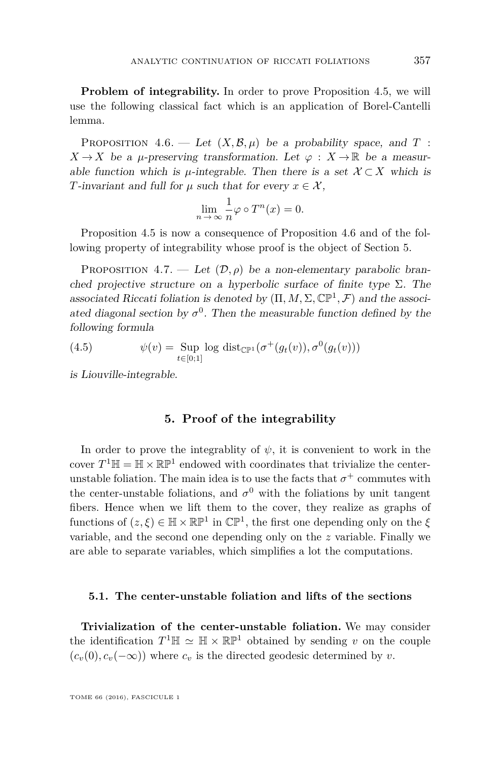**Problem of integrability.** In order to prove Proposition 4.5, we will use the following classical fact which is an application of Borel-Cantelli lemma.

Proposition 4.6. — *Let $(X, \mathcal{B}, \mu)$ be a probability space, and $T : X \to X$ be a $\mu$-preserving transformation. Let $\varphi : X \to \mathbb{R}$ be a measurable function which is $\mu$-integrable. Then there is a set $\mathcal{X} \subset X$ which is $T$-invariant and full for $\mu$ such that for every $x \in \mathcal{X}$,*

$$\lim_{n \to \infty} \frac{1}{n} \varphi \circ T^n(x) = 0.$$

Proposition 4.5 is now a consequence of Proposition 4.6 and of the following property of integrability whose proof is the object of Section 5.

Proposition 4.7. — *Let $(\mathcal{D}, \rho)$ be a non-elementary parabolic branched projective structure on a hyperbolic surface of finite type $\Sigma$. The associated Riccati foliation is denoted by $(\Pi, M, \Sigma, \mathbb{CP}^1, \mathcal{F})$ and the associated diagonal section by $\sigma^0$. Then the measurable function defined by the following formula*

$$\psi(v) = \operatorname*{Sup}_{t \in [0;1]} \log \operatorname{dist}_{\mathbb{CP}^1}(\sigma^+(g_t(v)), \sigma^0(g_t(v))) \tag{4.5}$$

*is Liouville-integrable.*

## 5. Proof of the integrability

In order to prove the integrablity of $\psi$, it is convenient to work in the cover $T^1\mathbb{H} = \mathbb{H} \times \mathbb{RP}^1$ endowed with coordinates that trivialize the center-unstable foliation. The main idea is to use the facts that $\sigma^+$ commutes with the center-unstable foliations, and $\sigma^0$ with the foliations by unit tangent fibers. Hence when we lift them to the cover, they realize as graphs of functions of $(z, \xi) \in \mathbb{H} \times \mathbb{RP}^1$ in $\mathbb{CP}^1$, the first one depending only on the $\xi$ variable, and the second one depending only on the $z$ variable. Finally we are able to separate variables, which simplifies a lot the computations.

### 5.1. The center-unstable foliation and lifts of the sections

**Trivialization of the center-unstable foliation.** We may consider the identification $T^1\mathbb{H} \simeq \mathbb{H} \times \mathbb{RP}^1$ obtained by sending $v$ on the couple $(c_v(0), c_v(-\infty))$ where $c_v$ is the directed geodesic determined by $v$.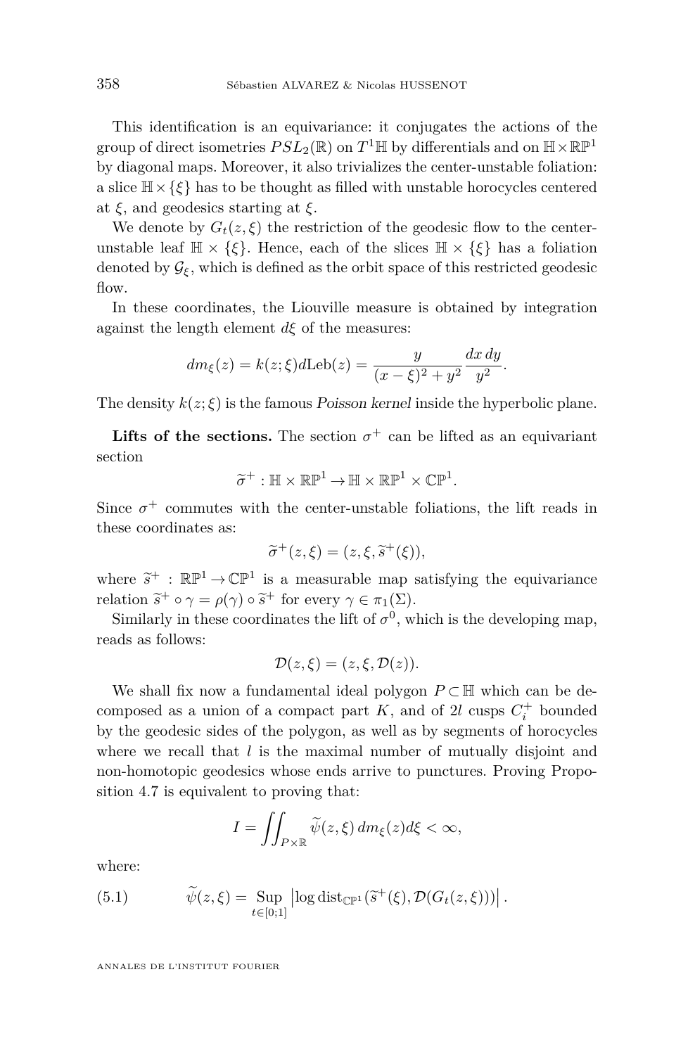This identification is an equivariance: it conjugates the actions of the group of direct isometries $PSL_2(\mathbb{R})$ on $T^1\mathbb{H}$ by differentials and on $\mathbb{H}\times\mathbb{RP}^1$ by diagonal maps. Moreover, it also trivializes the center-unstable foliation: a slice $\mathbb{H}\times\{\xi\}$ has to be thought as filled with unstable horocycles centered at $\xi$, and geodesics starting at $\xi$.

We denote by $G_t(z,\xi)$ the restriction of the geodesic flow to the center-unstable leaf $\mathbb{H}\times\{\xi\}$. Hence, each of the slices $\mathbb{H}\times\{\xi\}$ has a foliation denoted by $\mathcal{G}_\xi$, which is defined as the orbit space of this restricted geodesic flow.

In these coordinates, the Liouville measure is obtained by integration against the length element $d\xi$ of the measures:

$$dm_\xi(z) = k(z;\xi)d\mathrm{Leb}(z) = \frac{y}{(x-\xi)^2+y^2}\frac{dx\,dy}{y^2}.$$

The density $k(z;\xi)$ is the famous *Poisson kernel* inside the hyperbolic plane.

**Lifts of the sections.** The section $\sigma^+$ can be lifted as an equivariant section

$$\widetilde{\sigma}^+ : \mathbb{H}\times\mathbb{RP}^1 \to \mathbb{H}\times\mathbb{RP}^1\times\mathbb{CP}^1.$$

Since $\sigma^+$ commutes with the center-unstable foliations, the lift reads in these coordinates as:

$$\widetilde{\sigma}^+(z,\xi) = (z,\xi,\widetilde{s}^+(\xi)),$$

where $\widetilde{s}^+ : \mathbb{RP}^1\to\mathbb{CP}^1$ is a measurable map satisfying the equivariance relation $\widetilde{s}^+\circ\gamma = \rho(\gamma)\circ\widetilde{s}^+$ for every $\gamma\in\pi_1(\Sigma)$.

Similarly in these coordinates the lift of $\sigma^0$, which is the developing map, reads as follows:

$$\mathcal{D}(z,\xi) = (z,\xi,\mathcal{D}(z)).$$

We shall fix now a fundamental ideal polygon $P\subset\mathbb{H}$ which can be decomposed as a union of a compact part $K$, and of $2l$ cusps $C_i^+$ bounded by the geodesic sides of the polygon, as well as by segments of horocycles where we recall that $l$ is the maximal number of mutually disjoint and non-homotopic geodesics whose ends arrive to punctures. Proving Proposition 4.7 is equivalent to proving that:

$$I = \iint_{P\times\mathbb{R}} \widetilde{\psi}(z,\xi)\,dm_\xi(z)d\xi < \infty,$$

where:

$$\widetilde{\psi}(z,\xi) = \operatorname*{Sup}_{t\in[0;1]} \left|\log \mathrm{dist}_{\mathbb{CP}^1}(\widetilde{s}^+(\xi),\mathcal{D}(G_t(z,\xi)))\right|. \tag{5.1}$$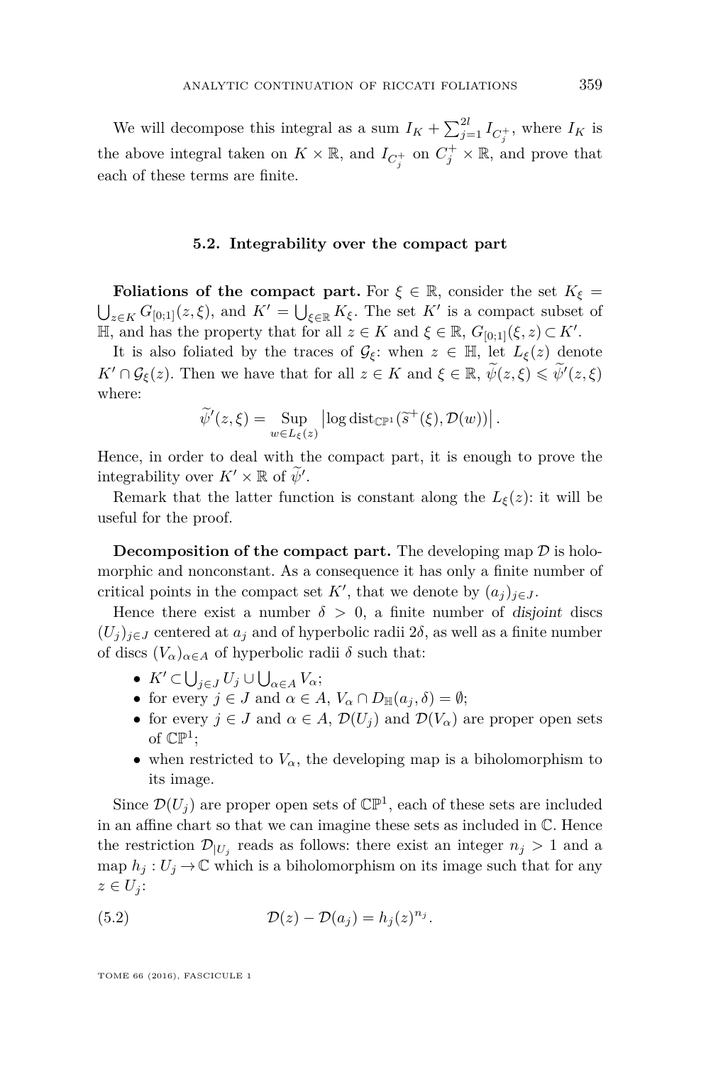We will decompose this integral as a sum $I_K + \sum_{j=1}^{2l} I_{C_j^+}$, where $I_K$ is the above integral taken on $K \times \mathbb{R}$, and $I_{C_j^+}$ on $C_j^+ \times \mathbb{R}$, and prove that each of these terms are finite.

### 5.2. Integrability over the compact part

**Foliations of the compact part.** For $\xi \in \mathbb{R}$, consider the set $K_\xi = \bigcup_{z\in K} G_{[0;1]}(z,\xi)$, and $K' = \bigcup_{\xi\in\mathbb{R}} K_\xi$. The set $K'$ is a compact subset of $\mathbb{H}$, and has the property that for all $z \in K$ and $\xi \in \mathbb{R}$, $G_{[0;1]}(\xi, z) \subset K'$.

It is also foliated by the traces of $\mathcal{G}_\xi$: when $z \in \mathbb{H}$, let $L_\xi(z)$ denote $K' \cap \mathcal{G}_\xi(z)$. Then we have that for all $z \in K$ and $\xi \in \mathbb{R}$, $\widetilde{\psi}(z,\xi) \leqslant \widetilde{\psi}'(z,\xi)$ where:

$$\widetilde{\psi}'(z,\xi) = \operatorname*{Sup}_{w\in L_\xi(z)} \left|\log \operatorname{dist}_{\mathbb{CP}^1}(\widetilde{s}^+(\xi), \mathcal{D}(w))\right|.$$

Hence, in order to deal with the compact part, it is enough to prove the integrability over $K' \times \mathbb{R}$ of $\widetilde{\psi}'$.

Remark that the latter function is constant along the $L_\xi(z)$: it will be useful for the proof.

**Decomposition of the compact part.** The developing map $\mathcal{D}$ is holomorphic and nonconstant. As a consequence it has only a finite number of critical points in the compact set $K'$, that we denote by $(a_j)_{j\in J}$.

Hence there exist a number $\delta > 0$, a finite number of *disjoint* discs $(U_j)_{j\in J}$ centered at $a_j$ and of hyperbolic radii $2\delta$, as well as a finite number of discs $(V_\alpha)_{\alpha\in A}$ of hyperbolic radii $\delta$ such that:

- $K' \subset \bigcup_{j\in J} U_j \cup \bigcup_{\alpha\in A} V_\alpha$;
- for every $j \in J$ and $\alpha \in A$, $V_\alpha \cap D_{\mathbb{H}}(a_j, \delta) = \emptyset$;
- for every $j \in J$ and $\alpha \in A$, $\mathcal{D}(U_j)$ and $\mathcal{D}(V_\alpha)$ are proper open sets of $\mathbb{CP}^1$;
- when restricted to $V_\alpha$, the developing map is a biholomorphism to its image.

Since $\mathcal{D}(U_j)$ are proper open sets of $\mathbb{CP}^1$, each of these sets are included in an affine chart so that we can imagine these sets as included in $\mathbb{C}$. Hence the restriction $\mathcal{D}_{|U_j}$ reads as follows: there exist an integer $n_j > 1$ and a map $h_j : U_j \to \mathbb{C}$ which is a biholomorphism on its image such that for any $z \in U_j$:

$$\mathcal{D}(z) - \mathcal{D}(a_j) = h_j(z)^{n_j}. \tag{5.2}$$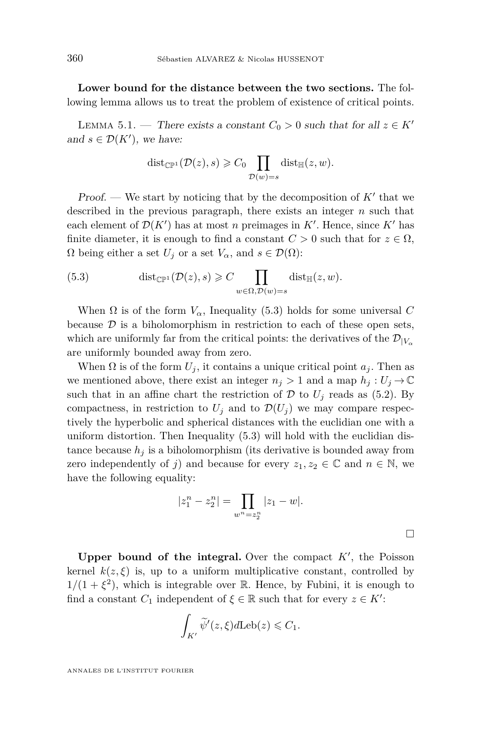**Lower bound for the distance between the two sections.** The following lemma allows us to treat the problem of existence of critical points.

Lemma 5.1. — *There exists a constant $C_0 > 0$ such that for all $z \in K'$ and $s \in \mathcal{D}(K')$, we have:*

$$\mathrm{dist}_{\mathbb{CP}^1}(\mathcal{D}(z), s) \geqslant C_0 \prod_{\mathcal{D}(w)=s} \mathrm{dist}_{\mathbb{H}}(z, w).$$

*Proof.* — We start by noticing that by the decomposition of $K'$ that we described in the previous paragraph, there exists an integer $n$ such that each element of $\mathcal{D}(K')$ has at most $n$ preimages in $K'$. Hence, since $K'$ has finite diameter, it is enough to find a constant $C > 0$ such that for $z \in \Omega$, $\Omega$ being either a set $U_j$ or a set $V_\alpha$, and $s \in \mathcal{D}(\Omega)$:

$$\mathrm{dist}_{\mathbb{CP}^1}(\mathcal{D}(z), s) \geqslant C \prod_{w \in \Omega, \mathcal{D}(w)=s} \mathrm{dist}_{\mathbb{H}}(z, w). \tag{5.3}$$

When $\Omega$ is of the form $V_\alpha$, Inequality (5.3) holds for some universal $C$ because $\mathcal{D}$ is a biholomorphism in restriction to each of these open sets, which are uniformly far from the critical points: the derivatives of the $\mathcal{D}_{|V_\alpha}$ are uniformly bounded away from zero.

When $\Omega$ is of the form $U_j$, it contains a unique critical point $a_j$. Then as we mentioned above, there exist an integer $n_j > 1$ and a map $h_j : U_j \to \mathbb{C}$ such that in an affine chart the restriction of $\mathcal{D}$ to $U_j$ reads as (5.2). By compactness, in restriction to $U_j$ and to $\mathcal{D}(U_j)$ we may compare respectively the hyperbolic and spherical distances with the euclidian one with a uniform distortion. Then Inequality (5.3) will hold with the euclidian distance because $h_j$ is a biholomorphism (its derivative is bounded away from zero independently of $j$) and because for every $z_1, z_2 \in \mathbb{C}$ and $n \in \mathbb{N}$, we have the following equality:

$$|z_1^n - z_2^n| = \prod_{w^n = z_2^n} |z_1 - w|.$$

□

**Upper bound of the integral.** Over the compact $K'$, the Poisson kernel $k(z, \xi)$ is, up to a uniform multiplicative constant, controlled by $1/(1+\xi^2)$, which is integrable over $\mathbb{R}$. Hence, by Fubini, it is enough to find a constant $C_1$ independent of $\xi \in \mathbb{R}$ such that for every $z \in K'$:

$$\int_{K'} \widetilde{\psi}'(z, \xi) d\mathrm{Leb}(z) \leqslant C_1.$$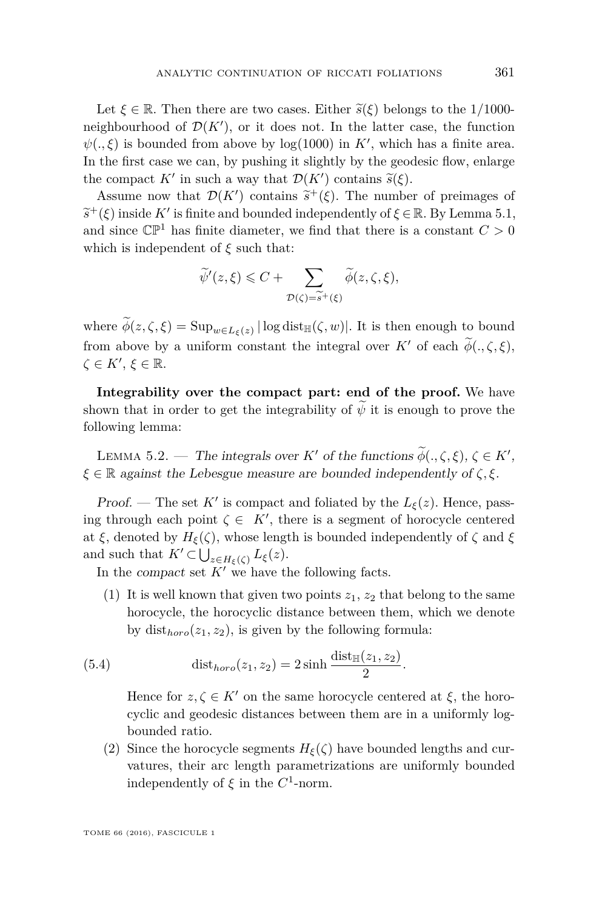Let $\xi \in \mathbb{R}$. Then there are two cases. Either $\widetilde{s}(\xi)$ belongs to the $1/1000$-neighbourhood of $\mathcal{D}(K')$, or it does not. In the latter case, the function $\psi(.,\xi)$ is bounded from above by $\log(1000)$ in $K'$, which has a finite area. In the first case we can, by pushing it slightly by the geodesic flow, enlarge the compact $K'$ in such a way that $\mathcal{D}(K')$ contains $\widetilde{s}(\xi)$.

Assume now that $\mathcal{D}(K')$ contains $\widetilde{s}^+(\xi)$. The number of preimages of $\widetilde{s}^+(\xi)$ inside $K'$ is finite and bounded independently of $\xi \in \mathbb{R}$. By Lemma 5.1, and since $\mathbb{CP}^1$ has finite diameter, we find that there is a constant $C > 0$ which is independent of $\xi$ such that:

$$\widetilde{\psi}'(z,\xi) \leqslant C + \sum_{\mathcal{D}(\zeta)=\widetilde{s}^+(\xi)} \widetilde{\phi}(z,\zeta,\xi),$$

where $\widetilde{\phi}(z,\zeta,\xi) = \operatorname{Sup}_{w \in L_\xi(z)} |\log \operatorname{dist}_{\mathbb{H}}(\zeta, w)|$. It is then enough to bound from above by a uniform constant the integral over $K'$ of each $\widetilde{\phi}(.,\zeta,\xi)$, $\zeta \in K'$, $\xi \in \mathbb{R}$.

**Integrability over the compact part: end of the proof.** We have shown that in order to get the integrability of $\widetilde{\psi}$ it is enough to prove the following lemma:

Lemma 5.2. — *The integrals over $K'$ of the functions $\widetilde{\phi}(.,\zeta,\xi)$, $\zeta \in K'$, $\xi \in \mathbb{R}$ against the Lebesgue measure are bounded independently of $\zeta, \xi$.*

*Proof.* — The set $K'$ is compact and foliated by the $L_\xi(z)$. Hence, passing through each point $\zeta \in K'$, there is a segment of horocycle centered at $\xi$, denoted by $H_\xi(\zeta)$, whose length is bounded independently of $\zeta$ and $\xi$ and such that $K' \subset \bigcup_{z \in H_\xi(\zeta)} L_\xi(z)$.

In the *compact* set $K'$ we have the following facts.

(1) It is well known that given two points $z_1$, $z_2$ that belong to the same horocycle, the horocyclic distance between them, which we denote by $\operatorname{dist}_{horo}(z_1,z_2)$, is given by the following formula:

$$\operatorname{dist}_{horo}(z_1,z_2) = 2\sinh \frac{\operatorname{dist}_{\mathbb{H}}(z_1,z_2)}{2}. \tag{5.4}$$

Hence for $z, \zeta \in K'$ on the same horocycle centered at $\xi$, the horocyclic and geodesic distances between them are in a uniformly log-bounded ratio.

(2) Since the horocycle segments $H_\xi(\zeta)$ have bounded lengths and curvatures, their arc length parametrizations are uniformly bounded independently of $\xi$ in the $C^1$-norm.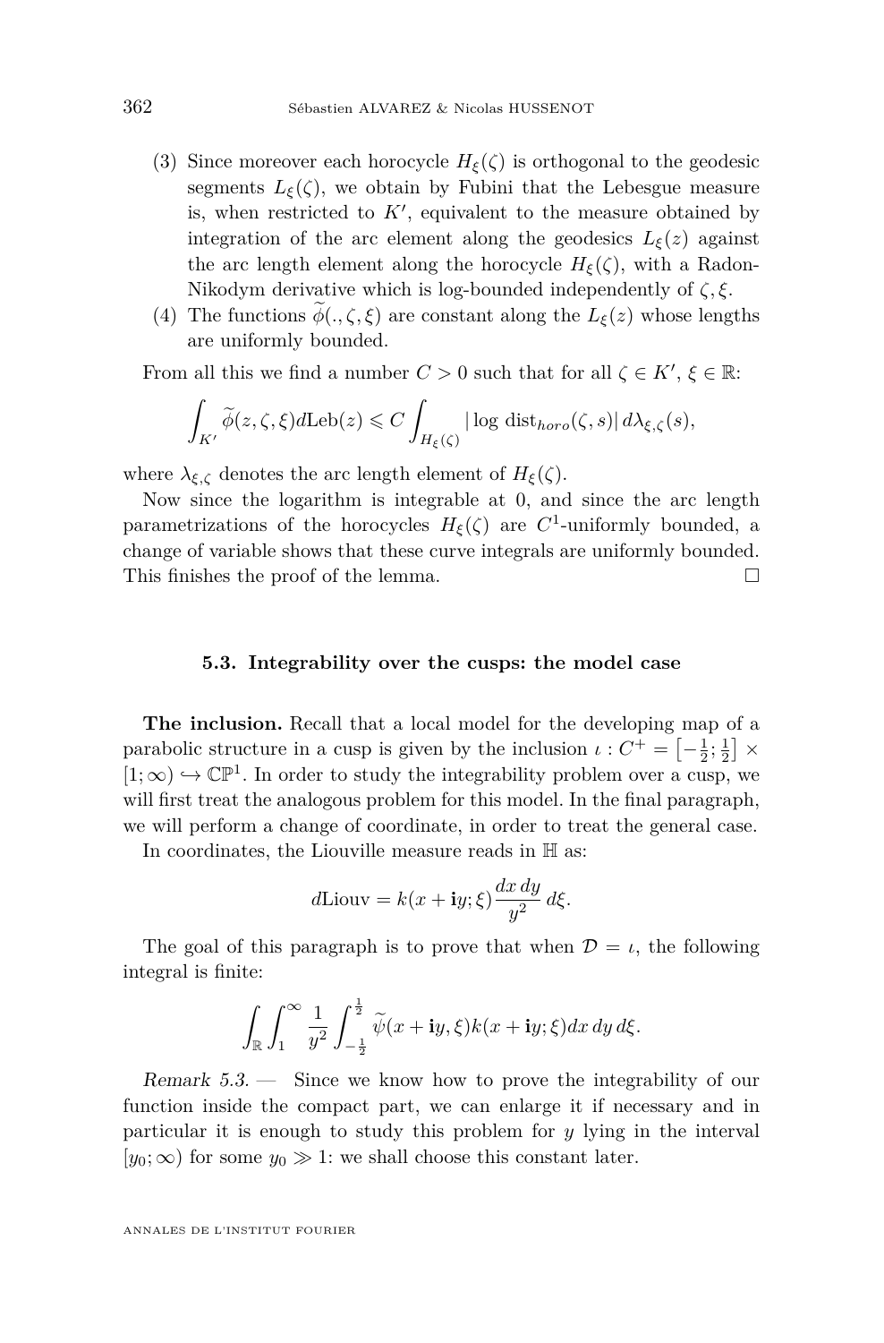(3) Since moreover each horocycle $H_\xi(\zeta)$ is orthogonal to the geodesic segments $L_\xi(\zeta)$, we obtain by Fubini that the Lebesgue measure is, when restricted to $K'$, equivalent to the measure obtained by integration of the arc element along the geodesics $L_\xi(z)$ against the arc length element along the horocycle $H_\xi(\zeta)$, with a Radon-Nikodym derivative which is log-bounded independently of $\zeta, \xi$.

(4) The functions $\widetilde{\phi}(., \zeta, \xi)$ are constant along the $L_\xi(z)$ whose lengths are uniformly bounded.

From all this we find a number $C > 0$ such that for all $\zeta \in K'$, $\xi \in \mathbb{R}$:

$$\int_{K'} \widetilde{\phi}(z, \zeta, \xi) d\mathrm{Leb}(z) \leqslant C \int_{H_\xi(\zeta)} |\log \mathrm{dist}_{horo}(\zeta, s)| \, d\lambda_{\xi,\zeta}(s),$$

where $\lambda_{\xi,\zeta}$ denotes the arc length element of $H_\xi(\zeta)$.

Now since the logarithm is integrable at 0, and since the arc length parametrizations of the horocycles $H_\xi(\zeta)$ are $C^1$-uniformly bounded, a change of variable shows that these curve integrals are uniformly bounded. This finishes the proof of the lemma. □

### 5.3. Integrability over the cusps: the model case

**The inclusion.** Recall that a local model for the developing map of a parabolic structure in a cusp is given by the inclusion $\iota : C^+ = \left[-\frac{1}{2}; \frac{1}{2}\right] \times [1; \infty) \hookrightarrow \mathbb{CP}^1$. In order to study the integrability problem over a cusp, we will first treat the analogous problem for this model. In the final paragraph, we will perform a change of coordinate, in order to treat the general case.

In coordinates, the Liouville measure reads in $\mathbb{H}$ as:

$$d\mathrm{Liouv} = k(x + \mathbf{i}y; \xi) \frac{dx\, dy}{y^2}\, d\xi.$$

The goal of this paragraph is to prove that when $\mathcal{D} = \iota$, the following integral is finite:

$$\int_{\mathbb{R}} \int_1^\infty \frac{1}{y^2} \int_{-\frac{1}{2}}^{\frac{1}{2}} \widetilde{\psi}(x + \mathbf{i}y, \xi) k(x + \mathbf{i}y; \xi) dx\, dy\, d\xi.$$

*Remark 5.3.* — Since we know how to prove the integrability of our function inside the compact part, we can enlarge it if necessary and in particular it is enough to study this problem for $y$ lying in the interval $[y_0; \infty)$ for some $y_0 \gg 1$: we shall choose this constant later.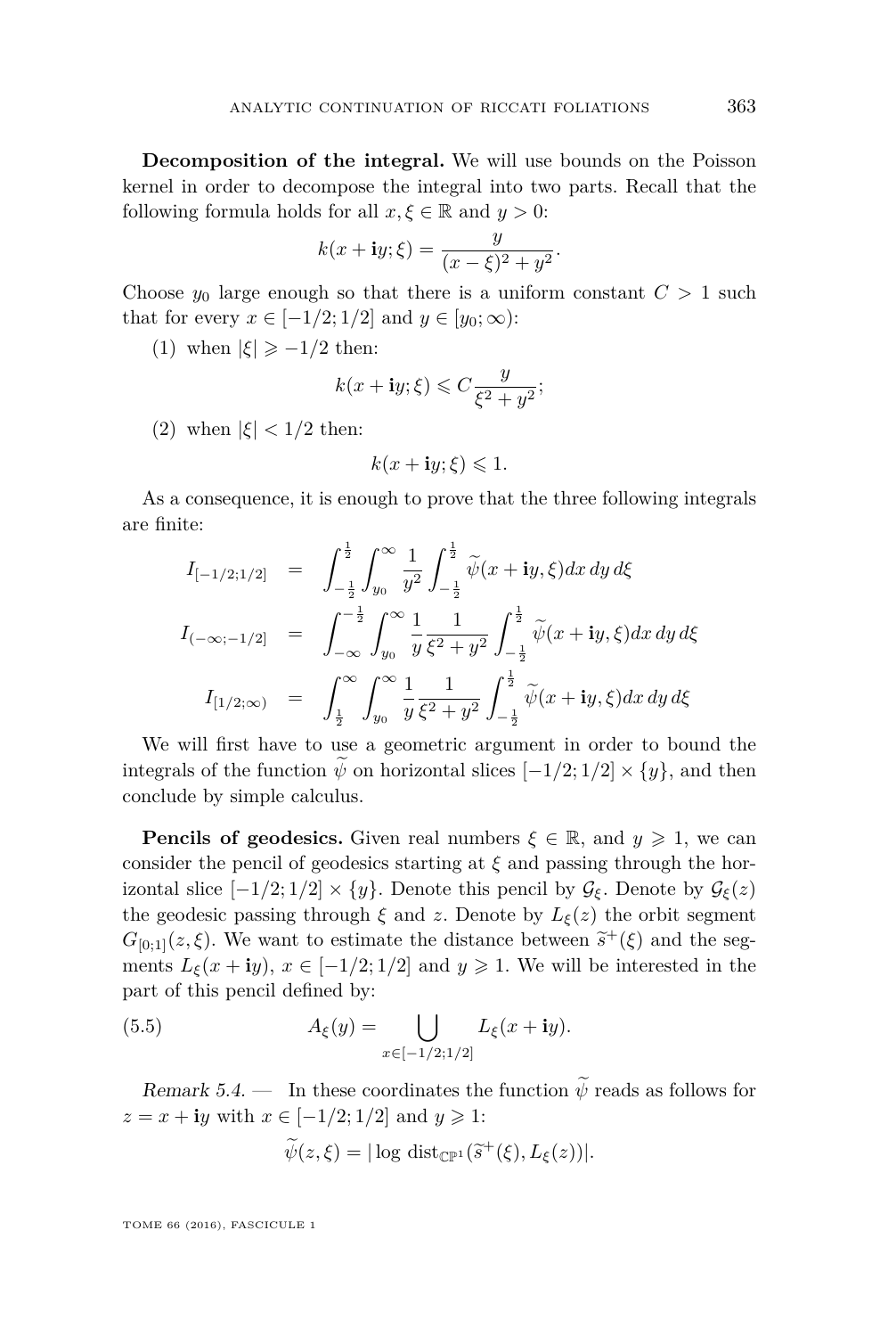**Decomposition of the integral.** We will use bounds on the Poisson kernel in order to decompose the integral into two parts. Recall that the following formula holds for all $x, \xi \in \mathbb{R}$ and $y > 0$:

$$k(x + \mathbf{i}y; \xi) = \frac{y}{(x-\xi)^2 + y^2}.$$

Choose $y_0$ large enough so that there is a uniform constant $C > 1$ such that for every $x \in [-1/2; 1/2]$ and $y \in [y_0; \infty)$:

(1) when $|\xi| \geqslant -1/2$ then:

$$k(x + \mathbf{i}y; \xi) \leqslant C \frac{y}{\xi^2 + y^2};$$

(2) when $|\xi| < 1/2$ then:

$$k(x + \mathbf{i}y; \xi) \leqslant 1.$$

As a consequence, it is enough to prove that the three following integrals are finite:

$$\begin{aligned}
I_{[-1/2;1/2]} &= \int_{-\frac{1}{2}}^{\frac{1}{2}} \int_{y_0}^{\infty} \frac{1}{y^2} \int_{-\frac{1}{2}}^{\frac{1}{2}} \widetilde{\psi}(x + \mathbf{i}y, \xi) dx\, dy\, d\xi \\
I_{(-\infty;-1/2]} &= \int_{-\infty}^{-\frac{1}{2}} \int_{y_0}^{\infty} \frac{1}{y} \frac{1}{\xi^2 + y^2} \int_{-\frac{1}{2}}^{\frac{1}{2}} \widetilde{\psi}(x + \mathbf{i}y, \xi) dx\, dy\, d\xi \\
I_{[1/2;\infty)} &= \int_{\frac{1}{2}}^{\infty} \int_{y_0}^{\infty} \frac{1}{y} \frac{1}{\xi^2 + y^2} \int_{-\frac{1}{2}}^{\frac{1}{2}} \widetilde{\psi}(x + \mathbf{i}y, \xi) dx\, dy\, d\xi
\end{aligned}$$

We will first have to use a geometric argument in order to bound the integrals of the function $\widetilde{\psi}$ on horizontal slices $[-1/2; 1/2] \times \{y\}$, and then conclude by simple calculus.

**Pencils of geodesics.** Given real numbers $\xi \in \mathbb{R}$, and $y \geqslant 1$, we can consider the pencil of geodesics starting at $\xi$ and passing through the horizontal slice $[-1/2; 1/2] \times \{y\}$. Denote this pencil by $\mathcal{G}_\xi$. Denote by $\mathcal{G}_\xi(z)$ the geodesic passing through $\xi$ and $z$. Denote by $L_\xi(z)$ the orbit segment $G_{[0;1]}(z, \xi)$. We want to estimate the distance between $\widetilde{s}^+(\xi)$ and the segments $L_\xi(x + \mathbf{i}y)$, $x \in [-1/2; 1/2]$ and $y \geqslant 1$. We will be interested in the part of this pencil defined by:

$$A_\xi(y) = \bigcup_{x \in [-1/2;1/2]} L_\xi(x + \mathbf{i}y). \tag{5.5}$$

*Remark 5.4.* — In these coordinates the function $\widetilde{\psi}$ reads as follows for $z = x + \mathbf{i}y$ with $x \in [-1/2; 1/2]$ and $y \geqslant 1$:

$$\widetilde{\psi}(z, \xi) = |\log \operatorname{dist}_{\mathbb{CP}^1}(\widetilde{s}^+(\xi), L_\xi(z))|.$$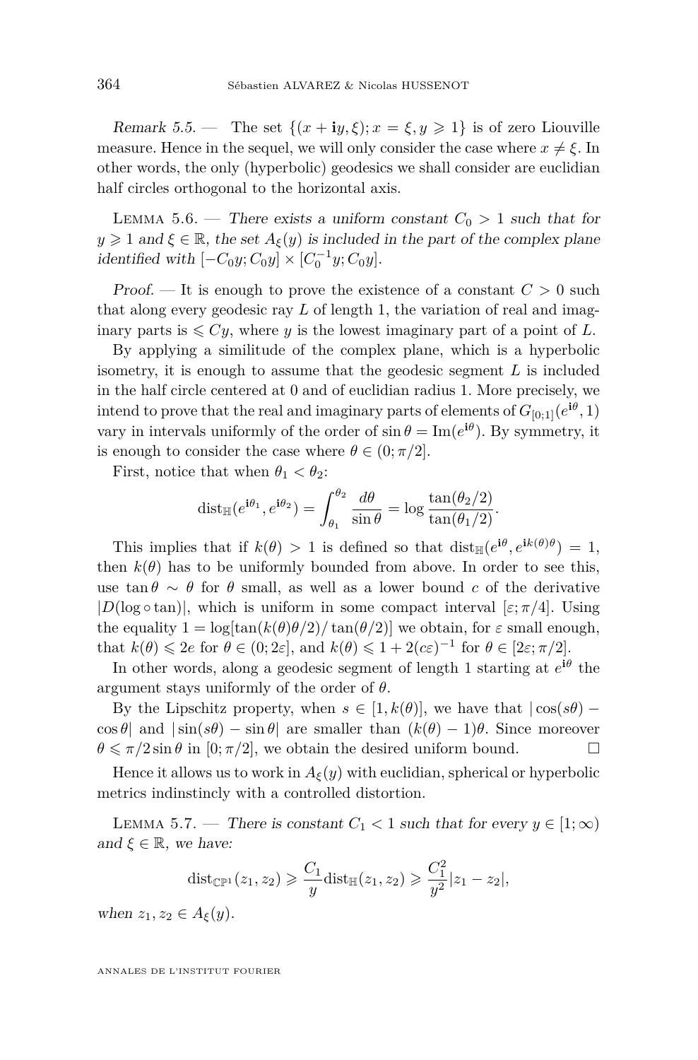*Remark 5.5.* — The set $\{(x+\mathbf{i}y,\xi); x=\xi, y\geqslant 1\}$ is of zero Liouville measure. Hence in the sequel, we will only consider the case where $x\neq\xi$. In other words, the only (hyperbolic) geodesics we shall consider are euclidian half circles orthogonal to the horizontal axis.

Lemma 5.6. — *There exists a uniform constant $C_0>1$ such that for $y\geqslant 1$ and $\xi\in\mathbb{R}$, the set $A_\xi(y)$ is included in the part of the complex plane identified with $[-C_0y; C_0y]\times[C_0^{-1}y; C_0y]$.*

*Proof.* — It is enough to prove the existence of a constant $C>0$ such that along every geodesic ray $L$ of length 1, the variation of real and imaginary parts is $\leqslant Cy$, where $y$ is the lowest imaginary part of a point of $L$.

By applying a similitude of the complex plane, which is a hyperbolic isometry, it is enough to assume that the geodesic segment $L$ is included in the half circle centered at 0 and of euclidian radius 1. More precisely, we intend to prove that the real and imaginary parts of elements of $G_{[0;1]}(e^{\mathbf{i}\theta},1)$ vary in intervals uniformly of the order of $\sin\theta=\operatorname{Im}(e^{\mathbf{i}\theta})$. By symmetry, it is enough to consider the case where $\theta\in(0;\pi/2]$.

First, notice that when $\theta_1<\theta_2$:

$$\operatorname{dist}_{\mathbb{H}}(e^{\mathbf{i}\theta_1},e^{\mathbf{i}\theta_2})=\int_{\theta_1}^{\theta_2}\frac{d\theta}{\sin\theta}=\log\frac{\tan(\theta_2/2)}{\tan(\theta_1/2)}.$$

This implies that if $k(\theta)>1$ is defined so that $\operatorname{dist}_{\mathbb{H}}(e^{\mathbf{i}\theta},e^{\mathbf{i}k(\theta)\theta})=1$, then $k(\theta)$ has to be uniformly bounded from above. In order to see this, use $\tan\theta\sim\theta$ for $\theta$ small, as well as a lower bound $c$ of the derivative $|D(\log\circ\tan)|$, which is uniform in some compact interval $[\varepsilon;\pi/4]$. Using the equality $1=\log[\tan(k(\theta)\theta/2)/\tan(\theta/2)]$ we obtain, for $\varepsilon$ small enough, that $k(\theta)\leqslant 2e$ for $\theta\in(0;2\varepsilon]$, and $k(\theta)\leqslant 1+2(c\varepsilon)^{-1}$ for $\theta\in[2\varepsilon;\pi/2]$.

In other words, along a geodesic segment of length 1 starting at $e^{\mathbf{i}\theta}$ the argument stays uniformly of the order of $\theta$.

By the Lipschitz property, when $s\in[1,k(\theta)]$, we have that $|\cos(s\theta)-\cos\theta|$ and $|\sin(s\theta)-\sin\theta|$ are smaller than $(k(\theta)-1)\theta$. Since moreover $\theta\leqslant\pi/2\sin\theta$ in $[0;\pi/2]$, we obtain the desired uniform bound. □

Hence it allows us to work in $A_\xi(y)$ with euclidian, spherical or hyperbolic metrics indinstincly with a controlled distortion.

Lemma 5.7. — *There is constant $C_1<1$ such that for every $y\in[1;\infty)$ and $\xi\in\mathbb{R}$, we have:*

$$\operatorname{dist}_{\mathbb{CP}^1}(z_1,z_2)\geqslant\frac{C_1}{y}\operatorname{dist}_{\mathbb{H}}(z_1,z_2)\geqslant\frac{C_1^2}{y^2}|z_1-z_2|,$$

*when $z_1,z_2\in A_\xi(y)$.*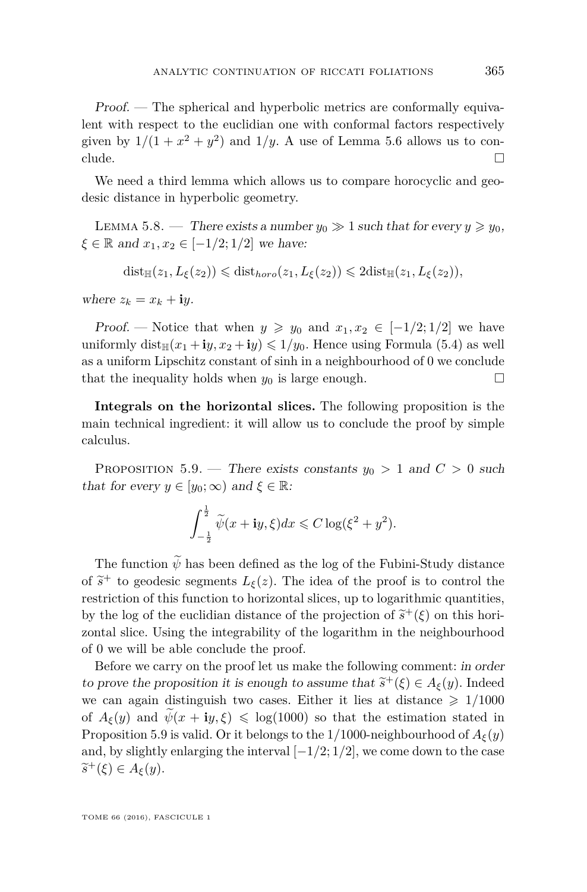*Proof.* — The spherical and hyperbolic metrics are conformally equivalent with respect to the euclidian one with conformal factors respectively given by $1/(1+x^2+y^2)$ and $1/y$. A use of Lemma 5.6 allows us to conclude. □

We need a third lemma which allows us to compare horocyclic and geodesic distance in hyperbolic geometry.

Lemma 5.8. — *There exists a number $y_0 \gg 1$ such that for every $y \geqslant y_0$, $\xi \in \mathbb{R}$ and $x_1, x_2 \in [-1/2; 1/2]$ we have:*

$$\mathrm{dist}_{\mathbb{H}}(z_1, L_\xi(z_2)) \leqslant \mathrm{dist}_{horo}(z_1, L_\xi(z_2)) \leqslant 2\mathrm{dist}_{\mathbb{H}}(z_1, L_\xi(z_2)),$$

*where $z_k = x_k + \mathbf{i}y$.*

*Proof.* — Notice that when $y \geqslant y_0$ and $x_1, x_2 \in [-1/2; 1/2]$ we have uniformly $\mathrm{dist}_{\mathbb{H}}(x_1 + \mathbf{i}y, x_2 + \mathbf{i}y) \leqslant 1/y_0$. Hence using Formula (5.4) as well as a uniform Lipschitz constant of sinh in a neighbourhood of 0 we conclude that the inequality holds when $y_0$ is large enough. □

**Integrals on the horizontal slices.** The following proposition is the main technical ingredient: it will allow us to conclude the proof by simple calculus.

Proposition 5.9. — *There exists constants $y_0 > 1$ and $C > 0$ such that for every $y \in [y_0; \infty)$ and $\xi \in \mathbb{R}$:*

$$\int_{-\frac{1}{2}}^{\frac{1}{2}} \widetilde{\psi}(x + \mathbf{i}y, \xi) dx \leqslant C \log(\xi^2 + y^2).$$

The function $\widetilde{\psi}$ has been defined as the log of the Fubini-Study distance of $\widetilde{s}^+$ to geodesic segments $L_\xi(z)$. The idea of the proof is to control the restriction of this function to horizontal slices, up to logarithmic quantities, by the log of the euclidian distance of the projection of $\widetilde{s}^+(\xi)$ on this horizontal slice. Using the integrability of the logarithm in the neighbourhood of 0 we will be able conclude the proof.

Before we carry on the proof let us make the following comment: *in order to prove the proposition it is enough to assume that $\widetilde{s}^+(\xi) \in A_\xi(y)$.* Indeed we can again distinguish two cases. Either it lies at distance $\geqslant 1/1000$ of $A_\xi(y)$ and $\widetilde{\psi}(x + \mathbf{i}y, \xi) \leqslant \log(1000)$ so that the estimation stated in Proposition 5.9 is valid. Or it belongs to the $1/1000$-neighbourhood of $A_\xi(y)$ and, by slightly enlarging the interval $[-1/2; 1/2]$, we come down to the case $\widetilde{s}^+(\xi) \in A_\xi(y)$.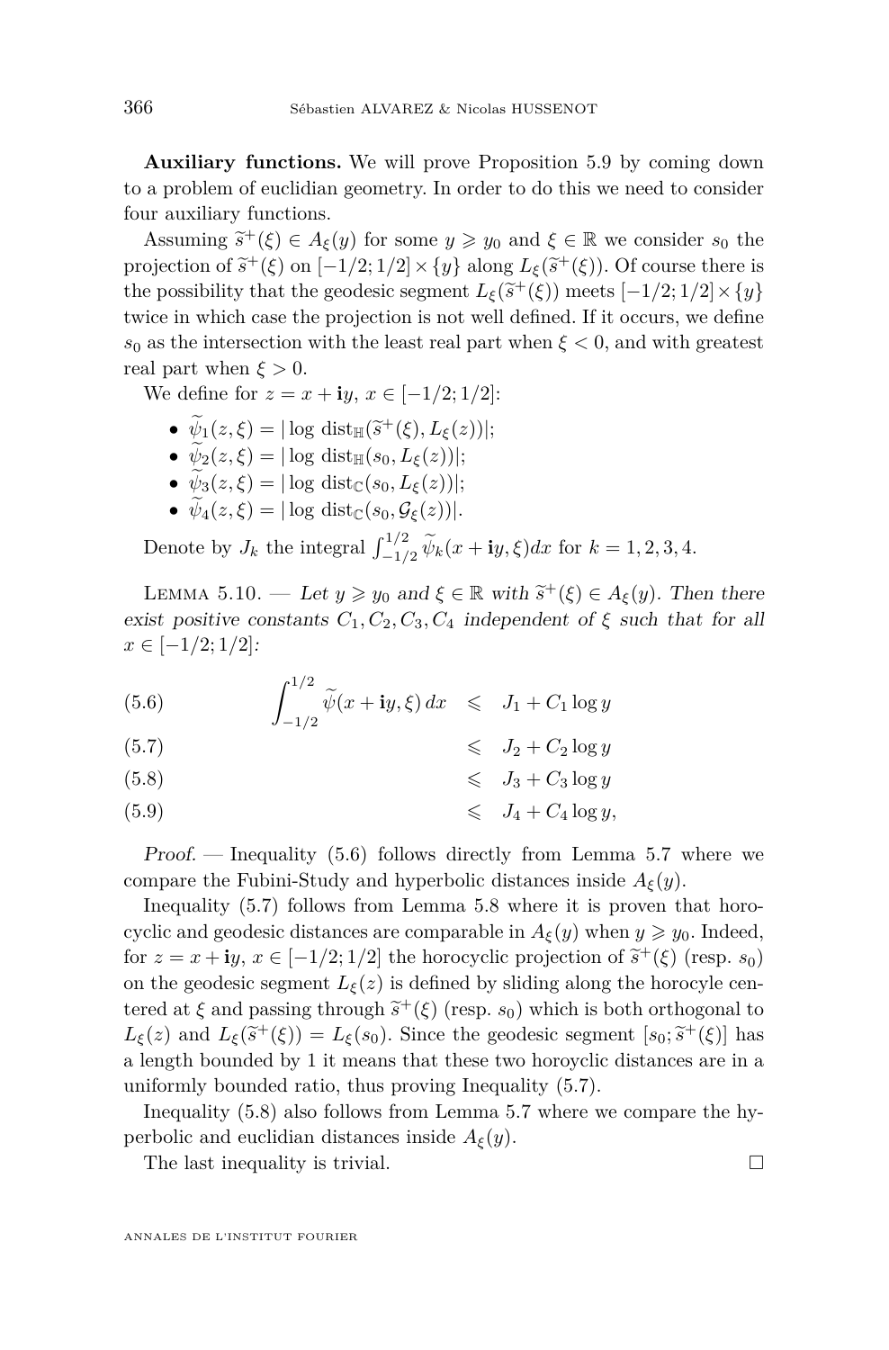**Auxiliary functions.** We will prove Proposition 5.9 by coming down to a problem of euclidian geometry. In order to do this we need to consider four auxiliary functions.

Assuming $\widetilde{s}^+(\xi) \in A_\xi(y)$ for some $y \geqslant y_0$ and $\xi \in \mathbb{R}$ we consider $s_0$ the projection of $\widetilde{s}^+(\xi)$ on $[-1/2; 1/2] \times \{y\}$ along $L_\xi(\widetilde{s}^+(\xi))$. Of course there is the possibility that the geodesic segment $L_\xi(\widetilde{s}^+(\xi))$ meets $[-1/2; 1/2] \times \{y\}$ twice in which case the projection is not well defined. If it occurs, we define $s_0$ as the intersection with the least real part when $\xi < 0$, and with greatest real part when $\xi > 0$.

We define for $z = x + \mathbf{i}y$, $x \in [-1/2; 1/2]$:

- $\widetilde{\psi}_1(z, \xi) = |\log \operatorname{dist}_{\mathbb{H}}(\widetilde{s}^+(\xi), L_\xi(z))|$;
- $\widetilde{\psi}_2(z, \xi) = |\log \operatorname{dist}_{\mathbb{H}}(s_0, L_\xi(z))|$;
- $\widetilde{\psi}_3(z, \xi) = |\log \operatorname{dist}_{\mathbb{C}}(s_0, L_\xi(z))|$;
- $\widetilde{\psi}_4(z, \xi) = |\log \operatorname{dist}_{\mathbb{C}}(s_0, \mathcal{G}_\xi(z))|$.

Denote by $J_k$ the integral $\int_{-1/2}^{1/2} \widetilde{\psi}_k(x + \mathbf{i}y, \xi) dx$ for $k = 1, 2, 3, 4$.

Lemma 5.10. — *Let $y \geqslant y_0$ and $\xi \in \mathbb{R}$ with $\widetilde{s}^+(\xi) \in A_\xi(y)$. Then there exist positive constants $C_1, C_2, C_3, C_4$ independent of $\xi$ such that for all $x \in [-1/2; 1/2]$:*

$$\int_{-1/2}^{1/2} \widetilde{\psi}(x + \mathbf{i}y, \xi)\, dx \leqslant J_1 + C_1 \log y \tag{5.6}$$

$$\leqslant J_2 + C_2 \log y \tag{5.7}$$

$$\leqslant J_3 + C_3 \log y \tag{5.8}$$

$$\leqslant J_4 + C_4 \log y, \tag{5.9}$$

*Proof.* — Inequality (5.6) follows directly from Lemma 5.7 where we compare the Fubini-Study and hyperbolic distances inside $A_\xi(y)$.

Inequality (5.7) follows from Lemma 5.8 where it is proven that horocyclic and geodesic distances are comparable in $A_\xi(y)$ when $y \geqslant y_0$. Indeed, for $z = x + \mathbf{i}y$, $x \in [-1/2; 1/2]$ the horocyclic projection of $\widetilde{s}^+(\xi)$ (resp. $s_0$) on the geodesic segment $L_\xi(z)$ is defined by sliding along the horocyle centered at $\xi$ and passing through $\widetilde{s}^+(\xi)$ (resp. $s_0$) which is both orthogonal to $L_\xi(z)$ and $L_\xi(\widetilde{s}^+(\xi)) = L_\xi(s_0)$. Since the geodesic segment $[s_0; \widetilde{s}^+(\xi)]$ has a length bounded by 1 it means that these two horoyclic distances are in a uniformly bounded ratio, thus proving Inequality (5.7).

Inequality (5.8) also follows from Lemma 5.7 where we compare the hyperbolic and euclidian distances inside $A_\xi(y)$.

The last inequality is trivial. □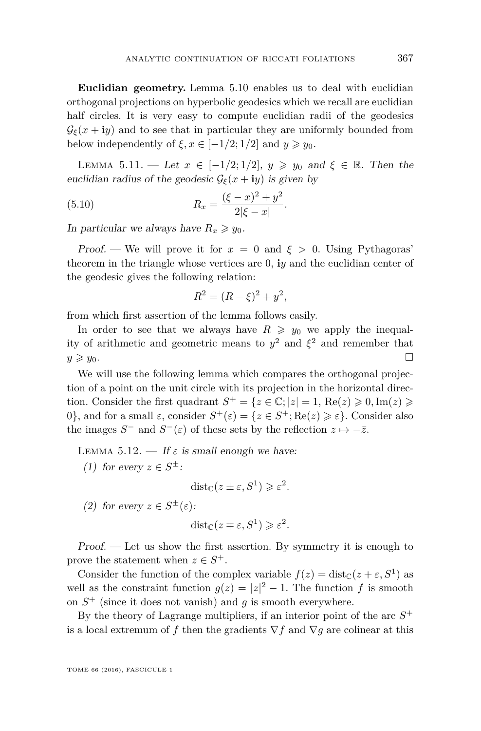**Euclidian geometry.** Lemma 5.10 enables us to deal with euclidian orthogonal projections on hyperbolic geodesics which we recall are euclidian half circles. It is very easy to compute euclidian radii of the geodesics $\mathcal{G}_\xi(x+\mathbf{i}y)$ and to see that in particular they are uniformly bounded from below independently of $\xi, x \in [-1/2;1/2]$ and $y \geqslant y_0$.

Lemma 5.11. — *Let $x \in [-1/2;1/2]$, $y \geqslant y_0$ and $\xi \in \mathbb{R}$. Then the euclidian radius of the geodesic $\mathcal{G}_\xi(x+\mathbf{i}y)$ is given by*

$$R_x = \frac{(\xi - x)^2 + y^2}{2|\xi - x|}. \tag{5.10}$$

*In particular we always have $R_x \geqslant y_0$.*

*Proof.* — We will prove it for $x = 0$ and $\xi > 0$. Using Pythagoras' theorem in the triangle whose vertices are $0$, $\mathbf{i}y$ and the euclidian center of the geodesic gives the following relation:

$$R^2 = (R-\xi)^2 + y^2,$$

from which first assertion of the lemma follows easily.

In order to see that we always have $R \geqslant y_0$ we apply the inequality of arithmetic and geometric means to $y^2$ and $\xi^2$ and remember that $y \geqslant y_0$. □

We will use the following lemma which compares the orthogonal projection of a point on the unit circle with its projection in the horizontal direction. Consider the first quadrant $S^+ = \{z \in \mathbb{C}; |z| = 1, \operatorname{Re}(z) \geqslant 0, \operatorname{Im}(z) \geqslant 0\}$, and for a small $\varepsilon$, consider $S^+(\varepsilon) = \{z \in S^+; \operatorname{Re}(z) \geqslant \varepsilon\}$. Consider also the images $S^-$ and $S^-(\varepsilon)$ of these sets by the reflection $z \mapsto -\bar{z}$.

Lemma 5.12. — *If $\varepsilon$ is small enough we have:*

*(1) for every $z \in S^\pm$:*

$$\operatorname{dist}_{\mathbb{C}}(z \pm \varepsilon, S^1) \geqslant \varepsilon^2.$$

*(2) for every $z \in S^\pm(\varepsilon)$:*

$$\operatorname{dist}_{\mathbb{C}}(z \mp \varepsilon, S^1) \geqslant \varepsilon^2.$$

*Proof.* — Let us show the first assertion. By symmetry it is enough to prove the statement when $z \in S^+$.

Consider the function of the complex variable $f(z) = \operatorname{dist}_{\mathbb{C}}(z+\varepsilon, S^1)$ as well as the constraint function $g(z) = |z|^2 - 1$. The function $f$ is smooth on $S^+$ (since it does not vanish) and $g$ is smooth everywhere.

By the theory of Lagrange multipliers, if an interior point of the arc $S^+$ is a local extremum of $f$ then the gradients $\nabla f$ and $\nabla g$ are colinear at this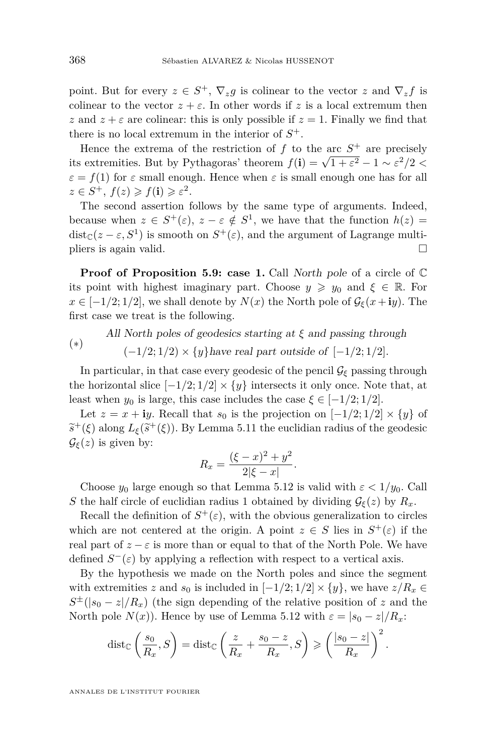point. But for every $z \in S^+$, $\nabla_z g$ is colinear to the vector $z$ and $\nabla_z f$ is colinear to the vector $z + \varepsilon$. In other words if $z$ is a local extremum then $z$ and $z+\varepsilon$ are colinear: this is only possible if $z = 1$. Finally we find that there is no local extremum in the interior of $S^+$.

Hence the extrema of the restriction of $f$ to the arc $S^+$ are precisely its extremities. But by Pythagoras' theorem $f(\mathbf{i}) = \sqrt{1+\varepsilon^2} - 1 \sim \varepsilon^2/2 < \varepsilon = f(1)$ for $\varepsilon$ small enough. Hence when $\varepsilon$ is small enough one has for all $z \in S^+$, $f(z) \geqslant f(\mathbf{i}) \geqslant \varepsilon^2$.

The second assertion follows by the same type of arguments. Indeed, because when $z \in S^+(\varepsilon)$, $z - \varepsilon \notin S^1$, we have that the function $h(z) = \mathrm{dist}_{\mathbb{C}}(z-\varepsilon, S^1)$ is smooth on $S^+(\varepsilon)$, and the argument of Lagrange multipliers is again valid. $\square$

**Proof of Proposition 5.9: case 1.** Call *North pole* of a circle of $\mathbb{C}$ its point with highest imaginary part. Choose $y \geqslant y_0$ and $\xi \in \mathbb{R}$. For $x \in [-1/2;1/2]$, we shall denote by $N(x)$ the North pole of $\mathcal{G}_\xi(x+\mathbf{i}y)$. The first case we treat is the following.

$(*)$ *All North poles of geodesics starting at $\xi$ and passing through $(-1/2;1/2)\times\{y\}$ have real part outside of $[-1/2;1/2]$.*

In particular, in that case every geodesic of the pencil $\mathcal{G}_\xi$ passing through the horizontal slice $[-1/2;1/2]\times\{y\}$ intersects it only once. Note that, at least when $y_0$ is large, this case includes the case $\xi \in [-1/2;1/2]$.

Let $z = x + \mathbf{i}y$. Recall that $s_0$ is the projection on $[-1/2;1/2]\times\{y\}$ of $\widetilde{s}^+(\xi)$ along $L_\xi(\widetilde{s}^+(\xi))$. By Lemma 5.11 the euclidian radius of the geodesic $\mathcal{G}_\xi(z)$ is given by:

$$R_x = \frac{(\xi-x)^2+y^2}{2|\xi-x|}.$$

Choose $y_0$ large enough so that Lemma 5.12 is valid with $\varepsilon < 1/y_0$. Call $S$ the half circle of euclidian radius 1 obtained by dividing $\mathcal{G}_\xi(z)$ by $R_x$.

Recall the definition of $S^+(\varepsilon)$, with the obvious generalization to circles which are not centered at the origin. A point $z \in S$ lies in $S^+(\varepsilon)$ if the real part of $z - \varepsilon$ is more than or equal to that of the North Pole. We have defined $S^-(\varepsilon)$ by applying a reflection with respect to a vertical axis.

By the hypothesis we made on the North poles and since the segment with extremities $z$ and $s_0$ is included in $[-1/2;1/2]\times\{y\}$, we have $z/R_x \in S^{\pm}(|s_0-z|/R_x)$ (the sign depending of the relative position of $z$ and the North pole $N(x)$). Hence by use of Lemma 5.12 with $\varepsilon = |s_0 - z|/R_x$:

$$\mathrm{dist}_{\mathbb{C}}\left(\frac{s_0}{R_x}, S\right) = \mathrm{dist}_{\mathbb{C}}\left(\frac{z}{R_x} + \frac{s_0 - z}{R_x}, S\right) \geqslant \left(\frac{|s_0-z|}{R_x}\right)^2.$$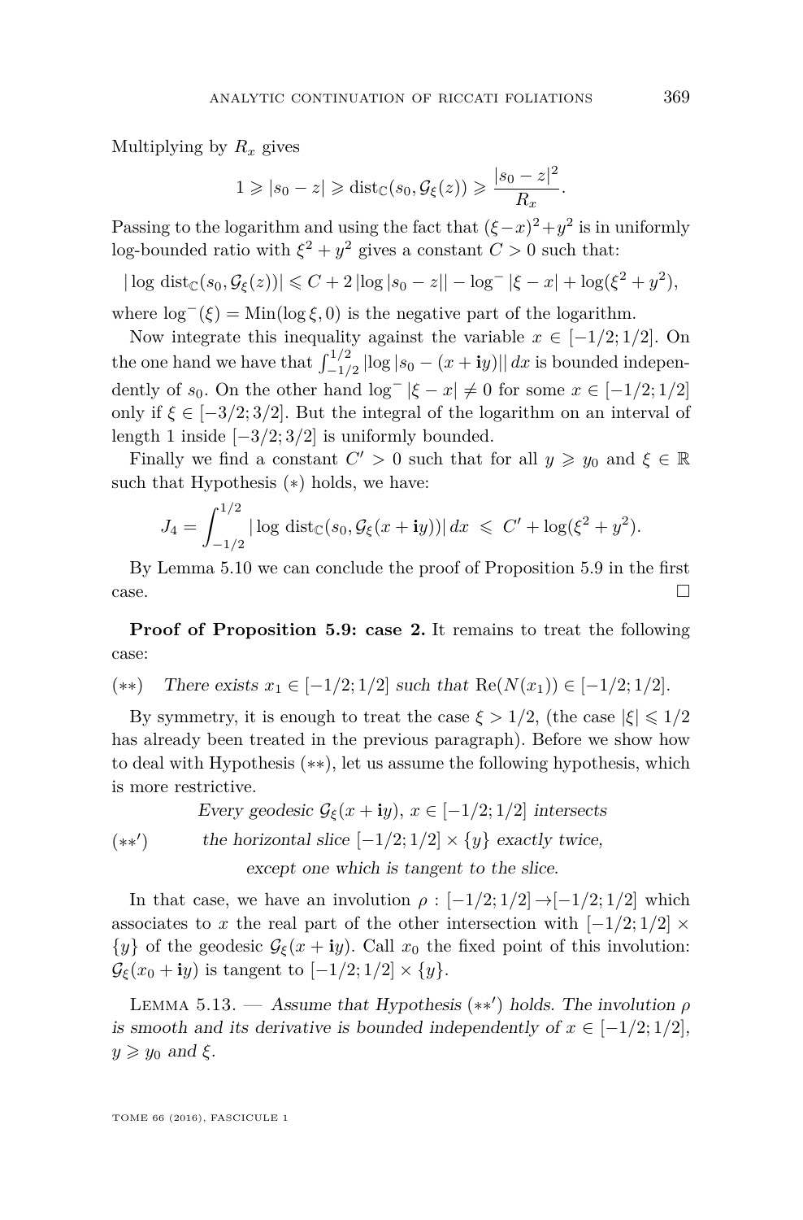Multiplying by $R_x$ gives

$$1 \geqslant |s_0 - z| \geqslant \mathrm{dist}_{\mathbb{C}}(s_0, \mathcal{G}_\xi(z)) \geqslant \frac{|s_0 - z|^2}{R_x}.$$

Passing to the logarithm and using the fact that $(\xi - x)^2 + y^2$ is in uniformly log-bounded ratio with $\xi^2 + y^2$ gives a constant $C > 0$ such that:

$$|\log \mathrm{dist}_{\mathbb{C}}(s_0, \mathcal{G}_\xi(z))| \leqslant C + 2\,|\log|s_0 - z|| - \log^-|\xi - x| + \log(\xi^2 + y^2),$$

where $\log^-(\xi) = \mathrm{Min}(\log \xi, 0)$ is the negative part of the logarithm.

Now integrate this inequality against the variable $x \in [-1/2; 1/2]$. On the one hand we have that $\int_{-1/2}^{1/2} |\log|s_0 - (x + \mathbf{i}y)||\,dx$ is bounded independently of $s_0$. On the other hand $\log^-|\xi - x| \neq 0$ for some $x \in [-1/2; 1/2]$ only if $\xi \in [-3/2; 3/2]$. But the integral of the logarithm on an interval of length 1 inside $[-3/2; 3/2]$ is uniformly bounded.

Finally we find a constant $C' > 0$ such that for all $y \geqslant y_0$ and $\xi \in \mathbb{R}$ such that Hypothesis $(*)$ holds, we have:

$$J_4 = \int_{-1/2}^{1/2} |\log \mathrm{dist}_{\mathbb{C}}(s_0, \mathcal{G}_\xi(x + \mathbf{i}y))|\,dx \;\leqslant\; C' + \log(\xi^2 + y^2).$$

By Lemma 5.10 we can conclude the proof of Proposition 5.9 in the first case. $\square$

**Proof of Proposition 5.9: case 2.** It remains to treat the following case:

$(**)$ *There exists* $x_1 \in [-1/2; 1/2]$ *such that* $\mathrm{Re}(N(x_1)) \in [-1/2; 1/2]$.

By symmetry, it is enough to treat the case $\xi > 1/2$, (the case $|\xi| \leqslant 1/2$ has already been treated in the previous paragraph). Before we show how to deal with Hypothesis $(**)$, let us assume the following hypothesis, which is more restrictive.

$(**')$ *Every geodesic* $\mathcal{G}_\xi(x + \mathbf{i}y)$, $x \in [-1/2; 1/2]$ *intersects the horizontal slice* $[-1/2; 1/2] \times \{y\}$ *exactly twice, except one which is tangent to the slice.*

In that case, we have an involution $\rho : [-1/2; 1/2] \to [-1/2; 1/2]$ which associates to $x$ the real part of the other intersection with $[-1/2; 1/2] \times \{y\}$ of the geodesic $\mathcal{G}_\xi(x + \mathbf{i}y)$. Call $x_0$ the fixed point of this involution: $\mathcal{G}_\xi(x_0 + \mathbf{i}y)$ is tangent to $[-1/2; 1/2] \times \{y\}$.

Lemma 5.13. — *Assume that Hypothesis* $(**')$ *holds. The involution* $\rho$ *is smooth and its derivative is bounded independently of* $x \in [-1/2; 1/2]$, $y \geqslant y_0$ *and* $\xi$.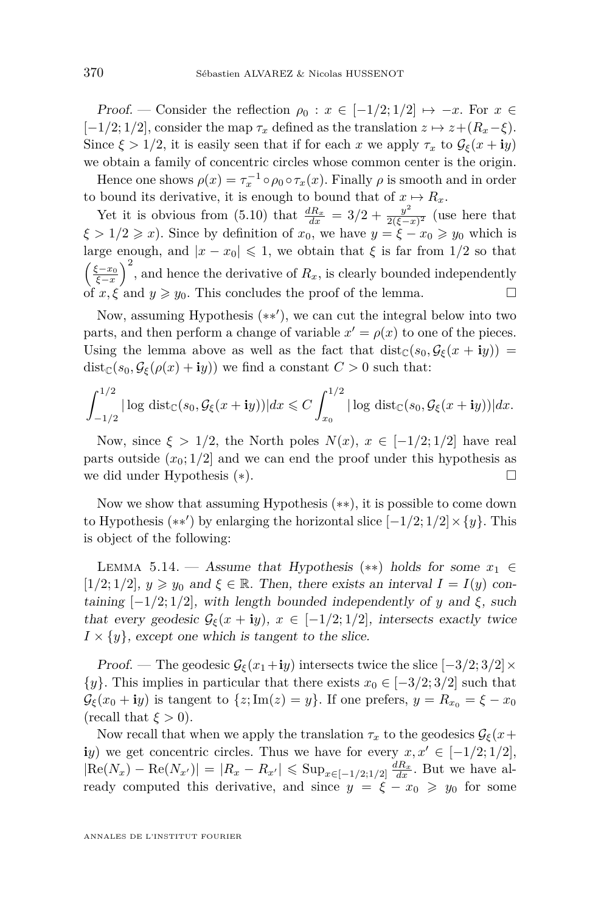*Proof.* — Consider the reflection $\rho_0 : x \in [-1/2;1/2] \mapsto -x$. For $x \in [-1/2;1/2]$, consider the map $\tau_x$ defined as the translation $z \mapsto z+(R_x-\xi)$. Since $\xi > 1/2$, it is easily seen that if for each $x$ we apply $\tau_x$ to $\mathcal{G}_\xi(x+\mathbf{i}y)$ we obtain a family of concentric circles whose common center is the origin.

Hence one shows $\rho(x) = \tau_x^{-1} \circ \rho_0 \circ \tau_x(x)$. Finally $\rho$ is smooth and in order to bound its derivative, it is enough to bound that of $x \mapsto R_x$.

Yet it is obvious from (5.10) that $\frac{dR_x}{dx} = 3/2 + \frac{y^2}{2(\xi-x)^2}$ (use here that $\xi > 1/2 \geqslant x$). Since by definition of $x_0$, we have $y = \xi - x_0 \geqslant y_0$ which is large enough, and $|x - x_0| \leqslant 1$, we obtain that $\xi$ is far from $1/2$ so that $\left(\frac{\xi - x_0}{\xi - x}\right)^2$, and hence the derivative of $R_x$, is clearly bounded independently of $x, \xi$ and $y \geqslant y_0$. This concludes the proof of the lemma. □

Now, assuming Hypothesis $(**')$, we can cut the integral below into two parts, and then perform a change of variable $x' = \rho(x)$ to one of the pieces. Using the lemma above as well as the fact that $\mathrm{dist}_{\mathbb{C}}(s_0, \mathcal{G}_\xi(x+\mathbf{i}y)) = \mathrm{dist}_{\mathbb{C}}(s_0, \mathcal{G}_\xi(\rho(x)+\mathbf{i}y))$ we find a constant $C > 0$ such that:

$$\int_{-1/2}^{1/2} |\log \mathrm{dist}_{\mathbb{C}}(s_0, \mathcal{G}_\xi(x+\mathbf{i}y))|dx \leqslant C \int_{x_0}^{1/2} |\log \mathrm{dist}_{\mathbb{C}}(s_0, \mathcal{G}_\xi(x+\mathbf{i}y))|dx.$$

Now, since $\xi > 1/2$, the North poles $N(x)$, $x \in [-1/2;1/2]$ have real parts outside $(x_0;1/2]$ and we can end the proof under this hypothesis as we did under Hypothesis $(*)$. □

Now we show that assuming Hypothesis $(**)$, it is possible to come down to Hypothesis $(**')$ by enlarging the horizontal slice $[-1/2;1/2] \times \{y\}$. This is object of the following:

Lemma 5.14. — *Assume that Hypothesis* $(**)$ *holds for some* $x_1 \in [1/2;1/2]$, $y \geqslant y_0$ *and* $\xi \in \mathbb{R}$. *Then, there exists an interval* $I = I(y)$ *containing* $[-1/2;1/2]$, *with length bounded independently of* $y$ *and* $\xi$, *such that every geodesic* $\mathcal{G}_\xi(x+\mathbf{i}y)$, $x \in [-1/2;1/2]$, *intersects exactly twice* $I \times \{y\}$, *except one which is tangent to the slice.*

*Proof.* — The geodesic $\mathcal{G}_\xi(x_1+\mathbf{i}y)$ intersects twice the slice $[-3/2;3/2] \times \{y\}$. This implies in particular that there exists $x_0 \in [-3/2;3/2]$ such that $\mathcal{G}_\xi(x_0+\mathbf{i}y)$ is tangent to $\{z; \mathrm{Im}(z) = y\}$. If one prefers, $y = R_{x_0} = \xi - x_0$ (recall that $\xi > 0$).

Now recall that when we apply the translation $\tau_x$ to the geodesics $\mathcal{G}_\xi(x+\mathbf{i}y)$ we get concentric circles. Thus we have for every $x, x' \in [-1/2;1/2]$, $|\mathrm{Re}(N_x) - \mathrm{Re}(N_{x'})| = |R_x - R_{x'}| \leqslant \mathrm{Sup}_{x\in[-1/2;1/2]} \frac{dR_x}{dx}$. But we have already computed this derivative, and since $y = \xi - x_0 \geqslant y_0$ for some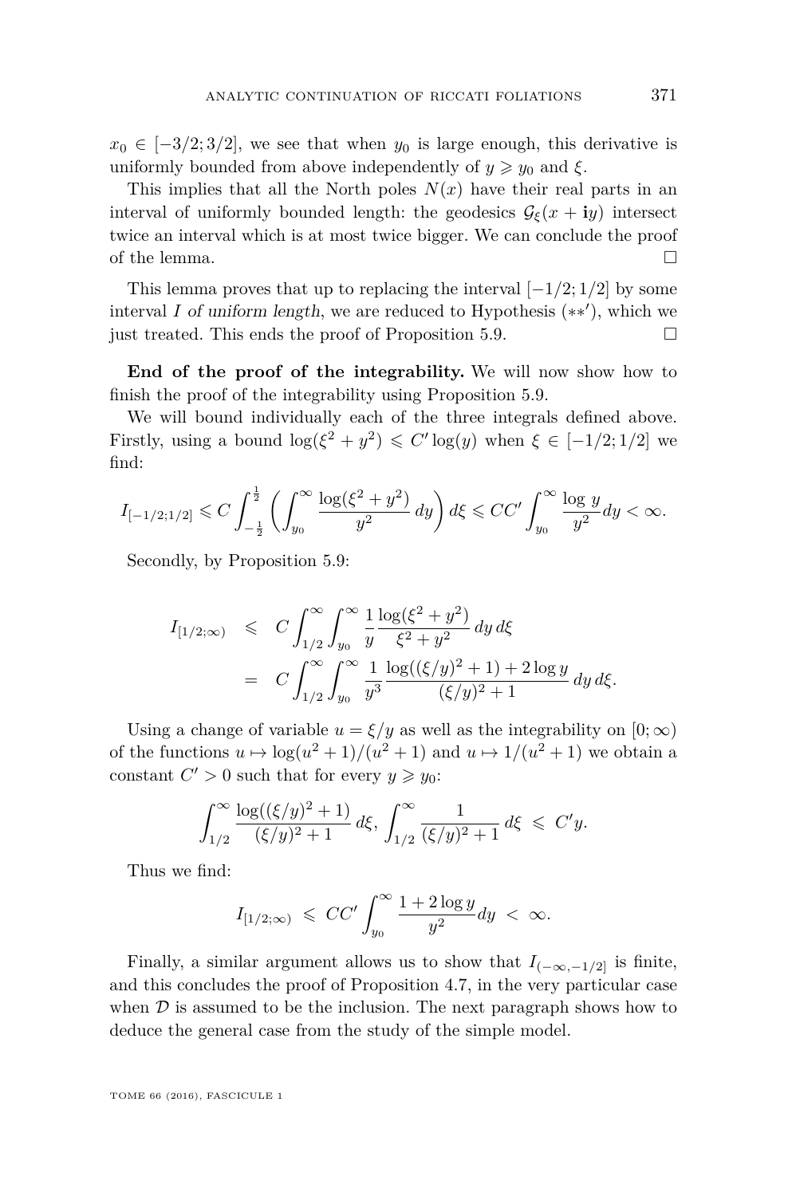$x_0 \in [-3/2; 3/2]$, we see that when $y_0$ is large enough, this derivative is uniformly bounded from above independently of $y \geqslant y_0$ and $\xi$.

This implies that all the North poles $N(x)$ have their real parts in an interval of uniformly bounded length: the geodesics $\mathcal{G}_\xi(x + \mathbf{i}y)$ intersect twice an interval which is at most twice bigger. We can conclude the proof of the lemma. □

This lemma proves that up to replacing the interval $[-1/2; 1/2]$ by some interval $I$ *of uniform length*, we are reduced to Hypothesis $(**')$, which we just treated. This ends the proof of Proposition 5.9. □

**End of the proof of the integrability.** We will now show how to finish the proof of the integrability using Proposition 5.9.

We will bound individually each of the three integrals defined above. Firstly, using a bound $\log(\xi^2 + y^2) \leqslant C' \log(y)$ when $\xi \in [-1/2; 1/2]$ we find:

$$I_{[-1/2;1/2]} \leqslant C \int_{-\frac{1}{2}}^{\frac{1}{2}} \left( \int_{y_0}^{\infty} \frac{\log(\xi^2 + y^2)}{y^2} \, dy \right) d\xi \leqslant CC' \int_{y_0}^{\infty} \frac{\log y}{y^2} dy < \infty.$$

Secondly, by Proposition 5.9:

$$\begin{aligned} I_{[1/2;\infty)} &\leqslant C \int_{1/2}^{\infty} \int_{y_0}^{\infty} \frac{1}{y} \frac{\log(\xi^2 + y^2)}{\xi^2 + y^2} \, dy \, d\xi \\ &= C \int_{1/2}^{\infty} \int_{y_0}^{\infty} \frac{1}{y^3} \frac{\log((\xi/y)^2 + 1) + 2 \log y}{(\xi/y)^2 + 1} \, dy \, d\xi. \end{aligned}$$

Using a change of variable $u = \xi/y$ as well as the integrability on $[0; \infty)$ of the functions $u \mapsto \log(u^2 + 1)/(u^2 + 1)$ and $u \mapsto 1/(u^2 + 1)$ we obtain a constant $C' > 0$ such that for every $y \geqslant y_0$:

$$\int_{1/2}^{\infty} \frac{\log((\xi/y)^2 + 1)}{(\xi/y)^2 + 1} \, d\xi, \int_{1/2}^{\infty} \frac{1}{(\xi/y)^2 + 1} \, d\xi \;\leqslant\; C' y.$$

Thus we find:

$$I_{[1/2;\infty)} \;\leqslant\; CC' \int_{y_0}^{\infty} \frac{1 + 2 \log y}{y^2} dy \;<\; \infty.$$

Finally, a similar argument allows us to show that $I_{(-\infty, -1/2]}$ is finite, and this concludes the proof of Proposition 4.7, in the very particular case when $\mathcal{D}$ is assumed to be the inclusion. The next paragraph shows how to deduce the general case from the study of the simple model.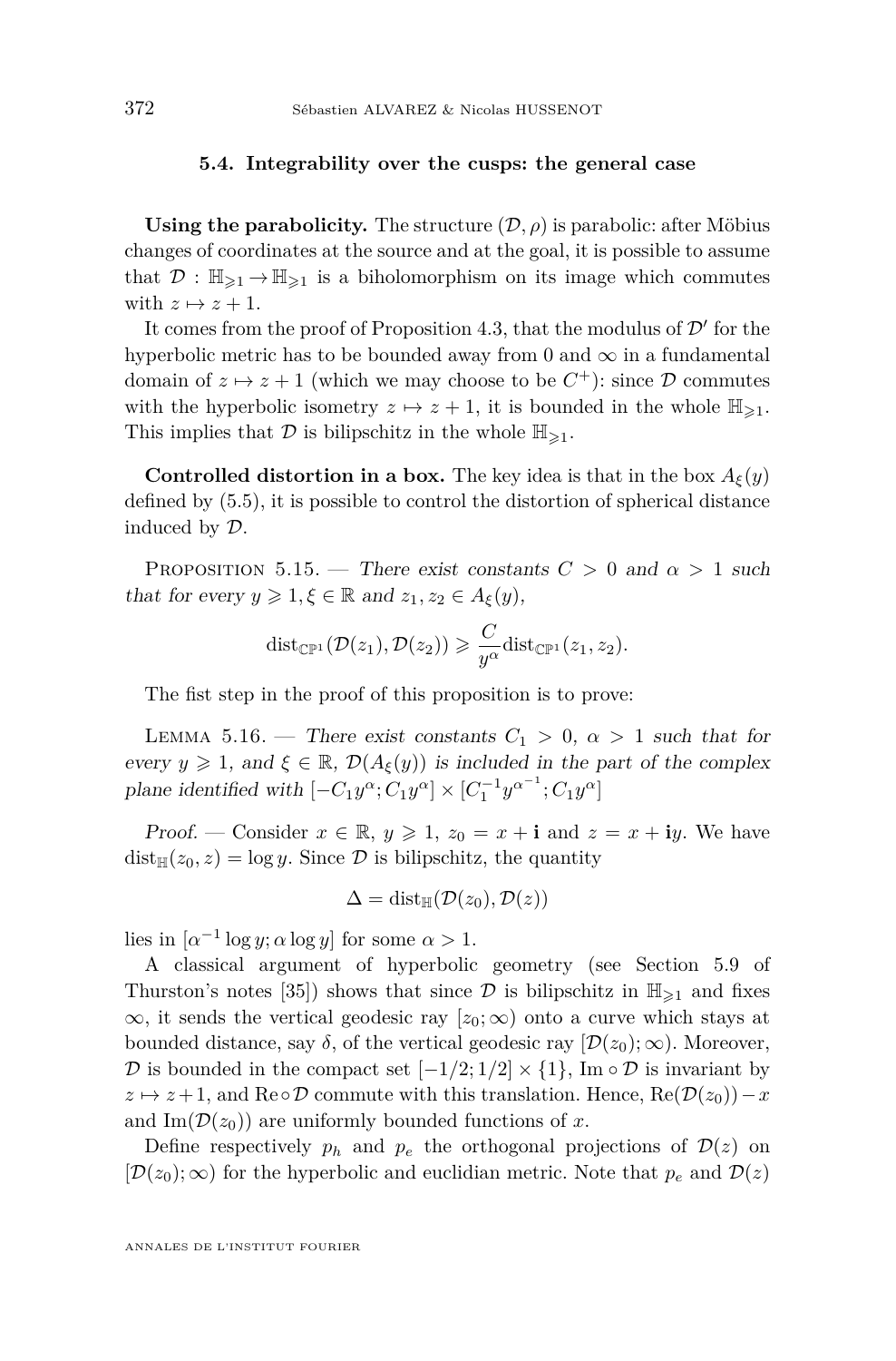### 5.4. Integrability over the cusps: the general case

**Using the parabolicity.** The structure $(\mathcal{D},\rho)$ is parabolic: after Möbius changes of coordinates at the source and at the goal, it is possible to assume that $\mathcal{D}:\mathbb{H}_{\geqslant 1}\to\mathbb{H}_{\geqslant 1}$ is a biholomorphism on its image which commutes with $z\mapsto z+1$.

It comes from the proof of Proposition 4.3, that the modulus of $\mathcal{D}'$ for the hyperbolic metric has to be bounded away from 0 and $\infty$ in a fundamental domain of $z\mapsto z+1$ (which we may choose to be $C^+$): since $\mathcal{D}$ commutes with the hyperbolic isometry $z\mapsto z+1$, it is bounded in the whole $\mathbb{H}_{\geqslant 1}$. This implies that $\mathcal{D}$ is bilipschitz in the whole $\mathbb{H}_{\geqslant 1}$.

**Controlled distortion in a box.** The key idea is that in the box $A_\xi(y)$ defined by (5.5), it is possible to control the distortion of spherical distance induced by $\mathcal{D}$.

Proposition 5.15. — *There exist constants $C>0$ and $\alpha>1$ such that for every $y\geqslant 1,\xi\in\mathbb{R}$ and $z_1,z_2\in A_\xi(y)$,*

$$\mathrm{dist}_{\mathbb{CP}^1}(\mathcal{D}(z_1),\mathcal{D}(z_2))\geqslant \frac{C}{y^\alpha}\mathrm{dist}_{\mathbb{CP}^1}(z_1,z_2).$$

The fist step in the proof of this proposition is to prove:

Lemma 5.16. — *There exist constants $C_1>0$, $\alpha>1$ such that for every $y\geqslant 1$, and $\xi\in\mathbb{R}$, $\mathcal{D}(A_\xi(y))$ is included in the part of the complex plane identified with $[-C_1y^\alpha;C_1y^\alpha]\times[C_1^{-1}y^{\alpha^{-1}};C_1y^\alpha]$*

*Proof.* — Consider $x\in\mathbb{R}$, $y\geqslant 1$, $z_0=x+\mathbf{i}$ and $z=x+\mathbf{i}y$. We have $\mathrm{dist}_{\mathbb{H}}(z_0,z)=\log y$. Since $\mathcal{D}$ is bilipschitz, the quantity

$$\Delta=\mathrm{dist}_{\mathbb{H}}(\mathcal{D}(z_0),\mathcal{D}(z))$$

lies in $[\alpha^{-1}\log y;\alpha\log y]$ for some $\alpha>1$.

A classical argument of hyperbolic geometry (see Section 5.9 of Thurston's notes [35]) shows that since $\mathcal{D}$ is bilipschitz in $\mathbb{H}_{\geqslant 1}$ and fixes $\infty$, it sends the vertical geodesic ray $[z_0;\infty)$ onto a curve which stays at bounded distance, say $\delta$, of the vertical geodesic ray $[\mathcal{D}(z_0);\infty)$. Moreover, $\mathcal{D}$ is bounded in the compact set $[-1/2;1/2]\times\{1\}$, $\mathrm{Im}\circ\mathcal{D}$ is invariant by $z\mapsto z+1$, and $\mathrm{Re}\circ\mathcal{D}$ commute with this translation. Hence, $\mathrm{Re}(\mathcal{D}(z_0))-x$ and $\mathrm{Im}(\mathcal{D}(z_0))$ are uniformly bounded functions of $x$.

Define respectively $p_h$ and $p_e$ the orthogonal projections of $\mathcal{D}(z)$ on $[\mathcal{D}(z_0);\infty)$ for the hyperbolic and euclidian metric. Note that $p_e$ and $\mathcal{D}(z)$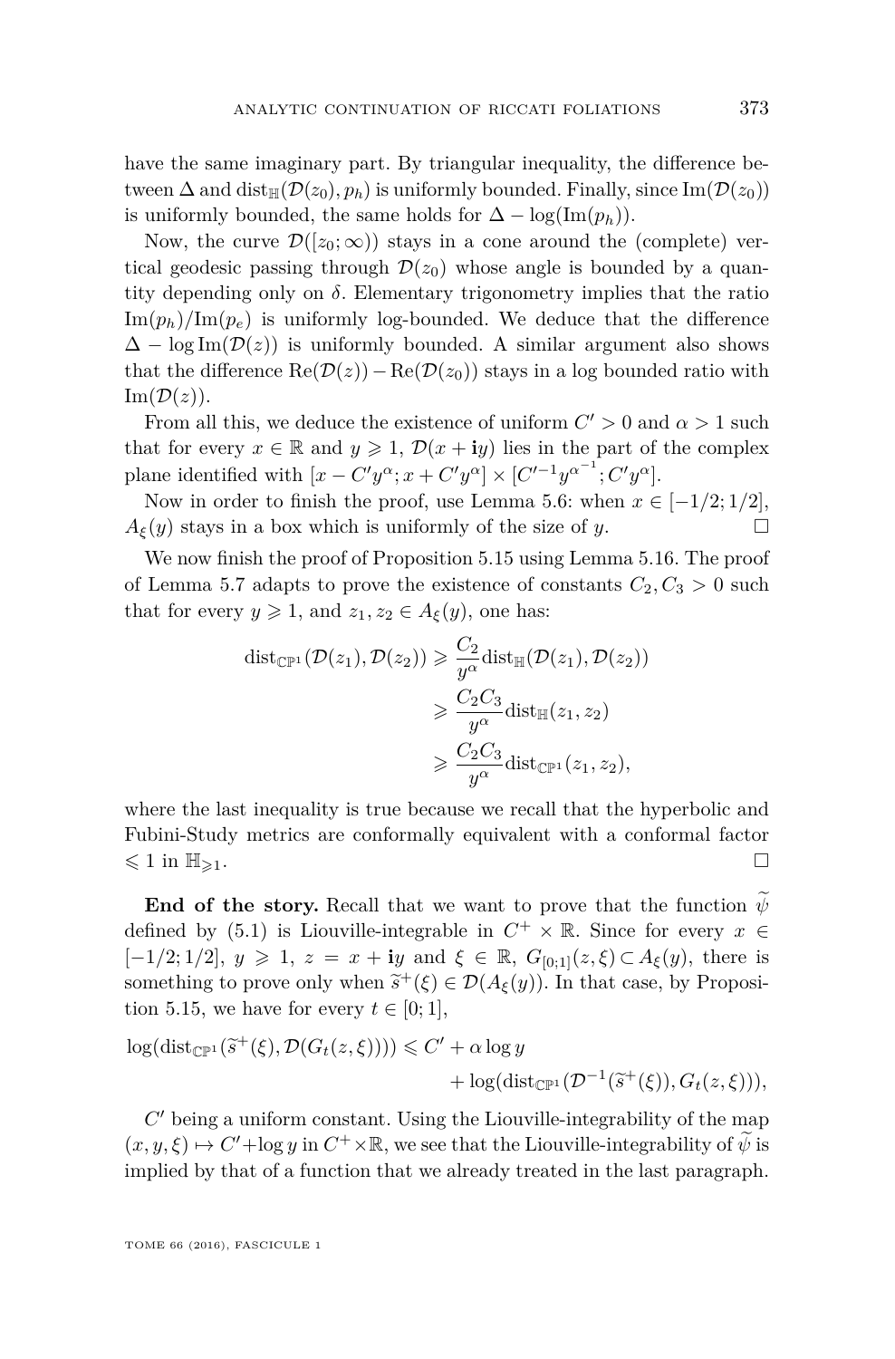have the same imaginary part. By triangular inequality, the difference between $\Delta$ and $\mathrm{dist}_{\mathbb{H}}(\mathcal{D}(z_0), p_h)$ is uniformly bounded. Finally, since $\mathrm{Im}(\mathcal{D}(z_0))$ is uniformly bounded, the same holds for $\Delta - \log(\mathrm{Im}(p_h))$.

Now, the curve $\mathcal{D}([z_0;\infty))$ stays in a cone around the (complete) vertical geodesic passing through $\mathcal{D}(z_0)$ whose angle is bounded by a quantity depending only on $\delta$. Elementary trigonometry implies that the ratio $\mathrm{Im}(p_h)/\mathrm{Im}(p_e)$ is uniformly log-bounded. We deduce that the difference $\Delta - \log \mathrm{Im}(\mathcal{D}(z))$ is uniformly bounded. A similar argument also shows that the difference $\mathrm{Re}(\mathcal{D}(z)) - \mathrm{Re}(\mathcal{D}(z_0))$ stays in a log bounded ratio with $\mathrm{Im}(\mathcal{D}(z))$.

From all this, we deduce the existence of uniform $C' > 0$ and $\alpha > 1$ such that for every $x \in \mathbb{R}$ and $y \geqslant 1$, $\mathcal{D}(x + \mathbf{i}y)$ lies in the part of the complex plane identified with $[x - C'y^\alpha; x + C'y^\alpha] \times [C'^{-1}y^{\alpha^{-1}}; C'y^\alpha]$.

Now in order to finish the proof, use Lemma 5.6: when $x \in [-1/2; 1/2]$, $A_\xi(y)$ stays in a box which is uniformly of the size of $y$. □

We now finish the proof of Proposition 5.15 using Lemma 5.16. The proof of Lemma 5.7 adapts to prove the existence of constants $C_2, C_3 > 0$ such that for every $y \geqslant 1$, and $z_1, z_2 \in A_\xi(y)$, one has:

$$\begin{aligned}
\mathrm{dist}_{\mathbb{CP}^1}(\mathcal{D}(z_1), \mathcal{D}(z_2)) &\geqslant \frac{C_2}{y^\alpha} \mathrm{dist}_{\mathbb{H}}(\mathcal{D}(z_1), \mathcal{D}(z_2)) \\
&\geqslant \frac{C_2 C_3}{y^\alpha} \mathrm{dist}_{\mathbb{H}}(z_1, z_2) \\
&\geqslant \frac{C_2 C_3}{y^\alpha} \mathrm{dist}_{\mathbb{CP}^1}(z_1, z_2),
\end{aligned}$$

where the last inequality is true because we recall that the hyperbolic and Fubini-Study metrics are conformally equivalent with a conformal factor $\leqslant 1$ in $\mathbb{H}_{\geqslant 1}$. □

**End of the story.** Recall that we want to prove that the function $\widetilde{\psi}$ defined by (5.1) is Liouville-integrable in $C^+ \times \mathbb{R}$. Since for every $x \in [-1/2; 1/2]$, $y \geqslant 1$, $z = x + \mathbf{i}y$ and $\xi \in \mathbb{R}$, $G_{[0;1]}(z, \xi) \subset A_\xi(y)$, there is something to prove only when $\widetilde{s}^+(\xi) \in \mathcal{D}(A_\xi(y))$. In that case, by Proposition 5.15, we have for every $t \in [0; 1]$,

$$\begin{aligned}
\log(\mathrm{dist}_{\mathbb{CP}^1}(\widetilde{s}^+(\xi), \mathcal{D}(G_t(z, \xi)))) \leqslant C' &+ \alpha \log y \\
&+ \log(\mathrm{dist}_{\mathbb{CP}^1}(\mathcal{D}^{-1}(\widetilde{s}^+(\xi)), G_t(z, \xi))),
\end{aligned}$$

$C'$ being a uniform constant. Using the Liouville-integrability of the map $(x, y, \xi) \mapsto C' + \log y$ in $C^+ \times \mathbb{R}$, we see that the Liouville-integrability of $\widetilde{\psi}$ is implied by that of a function that we already treated in the last paragraph.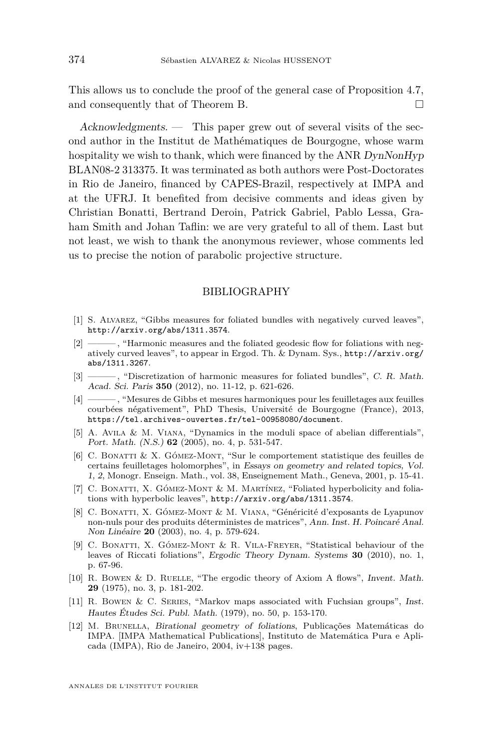This allows us to conclude the proof of the general case of Proposition 4.7, and consequently that of Theorem B. □

*Acknowledgments*. — This paper grew out of several visits of the second author in the Institut de Mathématiques de Bourgogne, whose warm hospitality we wish to thank, which were financed by the ANR *DynNonHyp* BLAN08-2 313375. It was terminated as both authors were Post-Doctorates in Rio de Janeiro, financed by CAPES-Brazil, respectively at IMPA and at the UFRJ. It benefited from decisive comments and ideas given by Christian Bonatti, Bertrand Deroin, Patrick Gabriel, Pablo Lessa, Graham Smith and Johan Taflin: we are very grateful to all of them. Last but not least, we wish to thank the anonymous reviewer, whose comments led us to precise the notion of parabolic projective structure.

## BIBLIOGRAPHY

[1] S. Alvarez, "Gibbs measures for foliated bundles with negatively curved leaves", http://arxiv.org/abs/1311.3574.

[2] ———, "Harmonic measures and the foliated geodesic flow for foliations with negatively curved leaves", to appear in Ergod. Th. & Dynam. Sys., http://arxiv.org/abs/1311.3267.

[3] ———, "Discretization of harmonic measures for foliated bundles", *C. R. Math. Acad. Sci. Paris* **350** (2012), no. 11-12, p. 621-626.

[4] ———, "Mesures de Gibbs et mesures harmoniques pour les feuilletages aux feuilles courbées négativement", PhD Thesis, Université de Bourgogne (France), 2013, https://tel.archives-ouvertes.fr/tel-00958080/document.

[5] A. Avila & M. Viana, "Dynamics in the moduli space of abelian differentials", *Port. Math. (N.S.)* **62** (2005), no. 4, p. 531-547.

[6] C. Bonatti & X. Gómez-Mont, "Sur le comportement statistique des feuilles de certains feuilletages holomorphes", in *Essays on geometry and related topics, Vol. 1, 2*, Monogr. Enseign. Math., vol. 38, Enseignement Math., Geneva, 2001, p. 15-41.

[7] C. Bonatti, X. Gómez-Mont & M. Martínez, "Foliated hyperbolicity and foliations with hyperbolic leaves", http://arxiv.org/abs/1311.3574.

[8] C. Bonatti, X. Gómez-Mont & M. Viana, "Généricité d'exposants de Lyapunov non-nuls pour des produits déterministes de matrices", *Ann. Inst. H. Poincaré Anal. Non Linéaire* **20** (2003), no. 4, p. 579-624.

[9] C. Bonatti, X. Gómez-Mont & R. Vila-Freyer, "Statistical behaviour of the leaves of Riccati foliations", *Ergodic Theory Dynam. Systems* **30** (2010), no. 1, p. 67-96.

[10] R. Bowen & D. Ruelle, "The ergodic theory of Axiom A flows", *Invent. Math.* **29** (1975), no. 3, p. 181-202.

[11] R. Bowen & C. Series, "Markov maps associated with Fuchsian groups", *Inst. Hautes Études Sci. Publ. Math.* (1979), no. 50, p. 153-170.

[12] M. Brunella, *Birational geometry of foliations*, Publicações Matemáticas do IMPA. [IMPA Mathematical Publications], Instituto de Matemática Pura e Aplicada (IMPA), Rio de Janeiro, 2004, iv+138 pages.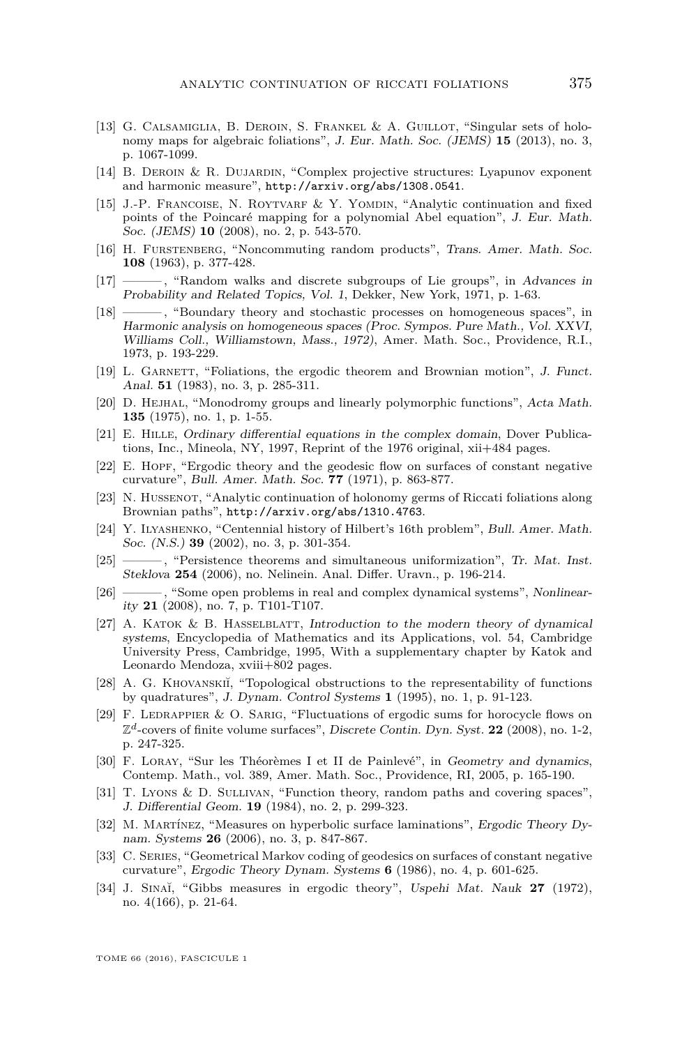[13] G. Calsamiglia, B. Deroin, S. Frankel & A. Guillot, "Singular sets of holonomy maps for algebraic foliations", *J. Eur. Math. Soc. (JEMS)* **15** (2013), no. 3, p. 1067-1099.

[14] B. Deroin & R. Dujardin, "Complex projective structures: Lyapunov exponent and harmonic measure", http://arxiv.org/abs/1308.0541.

[15] J.-P. Francoise, N. Roytvarf & Y. Yomdin, "Analytic continuation and fixed points of the Poincaré mapping for a polynomial Abel equation", *J. Eur. Math. Soc. (JEMS)* **10** (2008), no. 2, p. 543-570.

[16] H. Furstenberg, "Noncommuting random products", *Trans. Amer. Math. Soc.* **108** (1963), p. 377-428.

[17] ———, "Random walks and discrete subgroups of Lie groups", in *Advances in Probability and Related Topics, Vol. 1*, Dekker, New York, 1971, p. 1-63.

[18] ———, "Boundary theory and stochastic processes on homogeneous spaces", in *Harmonic analysis on homogeneous spaces (Proc. Sympos. Pure Math., Vol. XXVI, Williams Coll., Williamstown, Mass., 1972)*, Amer. Math. Soc., Providence, R.I., 1973, p. 193-229.

[19] L. Garnett, "Foliations, the ergodic theorem and Brownian motion", *J. Funct. Anal.* **51** (1983), no. 3, p. 285-311.

[20] D. Hejhal, "Monodromy groups and linearly polymorphic functions", *Acta Math.* **135** (1975), no. 1, p. 1-55.

[21] E. Hille, *Ordinary differential equations in the complex domain*, Dover Publications, Inc., Mineola, NY, 1997, Reprint of the 1976 original, xii+484 pages.

[22] E. Hopf, "Ergodic theory and the geodesic flow on surfaces of constant negative curvature", *Bull. Amer. Math. Soc.* **77** (1971), p. 863-877.

[23] N. Hussenot, "Analytic continuation of holonomy germs of Riccati foliations along Brownian paths", http://arxiv.org/abs/1310.4763.

[24] Y. Ilyashenko, "Centennial history of Hilbert's 16th problem", *Bull. Amer. Math. Soc. (N.S.)* **39** (2002), no. 3, p. 301-354.

[25] ———, "Persistence theorems and simultaneous uniformization", *Tr. Mat. Inst. Steklova* **254** (2006), no. Nelinein. Anal. Differ. Uravn., p. 196-214.

[26] ———, "Some open problems in real and complex dynamical systems", *Nonlinearity* **21** (2008), no. 7, p. T101-T107.

[27] A. Katok & B. Hasselblatt, *Introduction to the modern theory of dynamical systems*, Encyclopedia of Mathematics and its Applications, vol. 54, Cambridge University Press, Cambridge, 1995, With a supplementary chapter by Katok and Leonardo Mendoza, xviii+802 pages.

[28] A. G. Khovanskiĭ, "Topological obstructions to the representability of functions by quadratures", *J. Dynam. Control Systems* **1** (1995), no. 1, p. 91-123.

[29] F. Ledrappier & O. Sarig, "Fluctuations of ergodic sums for horocycle flows on $\mathbb{Z}^d$-covers of finite volume surfaces", *Discrete Contin. Dyn. Syst.* **22** (2008), no. 1-2, p. 247-325.

[30] F. Loray, "Sur les Théorèmes I et II de Painlevé", in *Geometry and dynamics*, Contemp. Math., vol. 389, Amer. Math. Soc., Providence, RI, 2005, p. 165-190.

[31] T. Lyons & D. Sullivan, "Function theory, random paths and covering spaces", *J. Differential Geom.* **19** (1984), no. 2, p. 299-323.

[32] M. Martínez, "Measures on hyperbolic surface laminations", *Ergodic Theory Dynam. Systems* **26** (2006), no. 3, p. 847-867.

[33] C. Series, "Geometrical Markov coding of geodesics on surfaces of constant negative curvature", *Ergodic Theory Dynam. Systems* **6** (1986), no. 4, p. 601-625.

[34] J. Sinaĭ, "Gibbs measures in ergodic theory", *Uspehi Mat. Nauk* **27** (1972), no. 4(166), p. 21-64.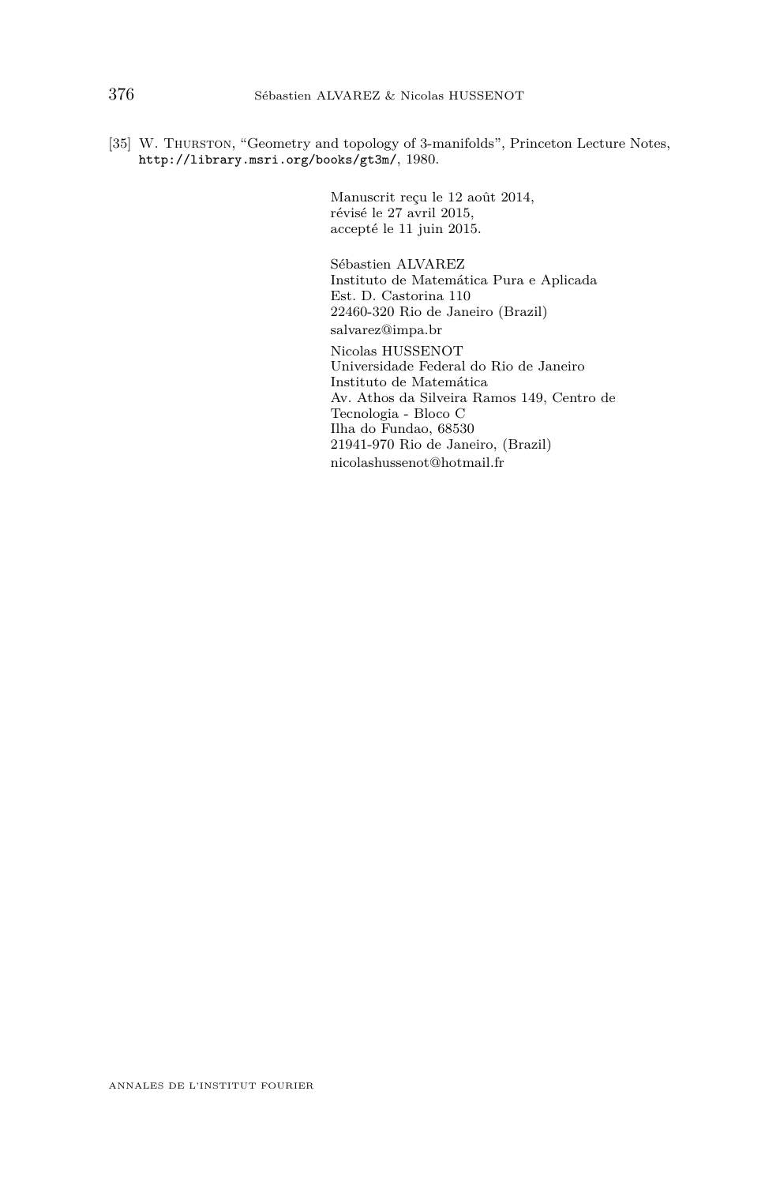[35] W. Thurston, "Geometry and topology of 3-manifolds", Princeton Lecture Notes, http://library.msri.org/books/gt3m/, 1980.

Manuscrit reçu le 12 août 2014,
révisé le 27 avril 2015,
accepté le 11 juin 2015.

Sébastien ALVAREZ
Instituto de Matemática Pura e Aplicada
Est. D. Castorina 110
22460-320 Rio de Janeiro (Brazil)
salvarez@impa.br

Nicolas HUSSENOT
Universidade Federal do Rio de Janeiro
Instituto de Matemática
Av. Athos da Silveira Ramos 149, Centro de Tecnologia - Bloco C
Ilha do Fundao, 68530
21941-970 Rio de Janeiro, (Brazil)
nicolashussenot@hotmail.fr